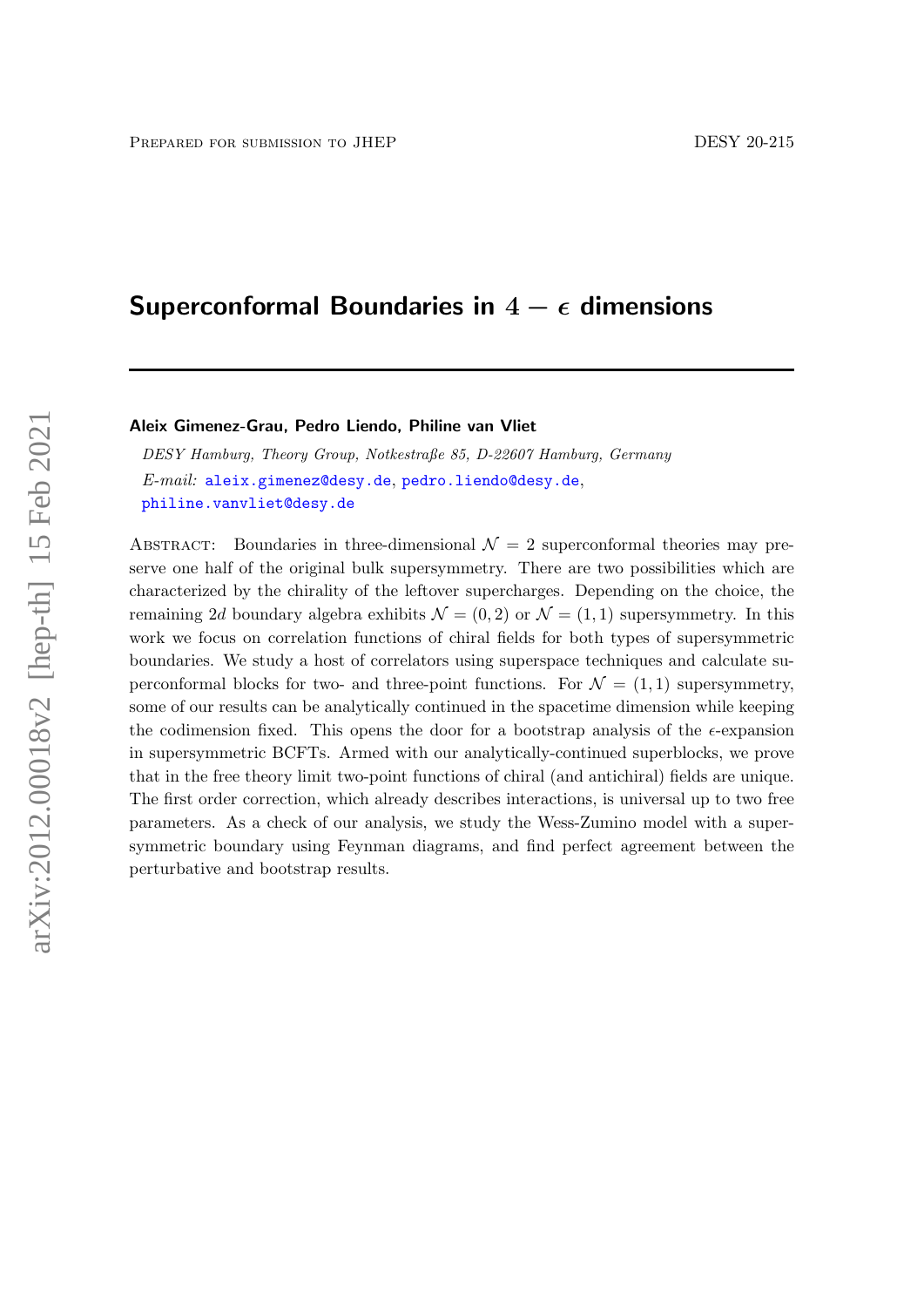Prepared for submission to JHEP DESY 20-215

# Superconformal Boundaries in $4 - \epsilon$ dimensions

**Aleix Gimenez-Grau, Pedro Liendo, Philine van Vliet**

*DESY Hamburg, Theory Group, Notkestraße 85, D-22607 Hamburg, Germany*

*E-mail:* aleix.gimenez@desy.de, pedro.liendo@desy.de, philine.vanvliet@desy.de

Abstract: Boundaries in three-dimensional $\mathcal{N} = 2$ superconformal theories may preserve one half of the original bulk supersymmetry. There are two possibilities which are characterized by the chirality of the leftover supercharges. Depending on the choice, the remaining $2d$ boundary algebra exhibits $\mathcal{N} = (0, 2)$ or $\mathcal{N} = (1, 1)$ supersymmetry. In this work we focus on correlation functions of chiral fields for both types of supersymmetric boundaries. We study a host of correlators using superspace techniques and calculate superconformal blocks for two- and three-point functions. For $\mathcal{N} = (1, 1)$ supersymmetry, some of our results can be analytically continued in the spacetime dimension while keeping the codimension fixed. This opens the door for a bootstrap analysis of the $\epsilon$-expansion in supersymmetric BCFTs. Armed with our analytically-continued superblocks, we prove that in the free theory limit two-point functions of chiral (and antichiral) fields are unique. The first order correction, which already describes interactions, is universal up to two free parameters. As a check of our analysis, we study the Wess-Zumino model with a supersymmetric boundary using Feynman diagrams, and find perfect agreement between the perturbative and bootstrap results.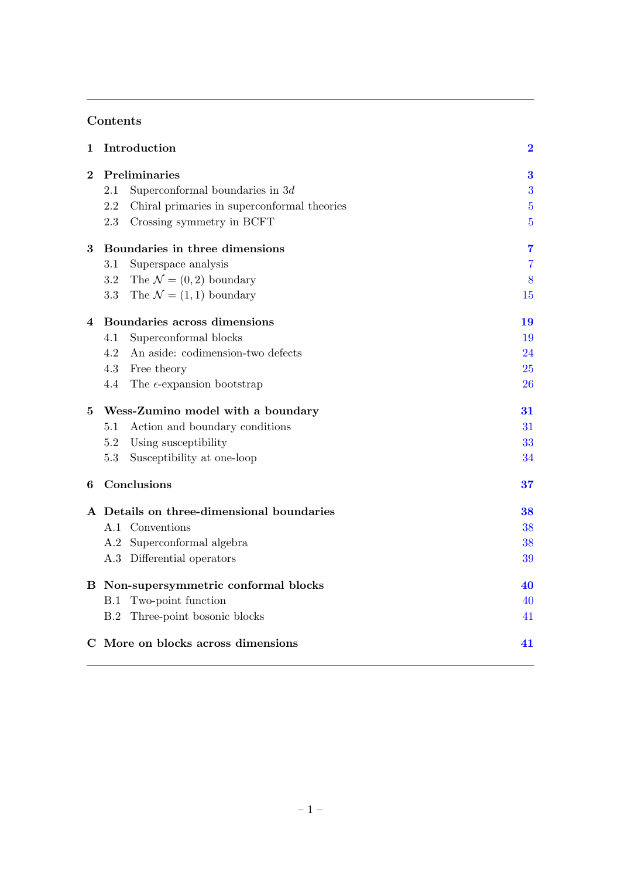## Contents

| | | |
|---|---|---|
| **1** | **Introduction** | **2** |
| **2** | **Preliminaries** | **3** |
| | 2.1 Superconformal boundaries in $3d$ | 3 |
| | 2.2 Chiral primaries in superconformal theories | 5 |
| | 2.3 Crossing symmetry in BCFT | 5 |
| **3** | **Boundaries in three dimensions** | **7** |
| | 3.1 Superspace analysis | 7 |
| | 3.2 The $\mathcal{N} = (0, 2)$ boundary | 8 |
| | 3.3 The $\mathcal{N} = (1, 1)$ boundary | 15 |
| **4** | **Boundaries across dimensions** | **19** |
| | 4.1 Superconformal blocks | 19 |
| | 4.2 An aside: codimension-two defects | 24 |
| | 4.3 Free theory | 25 |
| | 4.4 The $\epsilon$-expansion bootstrap | 26 |
| **5** | **Wess-Zumino model with a boundary** | **31** |
| | 5.1 Action and boundary conditions | 31 |
| | 5.2 Using susceptibility | 33 |
| | 5.3 Susceptibility at one-loop | 34 |
| **6** | **Conclusions** | **37** |
| **A** | **Details on three-dimensional boundaries** | **38** |
| | A.1 Conventions | 38 |
| | A.2 Superconformal algebra | 38 |
| | A.3 Differential operators | 39 |
| **B** | **Non-supersymmetric conformal blocks** | **40** |
| | B.1 Two-point function | 40 |
| | B.2 Three-point bosonic blocks | 41 |
| **C** | **More on blocks across dimensions** | **41** |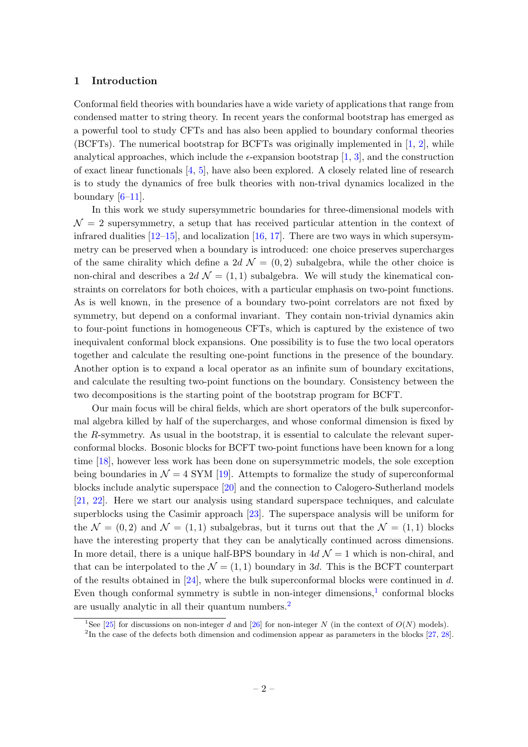## 1 Introduction

Conformal field theories with boundaries have a wide variety of applications that range from condensed matter to string theory. In recent years the conformal bootstrap has emerged as a powerful tool to study CFTs and has also been applied to boundary conformal theories (BCFTs). The numerical bootstrap for BCFTs was originally implemented in [1, 2], while analytical approaches, which include the $\epsilon$-expansion bootstrap [1, 3], and the construction of exact linear functionals [4, 5], have also been explored. A closely related line of research is to study the dynamics of free bulk theories with non-trival dynamics localized in the boundary [6–11].

In this work we study supersymmetric boundaries for three-dimensional models with $\mathcal{N} = 2$ supersymmetry, a setup that has received particular attention in the context of infrared dualities [12–15], and localization [16, 17]. There are two ways in which supersymmetry can be preserved when a boundary is introduced: one choice preserves supercharges of the same chirality which define a $2d$ $\mathcal{N} = (0, 2)$ subalgebra, while the other choice is non-chiral and describes a $2d$ $\mathcal{N} = (1, 1)$ subalgebra. We will study the kinematical constraints on correlators for both choices, with a particular emphasis on two-point functions. As is well known, in the presence of a boundary two-point correlators are not fixed by symmetry, but depend on a conformal invariant. They contain non-trivial dynamics akin to four-point functions in homogeneous CFTs, which is captured by the existence of two inequivalent conformal block expansions. One possibility is to fuse the two local operators together and calculate the resulting one-point functions in the presence of the boundary. Another option is to expand a local operator as an infinite sum of boundary excitations, and calculate the resulting two-point functions on the boundary. Consistency between the two decompositions is the starting point of the bootstrap program for BCFT.

Our main focus will be chiral fields, which are short operators of the bulk superconformal algebra killed by half of the supercharges, and whose conformal dimension is fixed by the $R$-symmetry. As usual in the bootstrap, it is essential to calculate the relevant superconformal blocks. Bosonic blocks for BCFT two-point functions have been known for a long time [18], however less work has been done on supersymmetric models, the sole exception being boundaries in $\mathcal{N} = 4$ SYM [19]. Attempts to formalize the study of superconformal blocks include analytic superspace [20] and the connection to Calogero-Sutherland models [21, 22]. Here we start our analysis using standard superspace techniques, and calculate superblocks using the Casimir approach [23]. The superspace analysis will be uniform for the $\mathcal{N} = (0, 2)$ and $\mathcal{N} = (1, 1)$ subalgebras, but it turns out that the $\mathcal{N} = (1, 1)$ blocks have the interesting property that they can be analytically continued across dimensions. In more detail, there is a unique half-BPS boundary in $4d$ $\mathcal{N} = 1$ which is non-chiral, and that can be interpolated to the $\mathcal{N} = (1, 1)$ boundary in $3d$. This is the BCFT counterpart of the results obtained in [24], where the bulk superconformal blocks were continued in $d$. Even though conformal symmetry is subtle in non-integer dimensions,[1] conformal blocks are usually analytic in all their quantum numbers.[2]

[1] See [25] for discussions on non-integer $d$ and [26] for non-integer $N$ (in the context of $O(N)$ models).

[2] In the case of the defects both dimension and codimension appear as parameters in the blocks [27, 28].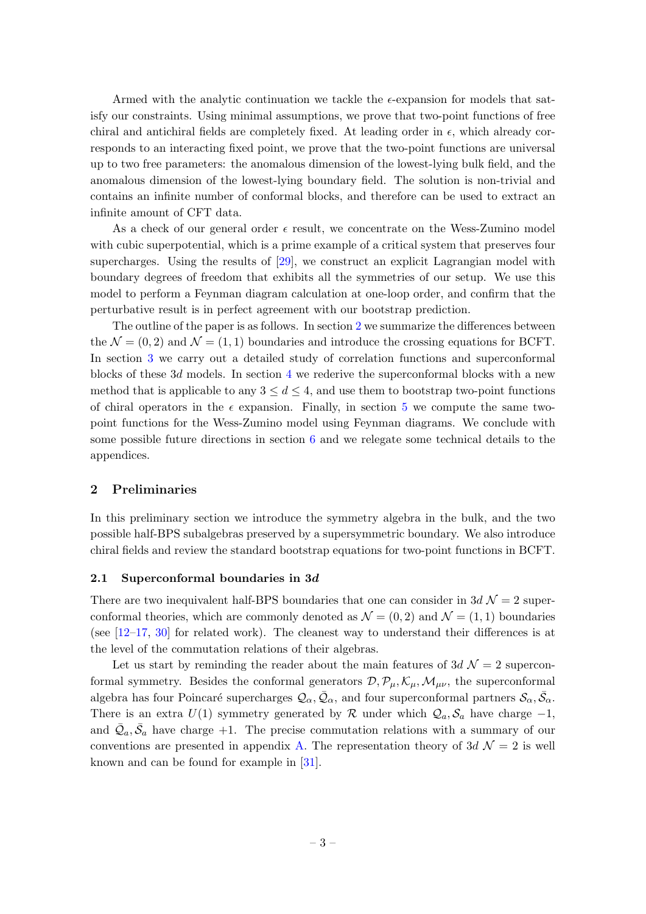Armed with the analytic continuation we tackle the $\epsilon$-expansion for models that satisfy our constraints. Using minimal assumptions, we prove that two-point functions of free chiral and antichiral fields are completely fixed. At leading order in $\epsilon$, which already corresponds to an interacting fixed point, we prove that the two-point functions are universal up to two free parameters: the anomalous dimension of the lowest-lying bulk field, and the anomalous dimension of the lowest-lying boundary field. The solution is non-trivial and contains an infinite number of conformal blocks, and therefore can be used to extract an infinite amount of CFT data.

As a check of our general order $\epsilon$ result, we concentrate on the Wess-Zumino model with cubic superpotential, which is a prime example of a critical system that preserves four supercharges. Using the results of [29], we construct an explicit Lagrangian model with boundary degrees of freedom that exhibits all the symmetries of our setup. We use this model to perform a Feynman diagram calculation at one-loop order, and confirm that the perturbative result is in perfect agreement with our bootstrap prediction.

The outline of the paper is as follows. In section 2 we summarize the differences between the $\mathcal{N} = (0, 2)$ and $\mathcal{N} = (1, 1)$ boundaries and introduce the crossing equations for BCFT. In section 3 we carry out a detailed study of correlation functions and superconformal blocks of these $3d$ models. In section 4 we rederive the superconformal blocks with a new method that is applicable to any $3 \leq d \leq 4$, and use them to bootstrap two-point functions of chiral operators in the $\epsilon$ expansion. Finally, in section 5 we compute the same two-point functions for the Wess-Zumino model using Feynman diagrams. We conclude with some possible future directions in section 6 and we relegate some technical details to the appendices.

## 2 Preliminaries

In this preliminary section we introduce the symmetry algebra in the bulk, and the two possible half-BPS subalgebras preserved by a supersymmetric boundary. We also introduce chiral fields and review the standard bootstrap equations for two-point functions in BCFT.

### 2.1 Superconformal boundaries in 3*d*

There are two inequivalent half-BPS boundaries that one can consider in $3d$ $\mathcal{N} = 2$ superconformal theories, which are commonly denoted as $\mathcal{N} = (0, 2)$ and $\mathcal{N} = (1, 1)$ boundaries (see [12–17, 30] for related work). The cleanest way to understand their differences is at the level of the commutation relations of their algebras.

Let us start by reminding the reader about the main features of $3d$ $\mathcal{N} = 2$ superconformal symmetry. Besides the conformal generators $\mathcal{D}, \mathcal{P}_\mu, \mathcal{K}_\mu, \mathcal{M}_{\mu\nu}$, the superconformal algebra has four Poincaré supercharges $\mathcal{Q}_\alpha, \bar{\mathcal{Q}}_\alpha$, and four superconformal partners $\mathcal{S}_\alpha, \bar{\mathcal{S}}_\alpha$. There is an extra $U(1)$ symmetry generated by $\mathcal{R}$ under which $\mathcal{Q}_a, \mathcal{S}_a$ have charge $-1$, and $\bar{\mathcal{Q}}_a, \bar{\mathcal{S}}_a$ have charge $+1$. The precise commutation relations with a summary of our conventions are presented in appendix A. The representation theory of $3d$ $\mathcal{N} = 2$ is well known and can be found for example in [31].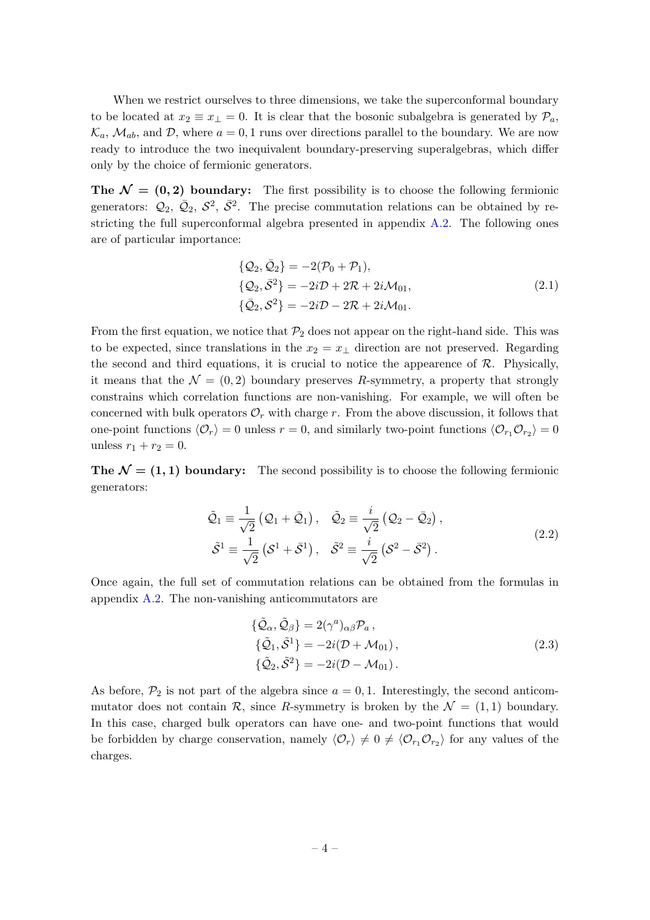When we restrict ourselves to three dimensions, we take the superconformal boundary to be located at $x_2 \equiv x_\perp = 0$. It is clear that the bosonic subalgebra is generated by $\mathcal{P}_a$, $\mathcal{K}_a$, $\mathcal{M}_{ab}$, and $\mathcal{D}$, where $a = 0, 1$ runs over directions parallel to the boundary. We are now ready to introduce the two inequivalent boundary-preserving superalgebras, which differ only by the choice of fermionic generators.

**The $\mathcal{N} = (0,2)$ boundary:** The first possibility is to choose the following fermionic generators: $\mathcal{Q}_2$, $\bar{\mathcal{Q}}_2$, $\mathcal{S}^2$, $\bar{\mathcal{S}}^2$. The precise commutation relations can be obtained by restricting the full superconformal algebra presented in appendix A.2. The following ones are of particular importance:

$$
\begin{aligned}
\{\mathcal{Q}_2, \bar{\mathcal{Q}}_2\} &= -2(\mathcal{P}_0 + \mathcal{P}_1), \\
\{\mathcal{Q}_2, \bar{\mathcal{S}}^2\} &= -2i\mathcal{D} + 2\mathcal{R} + 2i\mathcal{M}_{01}, \\
\{\bar{\mathcal{Q}}_2, \mathcal{S}^2\} &= -2i\mathcal{D} - 2\mathcal{R} + 2i\mathcal{M}_{01}.
\end{aligned} \tag{2.1}
$$

From the first equation, we notice that $\mathcal{P}_2$ does not appear on the right-hand side. This was to be expected, since translations in the $x_2 = x_\perp$ direction are not preserved. Regarding the second and third equations, it is crucial to notice the appearence of $\mathcal{R}$. Physically, it means that the $\mathcal{N} = (0,2)$ boundary preserves $R$-symmetry, a property that strongly constrains which correlation functions are non-vanishing. For example, we will often be concerned with bulk operators $\mathcal{O}_r$ with charge $r$. From the above discussion, it follows that one-point functions $\langle \mathcal{O}_r \rangle = 0$ unless $r = 0$, and similarly two-point functions $\langle \mathcal{O}_{r_1} \mathcal{O}_{r_2} \rangle = 0$ unless $r_1 + r_2 = 0$.

**The $\mathcal{N} = (1,1)$ boundary:** The second possibility is to choose the following fermionic generators:

$$
\begin{aligned}
\tilde{\mathcal{Q}}_1 &\equiv \frac{1}{\sqrt{2}}\left(\mathcal{Q}_1 + \bar{\mathcal{Q}}_1\right), \quad \tilde{\mathcal{Q}}_2 \equiv \frac{i}{\sqrt{2}}\left(\mathcal{Q}_2 - \bar{\mathcal{Q}}_2\right), \\
\tilde{\mathcal{S}}^1 &\equiv \frac{1}{\sqrt{2}}\left(\mathcal{S}^1 + \bar{\mathcal{S}}^1\right), \quad \tilde{\mathcal{S}}^2 \equiv \frac{i}{\sqrt{2}}\left(\mathcal{S}^2 - \bar{\mathcal{S}}^2\right).
\end{aligned} \tag{2.2}
$$

Once again, the full set of commutation relations can be obtained from the formulas in appendix A.2. The non-vanishing anticommutators are

$$
\begin{aligned}
\{\tilde{\mathcal{Q}}_\alpha, \tilde{\mathcal{Q}}_\beta\} &= 2(\gamma^a)_{\alpha\beta}\mathcal{P}_a\,, \\
\{\tilde{\mathcal{Q}}_1, \tilde{\mathcal{S}}^1\} &= -2i(\mathcal{D} + \mathcal{M}_{01})\,, \\
\{\tilde{\mathcal{Q}}_2, \tilde{\mathcal{S}}^2\} &= -2i(\mathcal{D} - \mathcal{M}_{01})\,.
\end{aligned} \tag{2.3}
$$

As before, $\mathcal{P}_2$ is not part of the algebra since $a = 0, 1$. Interestingly, the second anticommutator does not contain $\mathcal{R}$, since $R$-symmetry is broken by the $\mathcal{N} = (1,1)$ boundary. In this case, charged bulk operators can have one- and two-point functions that would be forbidden by charge conservation, namely $\langle \mathcal{O}_r \rangle \neq 0 \neq \langle \mathcal{O}_{r_1} \mathcal{O}_{r_2} \rangle$ for any values of the charges.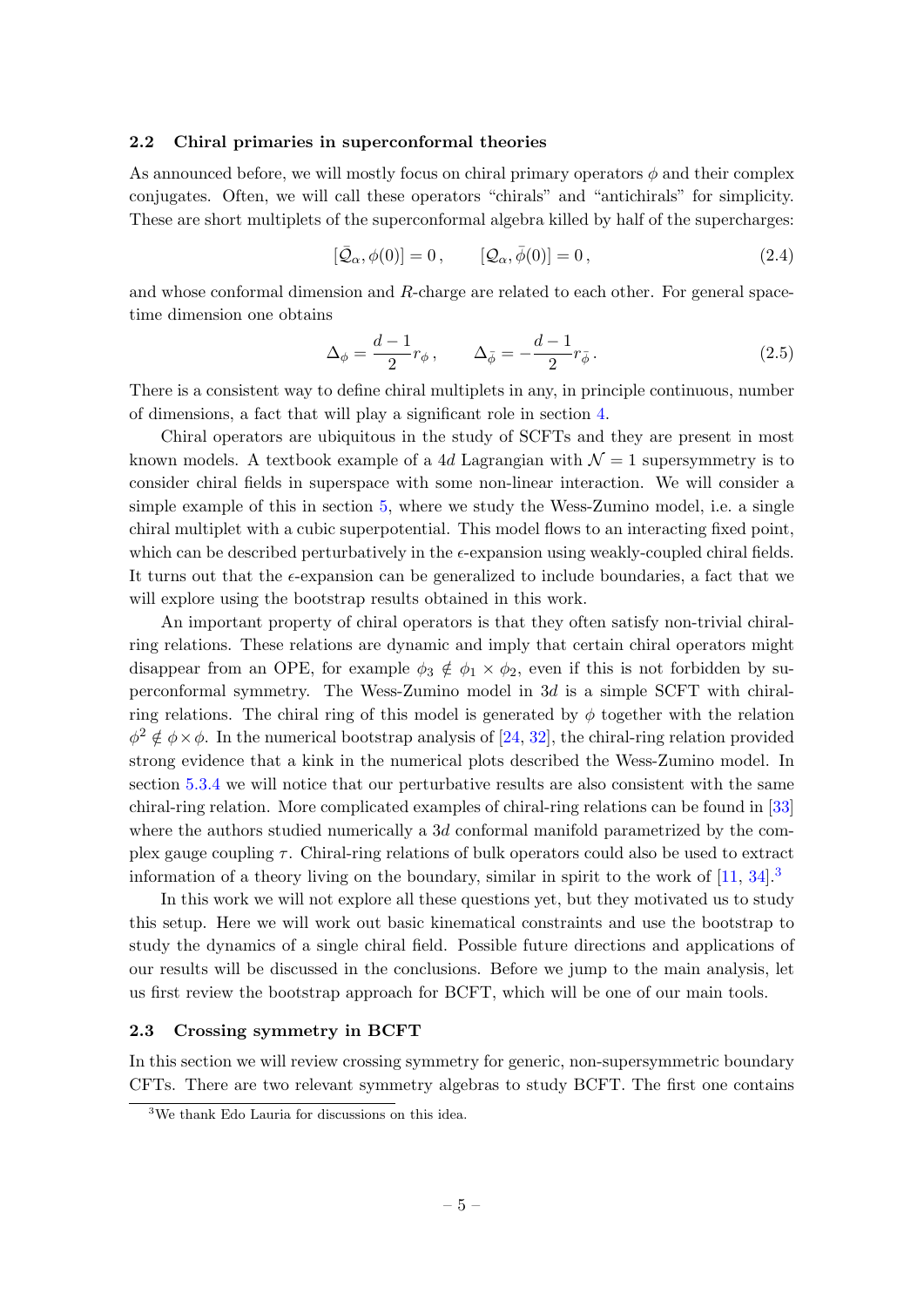### 2.2 Chiral primaries in superconformal theories

As announced before, we will mostly focus on chiral primary operators $\phi$ and their complex conjugates. Often, we will call these operators "chirals" and "antichirals" for simplicity. These are short multiplets of the superconformal algebra killed by half of the supercharges:

$$[\bar{\mathcal{Q}}_\alpha, \phi(0)] = 0\,, \qquad [\mathcal{Q}_\alpha, \bar{\phi}(0)] = 0\,, \tag{2.4}$$

and whose conformal dimension and $R$-charge are related to each other. For general spacetime dimension one obtains

$$\Delta_\phi = \frac{d-1}{2} r_\phi\,, \qquad \Delta_{\bar{\phi}} = -\frac{d-1}{2} r_{\bar{\phi}}\,. \tag{2.5}$$

There is a consistent way to define chiral multiplets in any, in principle continuous, number of dimensions, a fact that will play a significant role in section 4.

Chiral operators are ubiquitous in the study of SCFTs and they are present in most known models. A textbook example of a $4d$ Lagrangian with $\mathcal{N} = 1$ supersymmetry is to consider chiral fields in superspace with some non-linear interaction. We will consider a simple example of this in section 5, where we study the Wess-Zumino model, i.e. a single chiral multiplet with a cubic superpotential. This model flows to an interacting fixed point, which can be described perturbatively in the $\epsilon$-expansion using weakly-coupled chiral fields. It turns out that the $\epsilon$-expansion can be generalized to include boundaries, a fact that we will explore using the bootstrap results obtained in this work.

An important property of chiral operators is that they often satisfy non-trivial chiral-ring relations. These relations are dynamic and imply that certain chiral operators might disappear from an OPE, for example $\phi_3 \notin \phi_1 \times \phi_2$, even if this is not forbidden by superconformal symmetry. The Wess-Zumino model in $3d$ is a simple SCFT with chiral-ring relations. The chiral ring of this model is generated by $\phi$ together with the relation $\phi^2 \notin \phi \times \phi$. In the numerical bootstrap analysis of [24, 32], the chiral-ring relation provided strong evidence that a kink in the numerical plots described the Wess-Zumino model. In section 5.3.4 we will notice that our perturbative results are also consistent with the same chiral-ring relation. More complicated examples of chiral-ring relations can be found in [33] where the authors studied numerically a $3d$ conformal manifold parametrized by the complex gauge coupling $\tau$. Chiral-ring relations of bulk operators could also be used to extract information of a theory living on the boundary, similar in spirit to the work of [11, 34].[3]

In this work we will not explore all these questions yet, but they motivated us to study this setup. Here we will work out basic kinematical constraints and use the bootstrap to study the dynamics of a single chiral field. Possible future directions and applications of our results will be discussed in the conclusions. Before we jump to the main analysis, let us first review the bootstrap approach for BCFT, which will be one of our main tools.

### 2.3 Crossing symmetry in BCFT

In this section we will review crossing symmetry for generic, non-supersymmetric boundary CFTs. There are two relevant symmetry algebras to study BCFT. The first one contains

[3] We thank Edo Lauria for discussions on this idea.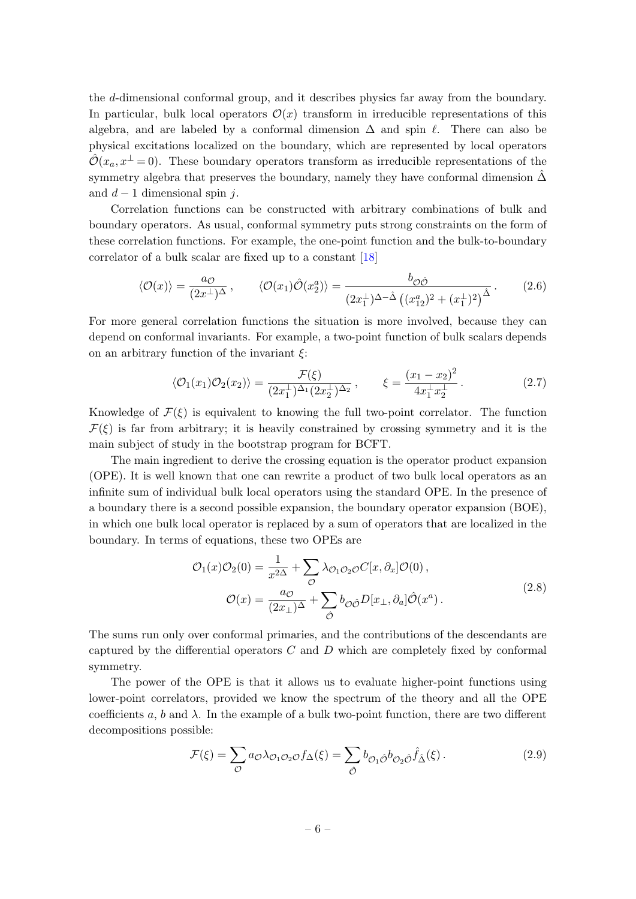the $d$-dimensional conformal group, and it describes physics far away from the boundary. In particular, bulk local operators $\mathcal{O}(x)$ transform in irreducible representations of this algebra, and are labeled by a conformal dimension $\Delta$ and spin $\ell$. There can also be physical excitations localized on the boundary, which are represented by local operators $\hat{\mathcal{O}}(x_a, x^\perp = 0)$. These boundary operators transform as irreducible representations of the symmetry algebra that preserves the boundary, namely they have conformal dimension $\hat{\Delta}$ and $d-1$ dimensional spin $j$.

Correlation functions can be constructed with arbitrary combinations of bulk and boundary operators. As usual, conformal symmetry puts strong constraints on the form of these correlation functions. For example, the one-point function and the bulk-to-boundary correlator of a bulk scalar are fixed up to a constant [18]

$$\langle \mathcal{O}(x) \rangle = \frac{a_{\mathcal{O}}}{(2x^\perp)^\Delta}\,, \qquad \langle \mathcal{O}(x_1)\hat{\mathcal{O}}(x_2^a) \rangle = \frac{b_{\mathcal{O}\hat{\mathcal{O}}}}{(2x_1^\perp)^{\Delta-\hat{\Delta}}\left((x_{12}^a)^2 + (x_1^\perp)^2\right)^{\hat{\Delta}}}\,. \tag{2.6}$$

For more general correlation functions the situation is more involved, because they can depend on conformal invariants. For example, a two-point function of bulk scalars depends on an arbitrary function of the invariant $\xi$:

$$\langle \mathcal{O}_1(x_1)\mathcal{O}_2(x_2) \rangle = \frac{\mathcal{F}(\xi)}{(2x_1^\perp)^{\Delta_1}(2x_2^\perp)^{\Delta_2}}\,, \qquad \xi = \frac{(x_1-x_2)^2}{4x_1^\perp x_2^\perp}\,. \tag{2.7}$$

Knowledge of $\mathcal{F}(\xi)$ is equivalent to knowing the full two-point correlator. The function $\mathcal{F}(\xi)$ is far from arbitrary; it is heavily constrained by crossing symmetry and it is the main subject of study in the bootstrap program for BCFT.

The main ingredient to derive the crossing equation is the operator product expansion (OPE). It is well known that one can rewrite a product of two bulk local operators as an infinite sum of individual bulk local operators using the standard OPE. In the presence of a boundary there is a second possible expansion, the boundary operator expansion (BOE), in which one bulk local operator is replaced by a sum of operators that are localized in the boundary. In terms of equations, these two OPEs are

$$\begin{aligned}
\mathcal{O}_1(x)\mathcal{O}_2(0) &= \frac{1}{x^{2\Delta}} + \sum_{\mathcal{O}} \lambda_{\mathcal{O}_1\mathcal{O}_2\mathcal{O}} C[x, \partial_x]\mathcal{O}(0)\,, \\
\mathcal{O}(x) &= \frac{a_{\mathcal{O}}}{(2x_\perp)^\Delta} + \sum_{\hat{\mathcal{O}}} b_{\mathcal{O}\hat{\mathcal{O}}} D[x_\perp, \partial_a]\hat{\mathcal{O}}(x^a)\,.
\end{aligned} \tag{2.8}$$

The sums run only over conformal primaries, and the contributions of the descendants are captured by the differential operators $C$ and $D$ which are completely fixed by conformal symmetry.

The power of the OPE is that it allows us to evaluate higher-point functions using lower-point correlators, provided we know the spectrum of the theory and all the OPE coefficients $a$, $b$ and $\lambda$. In the example of a bulk two-point function, there are two different decompositions possible:

$$\mathcal{F}(\xi) = \sum_{\mathcal{O}} a_{\mathcal{O}}\lambda_{\mathcal{O}_1\mathcal{O}_2\mathcal{O}} f_\Delta(\xi) = \sum_{\hat{\mathcal{O}}} b_{\mathcal{O}_1\hat{\mathcal{O}}} b_{\mathcal{O}_2\hat{\mathcal{O}}} \hat{f}_{\hat{\Delta}}(\xi)\,. \tag{2.9}$$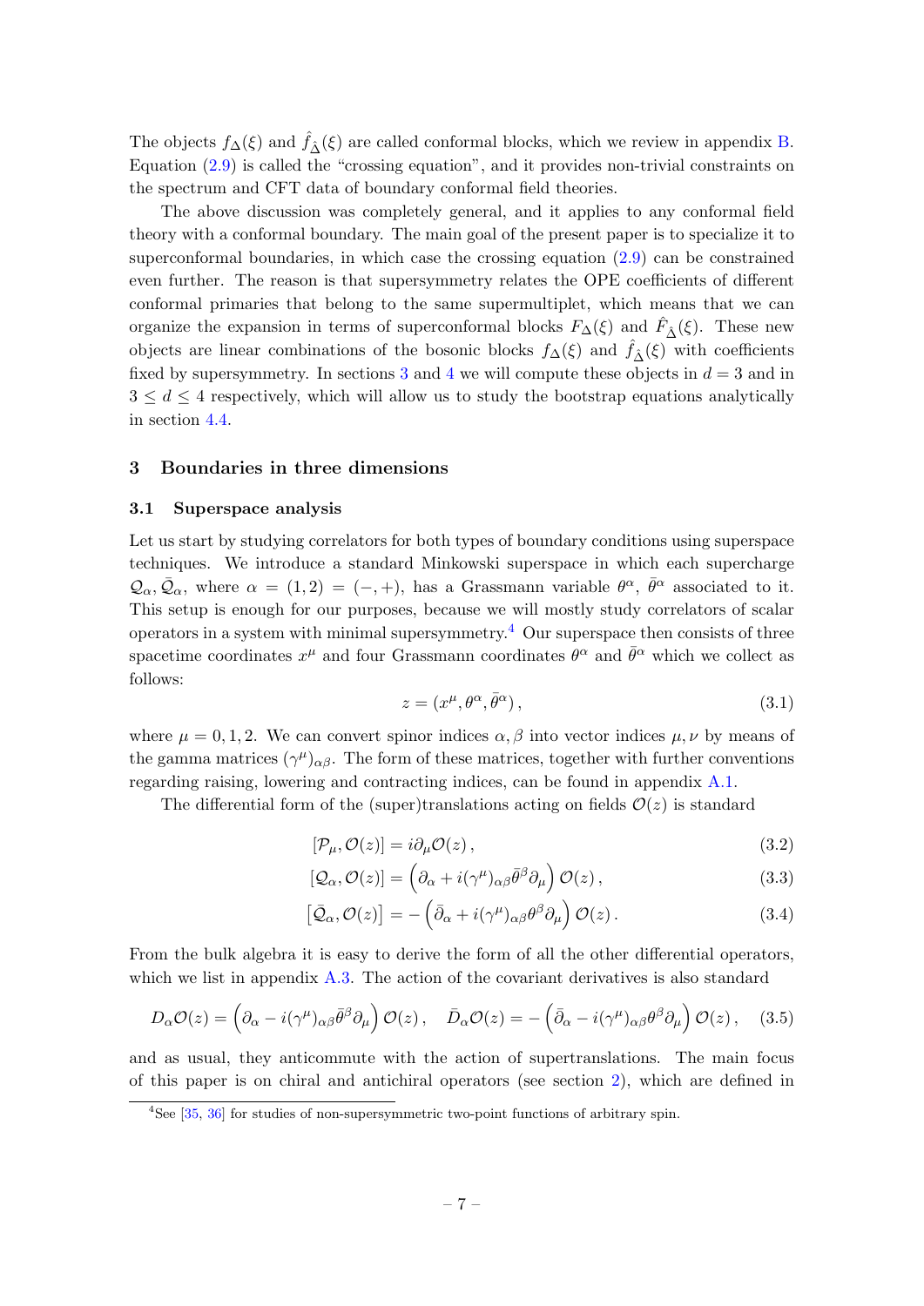The objects $f_\Delta(\xi)$ and $\hat{f}_{\hat{\Delta}}(\xi)$ are called conformal blocks, which we review in appendix B. Equation (2.9) is called the "crossing equation", and it provides non-trivial constraints on the spectrum and CFT data of boundary conformal field theories.

The above discussion was completely general, and it applies to any conformal field theory with a conformal boundary. The main goal of the present paper is to specialize it to superconformal boundaries, in which case the crossing equation (2.9) can be constrained even further. The reason is that supersymmetry relates the OPE coefficients of different conformal primaries that belong to the same supermultiplet, which means that we can organize the expansion in terms of superconformal blocks $F_\Delta(\xi)$ and $\hat{F}_{\hat{\Delta}}(\xi)$. These new objects are linear combinations of the bosonic blocks $f_\Delta(\xi)$ and $\hat{f}_{\hat{\Delta}}(\xi)$ with coefficients fixed by supersymmetry. In sections 3 and 4 we will compute these objects in $d = 3$ and in $3 \leq d \leq 4$ respectively, which will allow us to study the bootstrap equations analytically in section 4.4.

## 3 Boundaries in three dimensions

### 3.1 Superspace analysis

Let us start by studying correlators for both types of boundary conditions using superspace techniques. We introduce a standard Minkowski superspace in which each supercharge $\mathcal{Q}_\alpha, \bar{\mathcal{Q}}_\alpha$, where $\alpha = (1,2) = (-,+)$, has a Grassmann variable $\theta^\alpha$, $\bar{\theta}^\alpha$ associated to it. This setup is enough for our purposes, because we will mostly study correlators of scalar operators in a system with minimal supersymmetry.[4] Our superspace then consists of three spacetime coordinates $x^\mu$ and four Grassmann coordinates $\theta^\alpha$ and $\bar{\theta}^\alpha$ which we collect as follows:

$$z = (x^\mu, \theta^\alpha, \bar{\theta}^\alpha)\,, \tag{3.1}$$

where $\mu = 0, 1, 2$. We can convert spinor indices $\alpha, \beta$ into vector indices $\mu, \nu$ by means of the gamma matrices $(\gamma^\mu)_{\alpha\beta}$. The form of these matrices, together with further conventions regarding raising, lowering and contracting indices, can be found in appendix A.1.

The differential form of the (super)translations acting on fields $\mathcal{O}(z)$ is standard

$$[\mathcal{P}_\mu, \mathcal{O}(z)] = i\partial_\mu \mathcal{O}(z)\,, \tag{3.2}$$

$$[\mathcal{Q}_\alpha, \mathcal{O}(z)] = \left(\partial_\alpha + i(\gamma^\mu)_{\alpha\beta}\bar{\theta}^\beta\partial_\mu\right)\mathcal{O}(z)\,, \tag{3.3}$$

$$\left[\bar{\mathcal{Q}}_\alpha, \mathcal{O}(z)\right] = -\left(\bar{\partial}_\alpha + i(\gamma^\mu)_{\alpha\beta}\theta^\beta\partial_\mu\right)\mathcal{O}(z)\,. \tag{3.4}$$

From the bulk algebra it is easy to derive the form of all the other differential operators, which we list in appendix A.3. The action of the covariant derivatives is also standard

$$D_\alpha \mathcal{O}(z) = \left(\partial_\alpha - i(\gamma^\mu)_{\alpha\beta}\bar{\theta}^\beta\partial_\mu\right)\mathcal{O}(z)\,, \quad \bar{D}_\alpha \mathcal{O}(z) = -\left(\bar{\partial}_\alpha - i(\gamma^\mu)_{\alpha\beta}\theta^\beta\partial_\mu\right)\mathcal{O}(z)\,, \tag{3.5}$$

and as usual, they anticommute with the action of supertranslations. The main focus of this paper is on chiral and antichiral operators (see section 2), which are defined in

[4] See [35, 36] for studies of non-supersymmetric two-point functions of arbitrary spin.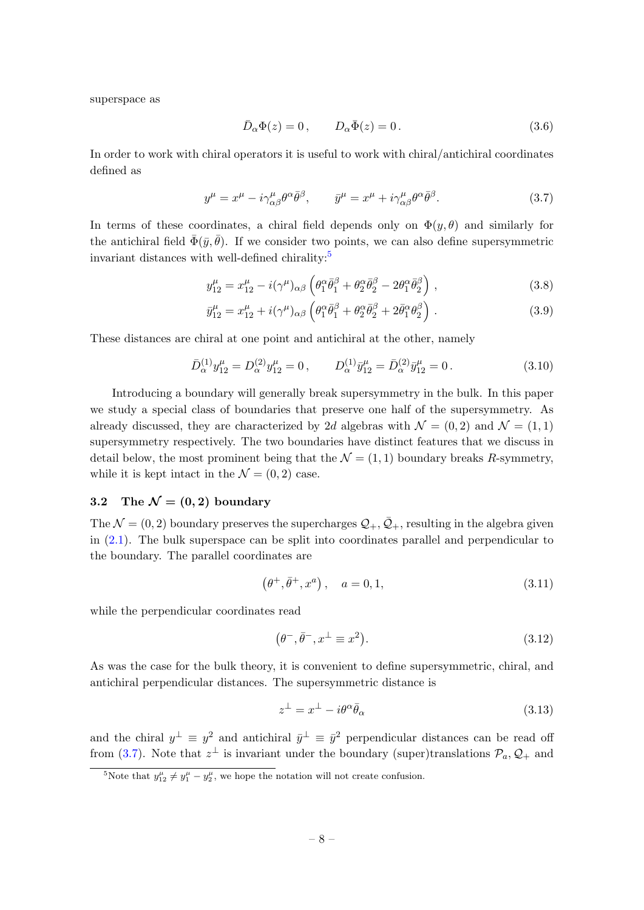superspace as

$$\bar{D}_\alpha \Phi(z) = 0\,, \qquad D_\alpha \bar{\Phi}(z) = 0\,. \tag{3.6}$$

In order to work with chiral operators it is useful to work with chiral/antichiral coordinates defined as

$$y^\mu = x^\mu - i\gamma^\mu_{\alpha\beta}\theta^\alpha\bar{\theta}^\beta, \qquad \bar{y}^\mu = x^\mu + i\gamma^\mu_{\alpha\beta}\theta^\alpha\bar{\theta}^\beta. \tag{3.7}$$

In terms of these coordinates, a chiral field depends only on $\Phi(y,\theta)$ and similarly for the antichiral field $\bar{\Phi}(\bar{y},\bar{\theta})$. If we consider two points, we can also define supersymmetric invariant distances with well-defined chirality:[5]

$$y^\mu_{12} = x^\mu_{12} - i(\gamma^\mu)_{\alpha\beta}\left(\theta^\alpha_1\bar{\theta}^\beta_1 + \theta^\alpha_2\bar{\theta}^\beta_2 - 2\theta^\alpha_1\bar{\theta}^\beta_2\right), \tag{3.8}$$

$$\bar{y}^\mu_{12} = x^\mu_{12} + i(\gamma^\mu)_{\alpha\beta}\left(\theta^\alpha_1\bar{\theta}^\beta_1 + \theta^\alpha_2\bar{\theta}^\beta_2 + 2\bar{\theta}^\alpha_1\theta^\beta_2\right). \tag{3.9}$$

These distances are chiral at one point and antichiral at the other, namely

$$\bar{D}^{(1)}_\alpha y^\mu_{12} = D^{(2)}_\alpha y^\mu_{12} = 0\,, \qquad D^{(1)}_\alpha \bar{y}^\mu_{12} = \bar{D}^{(2)}_\alpha \bar{y}^\mu_{12} = 0\,. \tag{3.10}$$

Introducing a boundary will generally break supersymmetry in the bulk. In this paper we study a special class of boundaries that preserve one half of the supersymmetry. As already discussed, they are characterized by $2d$ algebras with $\mathcal{N} = (0,2)$ and $\mathcal{N} = (1,1)$ supersymmetry respectively. The two boundaries have distinct features that we discuss in detail below, the most prominent being that the $\mathcal{N} = (1,1)$ boundary breaks $R$-symmetry, while it is kept intact in the $\mathcal{N} = (0,2)$ case.

### 3.2 The $\mathcal{N} = (0,2)$ boundary

The $\mathcal{N} = (0,2)$ boundary preserves the supercharges $\mathcal{Q}_+, \bar{\mathcal{Q}}_+$, resulting in the algebra given in (2.1). The bulk superspace can be split into coordinates parallel and perpendicular to the boundary. The parallel coordinates are

$$\left(\theta^+, \bar{\theta}^+, x^a\right), \quad a = 0,1, \tag{3.11}$$

while the perpendicular coordinates read

$$\left(\theta^-, \bar{\theta}^-, x^\perp \equiv x^2\right). \tag{3.12}$$

As was the case for the bulk theory, it is convenient to define supersymmetric, chiral, and antichiral perpendicular distances. The supersymmetric distance is

$$z^\perp = x^\perp - i\theta^\alpha\bar{\theta}_\alpha \tag{3.13}$$

and the chiral $y^\perp \equiv y^2$ and antichiral $\bar{y}^\perp \equiv \bar{y}^2$ perpendicular distances can be read off from (3.7). Note that $z^\perp$ is invariant under the boundary (super)translations $\mathcal{P}_a, \mathcal{Q}_+$ and

[5] Note that $y^\mu_{12} \neq y^\mu_1 - y^\mu_2$, we hope the notation will not create confusion.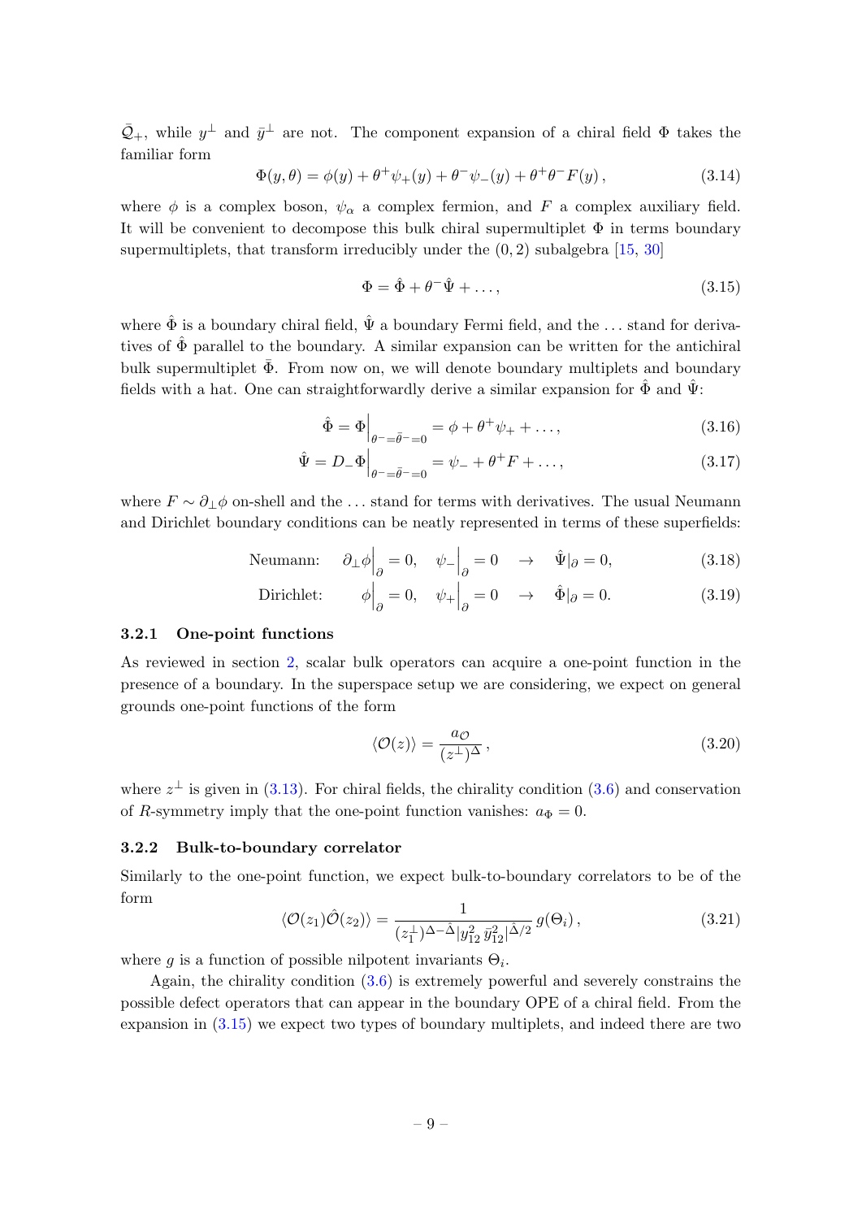$\bar{\mathcal{Q}}_+$, while $y^\perp$ and $\bar{y}^\perp$ are not. The component expansion of a chiral field $\Phi$ takes the familiar form

$$\Phi(y,\theta) = \phi(y) + \theta^+\psi_+(y) + \theta^-\psi_-(y) + \theta^+\theta^- F(y)\,, \tag{3.14}$$

where $\phi$ is a complex boson, $\psi_\alpha$ a complex fermion, and $F$ a complex auxiliary field. It will be convenient to decompose this bulk chiral supermultiplet $\Phi$ in terms boundary supermultiplets, that transform irreducibly under the $(0,2)$ subalgebra [15, 30]

$$\Phi = \hat{\Phi} + \theta^-\hat{\Psi} + \ldots\,, \tag{3.15}$$

where $\hat{\Phi}$ is a boundary chiral field, $\hat{\Psi}$ a boundary Fermi field, and the $\ldots$ stand for derivatives of $\hat{\Phi}$ parallel to the boundary. A similar expansion can be written for the antichiral bulk supermultiplet $\bar{\Phi}$. From now on, we will denote boundary multiplets and boundary fields with a hat. One can straightforwardly derive a similar expansion for $\hat{\Phi}$ and $\hat{\Psi}$:

$$\hat{\Phi} = \Phi\Big|_{\theta^-=\bar{\theta}^-=0} = \phi + \theta^+\psi_+ + \ldots\,, \tag{3.16}$$

$$\hat{\Psi} = D_-\Phi\Big|_{\theta^-=\bar{\theta}^-=0} = \psi_- + \theta^+ F + \ldots\,, \tag{3.17}$$

where $F \sim \partial_\perp\phi$ on-shell and the $\ldots$ stand for terms with derivatives. The usual Neumann and Dirichlet boundary conditions can be neatly represented in terms of these superfields:

$$\text{Neumann:} \quad \partial_\perp\phi\Big|_\partial = 0, \quad \psi_-\Big|_\partial = 0 \quad \to \quad \hat{\Psi}|_\partial = 0, \tag{3.18}$$

$$\text{Dirichlet:} \quad \phi\Big|_\partial = 0, \quad \psi_+\Big|_\partial = 0 \quad \to \quad \hat{\Phi}|_\partial = 0. \tag{3.19}$$

### 3.2.1 One-point functions

As reviewed in section 2, scalar bulk operators can acquire a one-point function in the presence of a boundary. In the superspace setup we are considering, we expect on general grounds one-point functions of the form

$$\langle \mathcal{O}(z)\rangle = \frac{a_{\mathcal{O}}}{(z^\perp)^\Delta}\,, \tag{3.20}$$

where $z^\perp$ is given in (3.13). For chiral fields, the chirality condition (3.6) and conservation of $R$-symmetry imply that the one-point function vanishes: $a_\Phi = 0$.

### 3.2.2 Bulk-to-boundary correlator

Similarly to the one-point function, we expect bulk-to-boundary correlators to be of the form

$$\langle \mathcal{O}(z_1)\hat{\mathcal{O}}(z_2)\rangle = \frac{1}{(z_1^\perp)^{\Delta-\hat{\Delta}}|y_{\bar{1}2}^2\,\bar{y}_{\bar{1}2}^2|^{\hat{\Delta}/2}}\,g(\Theta_i)\,, \tag{3.21}$$

where $g$ is a function of possible nilpotent invariants $\Theta_i$.

Again, the chirality condition (3.6) is extremely powerful and severely constrains the possible defect operators that can appear in the boundary OPE of a chiral field. From the expansion in (3.15) we expect two types of boundary multiplets, and indeed there are two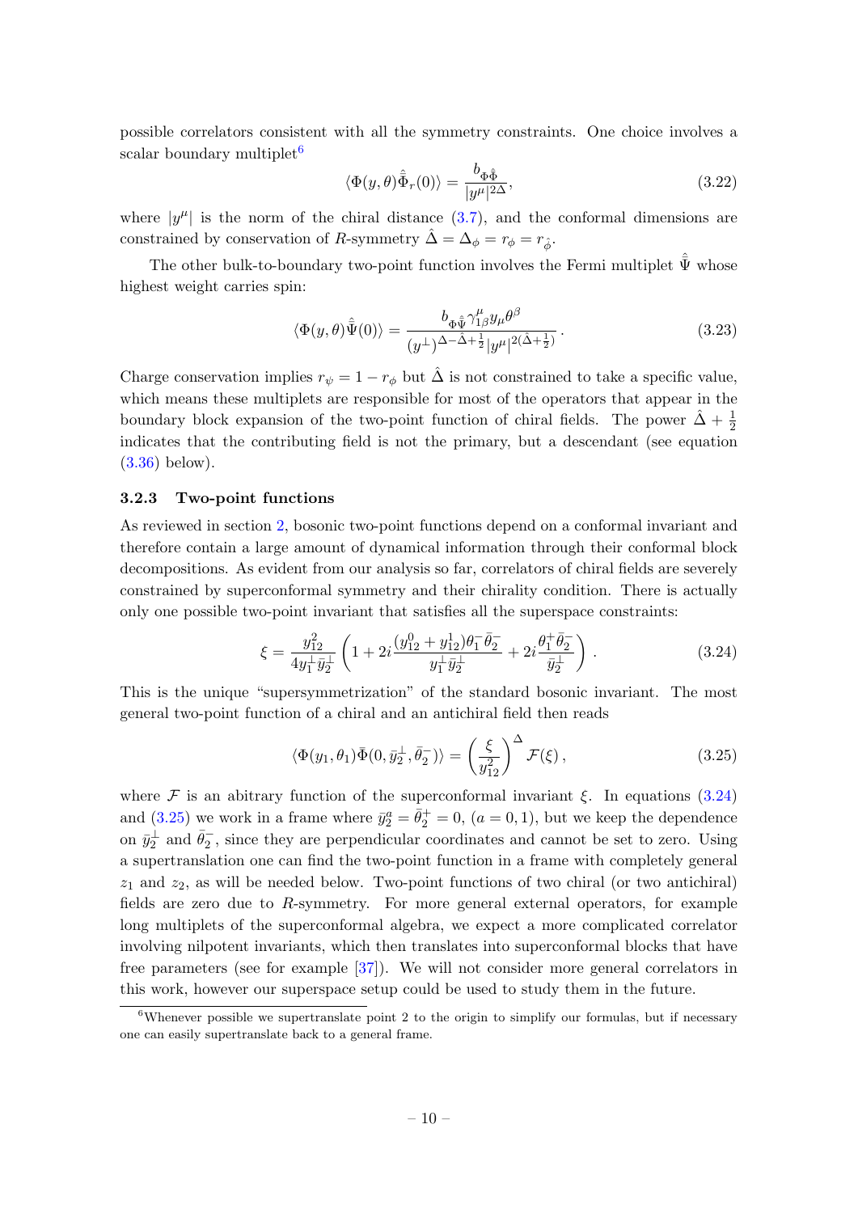possible correlators consistent with all the symmetry constraints. One choice involves a scalar boundary multiplet[6]

$$\langle \Phi(y,\theta) \hat{\bar{\Phi}}_r(0) \rangle = \frac{b_{\Phi\hat{\bar{\Phi}}}}{|y^\mu|^{2\Delta}}, \tag{3.22}$$

where $|y^\mu|$ is the norm of the chiral distance (3.7), and the conformal dimensions are constrained by conservation of $R$-symmetry $\hat{\Delta} = \Delta_\phi = r_\phi = r_{\hat{\phi}}$.

The other bulk-to-boundary two-point function involves the Fermi multiplet $\hat{\bar{\Psi}}$ whose highest weight carries spin:

$$\langle \Phi(y,\theta) \hat{\bar{\Psi}}(0) \rangle = \frac{b_{\Phi\hat{\bar{\Psi}}} \gamma^\mu_{1\beta} y_\mu \theta^\beta}{(y^\perp)^{\Delta - \hat{\Delta} + \frac{1}{2}} |y^\mu|^{2(\hat{\Delta} + \frac{1}{2})}}. \tag{3.23}$$

Charge conservation implies $r_\psi = 1 - r_\phi$ but $\hat{\Delta}$ is not constrained to take a specific value, which means these multiplets are responsible for most of the operators that appear in the boundary block expansion of the two-point function of chiral fields. The power $\hat{\Delta} + \frac{1}{2}$ indicates that the contributing field is not the primary, but a descendant (see equation (3.36) below).

### 3.2.3 Two-point functions

As reviewed in section 2, bosonic two-point functions depend on a conformal invariant and therefore contain a large amount of dynamical information through their conformal block decompositions. As evident from our analysis so far, correlators of chiral fields are severely constrained by superconformal symmetry and their chirality condition. There is actually only one possible two-point invariant that satisfies all the superspace constraints:

$$\xi = \frac{y_{12}^2}{4 y_1^\perp \bar{y}_2^\perp} \left( 1 + 2i \frac{(y_{12}^0 + y_{12}^1) \theta_1^- \bar{\theta}_2^-}{y_1^\perp \bar{y}_2^\perp} + 2i \frac{\theta_1^+ \bar{\theta}_2^-}{\bar{y}_2^\perp} \right). \tag{3.24}$$

This is the unique "supersymmetrization" of the standard bosonic invariant. The most general two-point function of a chiral and an antichiral field then reads

$$\langle \Phi(y_1, \theta_1) \bar{\Phi}(0, \bar{y}_2^\perp, \bar{\theta}_2^-) \rangle = \left( \frac{\xi}{y_{12}^2} \right)^\Delta \mathcal{F}(\xi), \tag{3.25}$$

where $\mathcal{F}$ is an abitrary function of the superconformal invariant $\xi$. In equations (3.24) and (3.25) we work in a frame where $\bar{y}_2^a = \bar{\theta}_2^+ = 0$, $(a = 0, 1)$, but we keep the dependence on $\bar{y}_2^\perp$ and $\bar{\theta}_2^-$, since they are perpendicular coordinates and cannot be set to zero. Using a supertranslation one can find the two-point function in a frame with completely general $z_1$ and $z_2$, as will be needed below. Two-point functions of two chiral (or two antichiral) fields are zero due to $R$-symmetry. For more general external operators, for example long multiplets of the superconformal algebra, we expect a more complicated correlator involving nilpotent invariants, which then translates into superconformal blocks that have free parameters (see for example [37]). We will not consider more general correlators in this work, however our superspace setup could be used to study them in the future.

[6] Whenever possible we supertranslate point 2 to the origin to simplify our formulas, but if necessary one can easily supertranslate back to a general frame.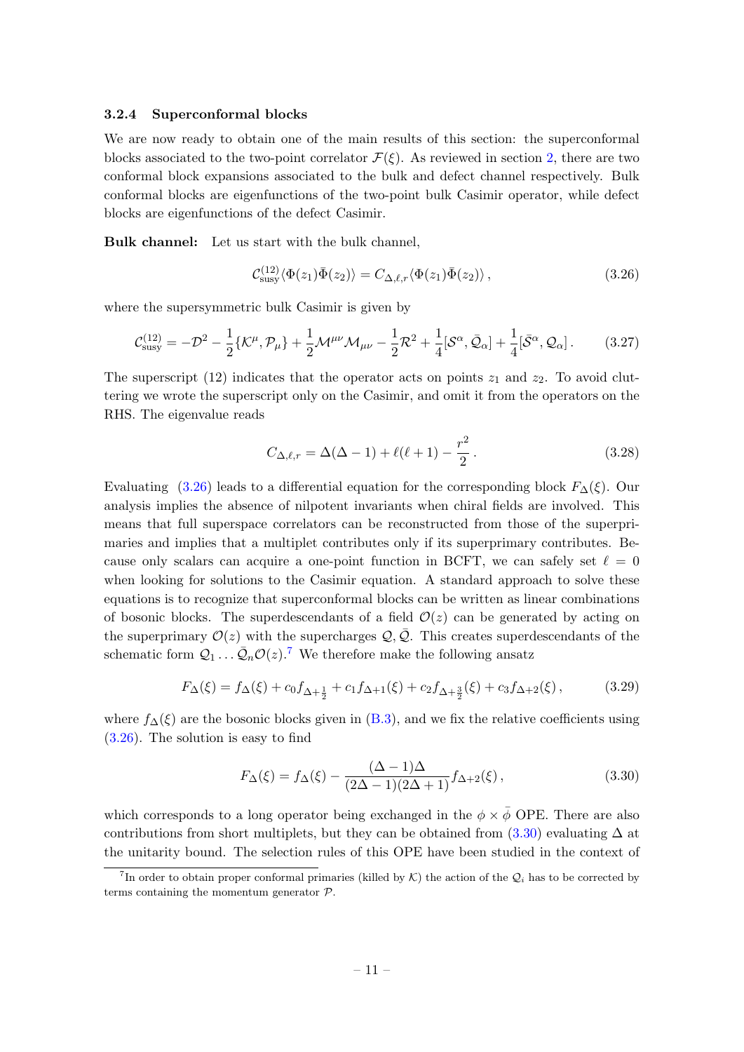### 3.2.4 Superconformal blocks

We are now ready to obtain one of the main results of this section: the superconformal blocks associated to the two-point correlator $\mathcal{F}(\xi)$. As reviewed in section 2, there are two conformal block expansions associated to the bulk and defect channel respectively. Bulk conformal blocks are eigenfunctions of the two-point bulk Casimir operator, while defect blocks are eigenfunctions of the defect Casimir.

**Bulk channel:** Let us start with the bulk channel,

$$\mathcal{C}^{(12)}_{\text{susy}}\langle\Phi(z_1)\bar{\Phi}(z_2)\rangle = C_{\Delta,\ell,r}\langle\Phi(z_1)\bar{\Phi}(z_2)\rangle\,, \tag{3.26}$$

where the supersymmetric bulk Casimir is given by

$$\mathcal{C}^{(12)}_{\text{susy}} = -\mathcal{D}^2 - \frac{1}{2}\{\mathcal{K}^\mu,\mathcal{P}_\mu\} + \frac{1}{2}\mathcal{M}^{\mu\nu}\mathcal{M}_{\mu\nu} - \frac{1}{2}\mathcal{R}^2 + \frac{1}{4}[\mathcal{S}^\alpha,\bar{\mathcal{Q}}_\alpha] + \frac{1}{4}[\bar{\mathcal{S}}^\alpha,\mathcal{Q}_\alpha]\,. \tag{3.27}$$

The superscript (12) indicates that the operator acts on points $z_1$ and $z_2$. To avoid cluttering we wrote the superscript only on the Casimir, and omit it from the operators on the RHS. The eigenvalue reads

$$C_{\Delta,\ell,r} = \Delta(\Delta-1) + \ell(\ell+1) - \frac{r^2}{2}\,. \tag{3.28}$$

Evaluating (3.26) leads to a differential equation for the corresponding block $F_\Delta(\xi)$. Our analysis implies the absence of nilpotent invariants when chiral fields are involved. This means that full superspace correlators can be reconstructed from those of the superprimaries and implies that a multiplet contributes only if its superprimary contributes. Because only scalars can acquire a one-point function in BCFT, we can safely set $\ell = 0$ when looking for solutions to the Casimir equation. A standard approach to solve these equations is to recognize that superconformal blocks can be written as linear combinations of bosonic blocks. The superdescendants of a field $\mathcal{O}(z)$ can be generated by acting on the superprimary $\mathcal{O}(z)$ with the supercharges $\mathcal{Q},\bar{\mathcal{Q}}$. This creates superdescendants of the schematic form $\mathcal{Q}_1\ldots\bar{\mathcal{Q}}_n\mathcal{O}(z)$.[7] We therefore make the following ansatz

$$F_\Delta(\xi) = f_\Delta(\xi) + c_0 f_{\Delta+\frac{1}{2}} + c_1 f_{\Delta+1}(\xi) + c_2 f_{\Delta+\frac{3}{2}}(\xi) + c_3 f_{\Delta+2}(\xi)\,, \tag{3.29}$$

where $f_\Delta(\xi)$ are the bosonic blocks given in (B.3), and we fix the relative coefficients using (3.26). The solution is easy to find

$$F_\Delta(\xi) = f_\Delta(\xi) - \frac{(\Delta-1)\Delta}{(2\Delta-1)(2\Delta+1)} f_{\Delta+2}(\xi)\,, \tag{3.30}$$

which corresponds to a long operator being exchanged in the $\phi\times\bar{\phi}$ OPE. There are also contributions from short multiplets, but they can be obtained from (3.30) evaluating $\Delta$ at the unitarity bound. The selection rules of this OPE have been studied in the context of

[7] In order to obtain proper conformal primaries (killed by $\mathcal{K}$) the action of the $\mathcal{Q}_i$ has to be corrected by terms containing the momentum generator $\mathcal{P}$.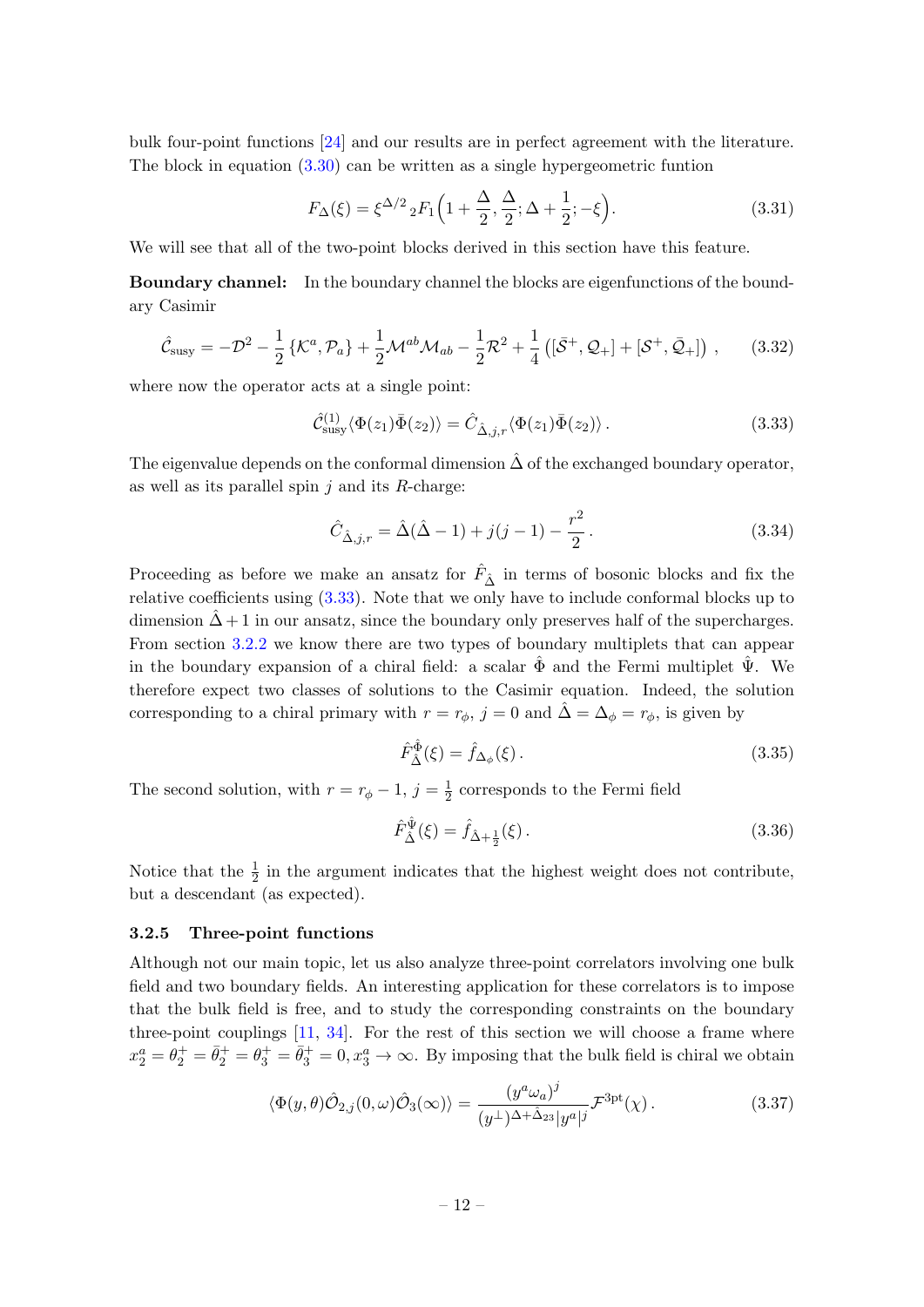bulk four-point functions [24] and our results are in perfect agreement with the literature. The block in equation (3.30) can be written as a single hypergeometric funtion

$$F_\Delta(\xi) = \xi^{\Delta/2}\, {}_2F_1\Big(1+\frac{\Delta}{2}, \frac{\Delta}{2}; \Delta+\frac{1}{2}; -\xi\Big). \tag{3.31}$$

We will see that all of the two-point blocks derived in this section have this feature.

**Boundary channel:** In the boundary channel the blocks are eigenfunctions of the boundary Casimir

$$\hat{\mathcal{C}}_{\text{susy}} = -\mathcal{D}^2 - \frac{1}{2}\left\{\mathcal{K}^a, \mathcal{P}_a\right\} + \frac{1}{2}\mathcal{M}^{ab}\mathcal{M}_{ab} - \frac{1}{2}\mathcal{R}^2 + \frac{1}{4}\left([\bar{\mathcal{S}}^+, \mathcal{Q}_+] + [\mathcal{S}^+, \bar{\mathcal{Q}}_+]\right), \tag{3.32}$$

where now the operator acts at a single point:

$$\hat{\mathcal{C}}^{(1)}_{\text{susy}} \langle \Phi(z_1)\bar{\Phi}(z_2)\rangle = \hat{C}_{\hat{\Delta},j,r} \langle \Phi(z_1)\bar{\Phi}(z_2)\rangle. \tag{3.33}$$

The eigenvalue depends on the conformal dimension $\hat{\Delta}$ of the exchanged boundary operator, as well as its parallel spin $j$ and its $R$-charge:

$$\hat{C}_{\hat{\Delta},j,r} = \hat{\Delta}(\hat{\Delta}-1) + j(j-1) - \frac{r^2}{2}. \tag{3.34}$$

Proceeding as before we make an ansatz for $\hat{F}_{\hat{\Delta}}$ in terms of bosonic blocks and fix the relative coefficients using (3.33). Note that we only have to include conformal blocks up to dimension $\hat{\Delta}+1$ in our ansatz, since the boundary only preserves half of the supercharges. From section 3.2.2 we know there are two types of boundary multiplets that can appear in the boundary expansion of a chiral field: a scalar $\hat{\Phi}$ and the Fermi multiplet $\hat{\Psi}$. We therefore expect two classes of solutions to the Casimir equation. Indeed, the solution corresponding to a chiral primary with $r = r_\phi$, $j = 0$ and $\hat{\Delta} = \Delta_\phi = r_\phi$, is given by

$$\hat{F}^{\hat{\Phi}}_{\hat{\Delta}}(\xi) = \hat{f}_{\Delta_\phi}(\xi). \tag{3.35}$$

The second solution, with $r = r_\phi - 1$, $j = \frac{1}{2}$ corresponds to the Fermi field

$$\hat{F}^{\hat{\Psi}}_{\hat{\Delta}}(\xi) = \hat{f}_{\hat{\Delta}+\frac{1}{2}}(\xi). \tag{3.36}$$

Notice that the $\frac{1}{2}$ in the argument indicates that the highest weight does not contribute, but a descendant (as expected).

### 3.2.5 Three-point functions

Although not our main topic, let us also analyze three-point correlators involving one bulk field and two boundary fields. An interesting application for these correlators is to impose that the bulk field is free, and to study the corresponding constraints on the boundary three-point couplings [11, 34]. For the rest of this section we will choose a frame where $x_2^a = \theta_2^+ = \bar{\theta}_2^+ = \theta_3^+ = \bar{\theta}_3^+ = 0, x_3^a \to \infty$. By imposing that the bulk field is chiral we obtain

$$\langle \Phi(y,\theta)\hat{\mathcal{O}}_{2,j}(0,\omega)\hat{\mathcal{O}}_3(\infty)\rangle = \frac{(y^a\omega_a)^j}{(y^\perp)^{\Delta+\hat{\Delta}_{23}}|y^a|^j}\mathcal{F}^{\text{3pt}}(\chi). \tag{3.37}$$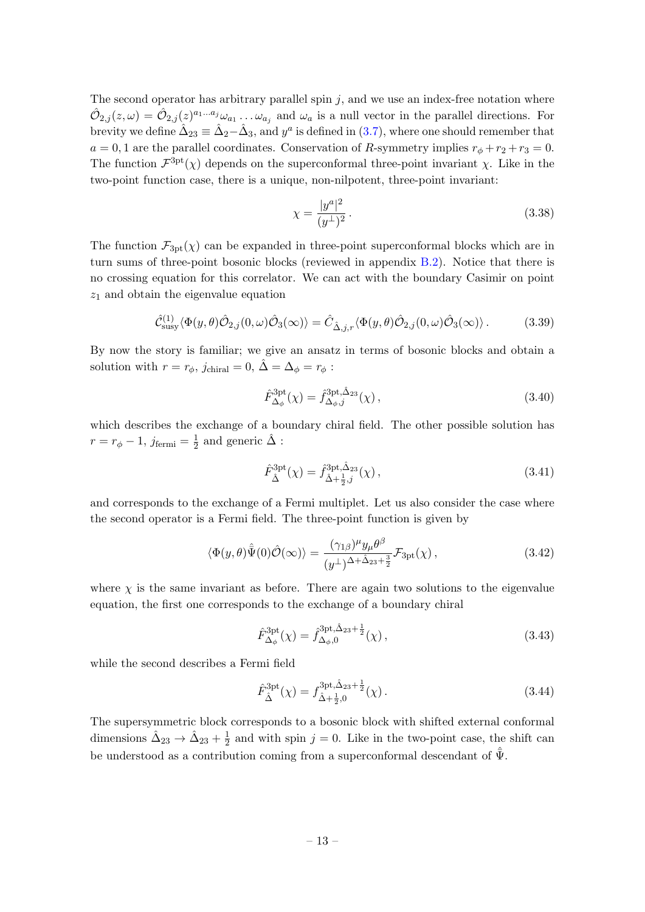The second operator has arbitrary parallel spin $j$, and we use an index-free notation where $\hat{\mathcal{O}}_{2,j}(z,\omega) = \hat{\mathcal{O}}_{2,j}(z)^{a_1\ldots a_j}\omega_{a_1}\ldots\omega_{a_j}$ and $\omega_a$ is a null vector in the parallel directions. For brevity we define $\hat{\Delta}_{23} \equiv \hat{\Delta}_2 - \hat{\Delta}_3$, and $y^a$ is defined in (3.7), where one should remember that $a = 0, 1$ are the parallel coordinates. Conservation of $R$-symmetry implies $r_\phi + r_2 + r_3 = 0$. The function $\mathcal{F}^{\text{3pt}}(\chi)$ depends on the superconformal three-point invariant $\chi$. Like in the two-point function case, there is a unique, non-nilpotent, three-point invariant:

$$\chi = \frac{|y^a|^2}{(y^\perp)^2}\,. \tag{3.38}$$

The function $\mathcal{F}_{\text{3pt}}(\chi)$ can be expanded in three-point superconformal blocks which are in turn sums of three-point bosonic blocks (reviewed in appendix B.2). Notice that there is no crossing equation for this correlator. We can act with the boundary Casimir on point $z_1$ and obtain the eigenvalue equation

$$\hat{\mathcal{C}}^{(1)}_{\text{susy}}\langle\Phi(y,\theta)\hat{\mathcal{O}}_{2,j}(0,\omega)\hat{\mathcal{O}}_3(\infty)\rangle = \hat{C}_{\hat{\Delta},j,r}\langle\Phi(y,\theta)\hat{\mathcal{O}}_{2,j}(0,\omega)\hat{\mathcal{O}}_3(\infty)\rangle\,. \tag{3.39}$$

By now the story is familiar; we give an ansatz in terms of bosonic blocks and obtain a solution with $r = r_\phi$, $j_{\text{chiral}} = 0$, $\hat{\Delta} = \Delta_\phi = r_\phi$ :

$$\hat{F}^{\text{3pt}}_{\Delta_\phi}(\chi) = \hat{f}^{\text{3pt},\hat{\Delta}_{23}}_{\Delta_\phi,j}(\chi)\,, \tag{3.40}$$

which describes the exchange of a boundary chiral field. The other possible solution has $r = r_\phi - 1$, $j_{\text{fermi}} = \frac{1}{2}$ and generic $\hat{\Delta}$ :

$$\hat{F}^{\text{3pt}}_{\hat{\Delta}}(\chi) = \hat{f}^{\text{3pt},\hat{\Delta}_{23}}_{\hat{\Delta}+\frac{1}{2},j}(\chi)\,, \tag{3.41}$$

and corresponds to the exchange of a Fermi multiplet. Let us also consider the case where the second operator is a Fermi field. The three-point function is given by

$$\langle\Phi(y,\theta)\hat{\bar{\Psi}}(0)\hat{\mathcal{O}}(\infty)\rangle = \frac{(\gamma_{1\beta})^\mu y_\mu \theta^\beta}{(y^\perp)^{\Delta+\hat{\Delta}_{23}+\frac{3}{2}}}\mathcal{F}_{\text{3pt}}(\chi)\,, \tag{3.42}$$

where $\chi$ is the same invariant as before. There are again two solutions to the eigenvalue equation, the first one corresponds to the exchange of a boundary chiral

$$\hat{F}^{\text{3pt}}_{\Delta_\phi}(\chi) = \hat{f}^{\text{3pt},\hat{\Delta}_{23}+\frac{1}{2}}_{\Delta_\phi,0}(\chi)\,, \tag{3.43}$$

while the second describes a Fermi field

$$\hat{F}^{\text{3pt}}_{\hat{\Delta}}(\chi) = f^{\text{3pt},\hat{\Delta}_{23}+\frac{1}{2}}_{\hat{\Delta}+\frac{1}{2},0}(\chi)\,. \tag{3.44}$$

The supersymmetric block corresponds to a bosonic block with shifted external conformal dimensions $\hat{\Delta}_{23} \to \hat{\Delta}_{23} + \frac{1}{2}$ and with spin $j = 0$. Like in the two-point case, the shift can be understood as a contribution coming from a superconformal descendant of $\hat{\bar{\Psi}}$.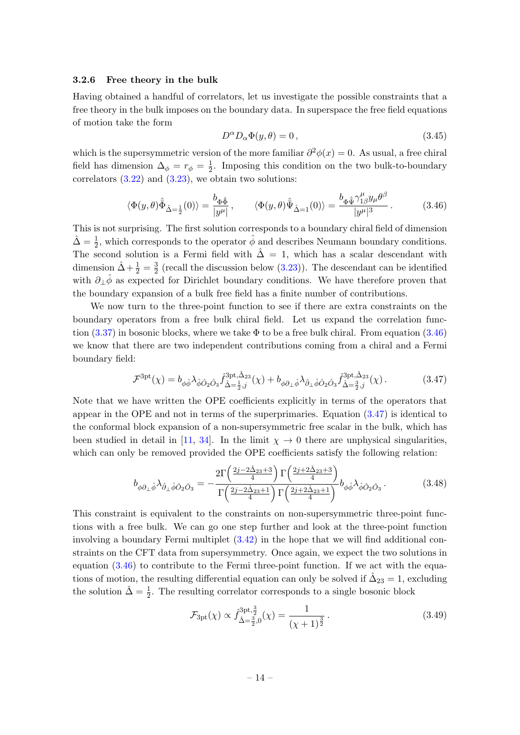### 3.2.6 Free theory in the bulk

Having obtained a handful of correlators, let us investigate the possible constraints that a free theory in the bulk imposes on the boundary data. In superspace the free field equations of motion take the form

$$D^\alpha D_\alpha \Phi(y,\theta) = 0\,, \tag{3.45}$$

which is the supersymmetric version of the more familiar $\partial^2\phi(x) = 0$. As usual, a free chiral field has dimension $\Delta_\phi = r_\phi = \frac{1}{2}$. Imposing this condition on the two bulk-to-boundary correlators (3.22) and (3.23), we obtain two solutions:

$$\langle \Phi(y,\theta)\hat{\bar{\Phi}}_{\hat{\Delta}=\frac{1}{2}}(0)\rangle = \frac{b_{\Phi\hat{\bar{\Phi}}}}{|y^\mu|}\,, \qquad \langle \Phi(y,\theta)\hat{\bar{\Psi}}_{\hat{\Delta}=1}(0)\rangle = \frac{b_{\Phi\hat{\bar{\Psi}}}\gamma^\mu_{1\beta}y_\mu\theta^\beta}{|y^\mu|^3}\,. \tag{3.46}$$

This is not surprising. The first solution corresponds to a boundary chiral field of dimension $\hat{\Delta} = \frac{1}{2}$, which corresponds to the operator $\hat{\phi}$ and describes Neumann boundary conditions. The second solution is a Fermi field with $\hat{\Delta} = 1$, which has a scalar descendant with dimension $\hat{\Delta} + \frac{1}{2} = \frac{3}{2}$ (recall the discussion below (3.23)). The descendant can be identified with $\partial_\perp\hat{\phi}$ as expected for Dirichlet boundary conditions. We have therefore proven that the boundary expansion of a bulk free field has a finite number of contributions.

We now turn to the three-point function to see if there are extra constraints on the boundary operators from a free bulk chiral field. Let us expand the correlation function (3.37) in bosonic blocks, where we take $\Phi$ to be a free bulk chiral. From equation (3.46) we know that there are two independent contributions coming from a chiral and a Fermi boundary field:

$$\mathcal{F}^{\rm 3pt}(\chi) = b_{\phi\hat{\phi}}\lambda_{\hat{\phi}\hat{O}_2\hat{O}_3}\hat{f}^{\rm 3pt,\hat{\Delta}_{23}}_{\hat{\Delta}=\frac{1}{2},j}(\chi) + b_{\phi\partial_\perp\hat{\phi}}\lambda_{\hat{\partial}_\perp\hat{\phi}\hat{O}_2\hat{O}_3}\hat{f}^{\rm 3pt,\hat{\Delta}_{23}}_{\hat{\Delta}=\frac{3}{2},j}(\chi)\,. \tag{3.47}$$

Note that we have written the OPE coefficients explicitly in terms of the operators that appear in the OPE and not in terms of the superprimaries. Equation (3.47) is identical to the conformal block expansion of a non-supersymmetric free scalar in the bulk, which has been studied in detail in [11, 34]. In the limit $\chi \to 0$ there are unphysical singularities, which can only be removed provided the OPE coefficients satisfy the following relation:

$$b_{\phi\partial_\perp\hat{\phi}}\lambda_{\hat{\partial}_\perp\hat{\phi}\hat{O}_2\hat{O}_3} = -\frac{2\Gamma\left(\frac{2j-2\hat{\Delta}_{23}+3}{4}\right)\Gamma\left(\frac{2j+2\hat{\Delta}_{23}+3}{4}\right)}{\Gamma\left(\frac{2j-2\hat{\Delta}_{23}+1}{4}\right)\Gamma\left(\frac{2j+2\hat{\Delta}_{23}+1}{4}\right)}b_{\phi\hat{\phi}}\lambda_{\hat{\phi}\hat{O}_2\hat{O}_3}\,. \tag{3.48}$$

This constraint is equivalent to the constraints on non-supersymmetric three-point functions with a free bulk. We can go one step further and look at the three-point function involving a boundary Fermi multiplet (3.42) in the hope that we will find additional constraints on the CFT data from supersymmetry. Once again, we expect the two solutions in equation (3.46) to contribute to the Fermi three-point function. If we act with the equations of motion, the resulting differential equation can only be solved if $\hat{\Delta}_{23} = 1$, excluding the solution $\hat{\Delta} = \frac{1}{2}$. The resulting correlator corresponds to a single bosonic block

$$\mathcal{F}_{\rm 3pt}(\chi) \propto \hat{f}^{\rm 3pt,\frac{3}{2}}_{\hat{\Delta}=\frac{3}{2},0}(\chi) = \frac{1}{(\chi+1)^{\frac{3}{2}}}\,. \tag{3.49}$$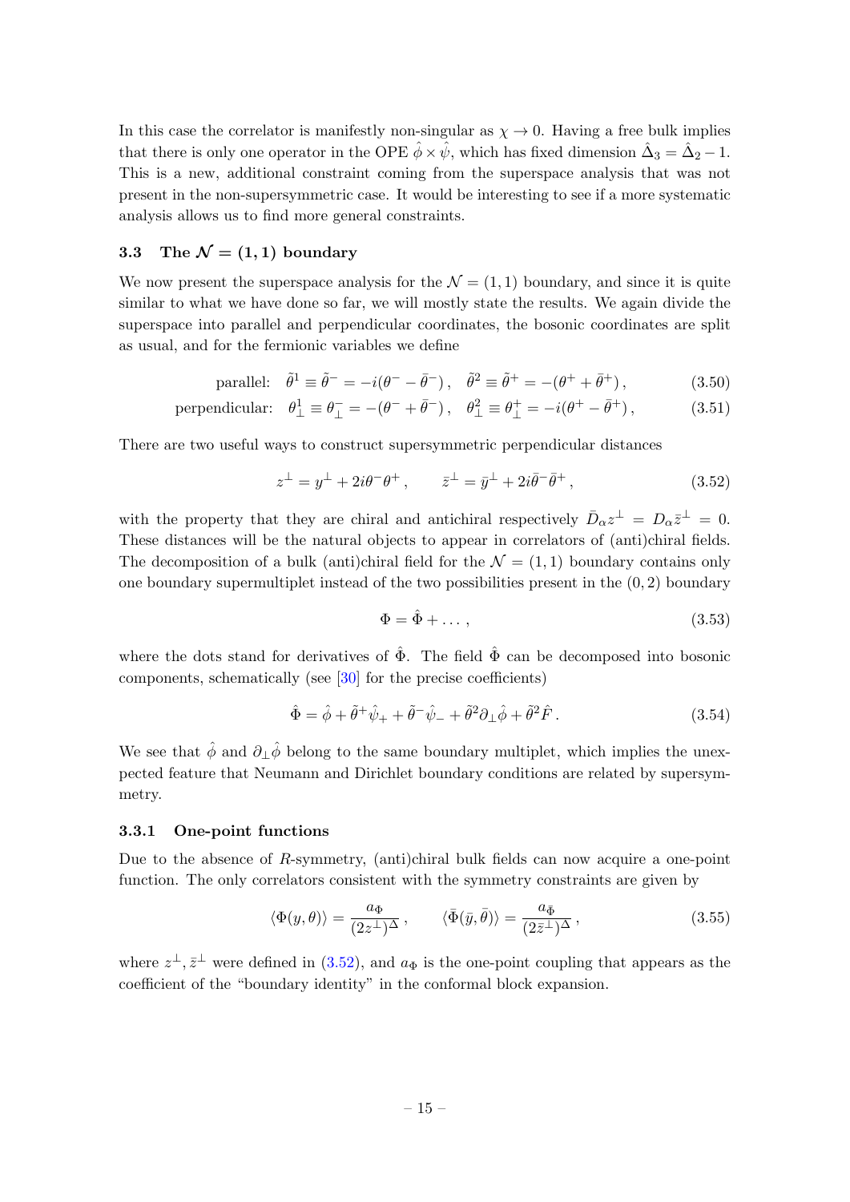In this case the correlator is manifestly non-singular as $\chi \to 0$. Having a free bulk implies that there is only one operator in the OPE $\hat{\phi} \times \hat{\psi}$, which has fixed dimension $\hat{\Delta}_3 = \hat{\Delta}_2 - 1$. This is a new, additional constraint coming from the superspace analysis that was not present in the non-supersymmetric case. It would be interesting to see if a more systematic analysis allows us to find more general constraints.

### 3.3 The $\mathcal{N} = (1,1)$ boundary

We now present the superspace analysis for the $\mathcal{N} = (1,1)$ boundary, and since it is quite similar to what we have done so far, we will mostly state the results. We again divide the superspace into parallel and perpendicular coordinates, the bosonic coordinates are split as usual, and for the fermionic variables we define

$$\text{parallel:} \quad \tilde{\theta}^1 \equiv \tilde{\theta}^- = -i(\theta^- - \bar{\theta}^-)\,, \quad \tilde{\theta}^2 \equiv \tilde{\theta}^+ = -(\theta^+ + \bar{\theta}^+)\,, \tag{3.50}$$

$$\text{perpendicular:} \quad \theta^1_\perp \equiv \theta^-_\perp = -(\theta^- + \bar{\theta}^-)\,, \quad \theta^2_\perp \equiv \theta^+_\perp = -i(\theta^+ - \bar{\theta}^+)\,, \tag{3.51}$$

There are two useful ways to construct supersymmetric perpendicular distances

$$z^\perp = y^\perp + 2i\theta^-\theta^+\,, \qquad \bar{z}^\perp = \bar{y}^\perp + 2i\bar{\theta}^-\bar{\theta}^+\,, \tag{3.52}$$

with the property that they are chiral and antichiral respectively $\bar{D}_\alpha z^\perp = D_\alpha \bar{z}^\perp = 0$. These distances will be the natural objects to appear in correlators of (anti)chiral fields. The decomposition of a bulk (anti)chiral field for the $\mathcal{N} = (1,1)$ boundary contains only one boundary supermultiplet instead of the two possibilities present in the $(0,2)$ boundary

$$\Phi = \hat{\Phi} + \ldots\,, \tag{3.53}$$

where the dots stand for derivatives of $\hat{\Phi}$. The field $\hat{\Phi}$ can be decomposed into bosonic components, schematically (see [30] for the precise coefficients)

$$\hat{\Phi} = \hat{\phi} + \tilde{\theta}^+\hat{\psi}_+ + \tilde{\theta}^-\hat{\psi}_- + \tilde{\theta}^2\partial_\perp\hat{\phi} + \tilde{\theta}^2\hat{F}\,. \tag{3.54}$$

We see that $\hat{\phi}$ and $\partial_\perp\hat{\phi}$ belong to the same boundary multiplet, which implies the unexpected feature that Neumann and Dirichlet boundary conditions are related by supersymmetry.

#### 3.3.1 One-point functions

Due to the absence of $R$-symmetry, (anti)chiral bulk fields can now acquire a one-point function. The only correlators consistent with the symmetry constraints are given by

$$\langle \Phi(y,\theta) \rangle = \frac{a_\Phi}{(2z^\perp)^\Delta}\,, \qquad \langle \bar{\Phi}(\bar{y},\bar{\theta}) \rangle = \frac{a_{\bar{\Phi}}}{(2\bar{z}^\perp)^\Delta}\,, \tag{3.55}$$

where $z^\perp, \bar{z}^\perp$ were defined in (3.52), and $a_\Phi$ is the one-point coupling that appears as the coefficient of the "boundary identity" in the conformal block expansion.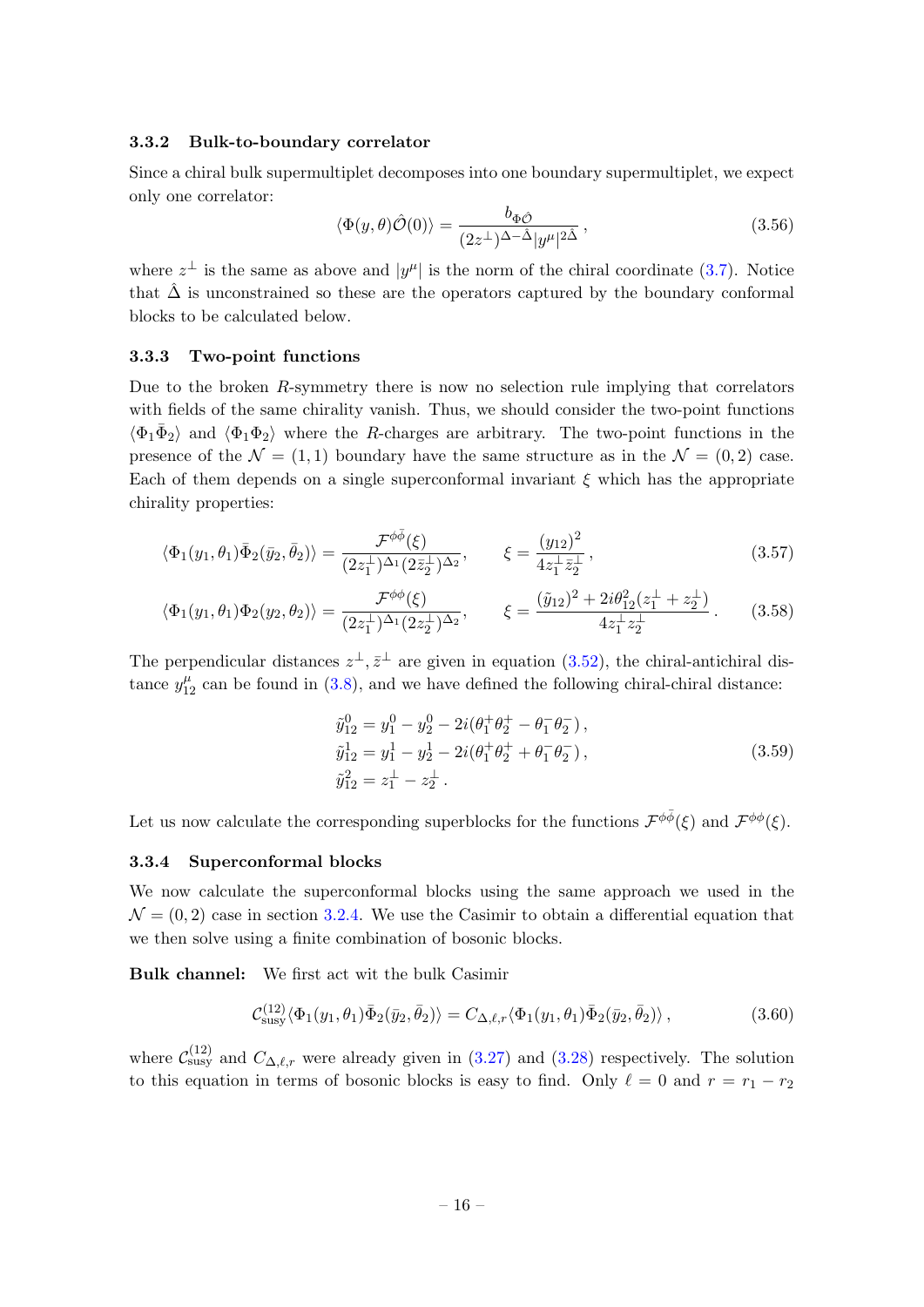### 3.3.2 Bulk-to-boundary correlator

Since a chiral bulk supermultiplet decomposes into one boundary supermultiplet, we expect only one correlator:

$$\langle \Phi(y,\theta)\hat{\mathcal{O}}(0)\rangle = \frac{b_{\Phi\hat{\mathcal{O}}}}{(2z^\perp)^{\Delta-\hat{\Delta}}|y^\mu|^{2\hat{\Delta}}}\,, \tag{3.56}$$

where $z^\perp$ is the same as above and $|y^\mu|$ is the norm of the chiral coordinate (3.7). Notice that $\hat{\Delta}$ is unconstrained so these are the operators captured by the boundary conformal blocks to be calculated below.

### 3.3.3 Two-point functions

Due to the broken $R$-symmetry there is now no selection rule implying that correlators with fields of the same chirality vanish. Thus, we should consider the two-point functions $\langle\Phi_1\bar{\Phi}_2\rangle$ and $\langle\Phi_1\Phi_2\rangle$ where the $R$-charges are arbitrary. The two-point functions in the presence of the $\mathcal{N}=(1,1)$ boundary have the same structure as in the $\mathcal{N}=(0,2)$ case. Each of them depends on a single superconformal invariant $\xi$ which has the appropriate chirality properties:

$$\langle \Phi_1(y_1,\theta_1)\bar{\Phi}_2(\bar{y}_2,\bar{\theta}_2)\rangle = \frac{\mathcal{F}^{\phi\bar{\phi}}(\xi)}{(2z_1^\perp)^{\Delta_1}(2\bar{z}_2^\perp)^{\Delta_2}}, \qquad \xi = \frac{(y_{12})^2}{4z_1^\perp\bar{z}_2^\perp}\,, \tag{3.57}$$

$$\langle \Phi_1(y_1,\theta_1)\Phi_2(y_2,\theta_2)\rangle = \frac{\mathcal{F}^{\phi\phi}(\xi)}{(2z_1^\perp)^{\Delta_1}(2z_2^\perp)^{\Delta_2}}, \qquad \xi = \frac{(\tilde{y}_{12})^2 + 2i\theta_{12}^2(z_1^\perp+z_2^\perp)}{4z_1^\perp z_2^\perp}\,. \tag{3.58}$$

The perpendicular distances $z^\perp, \bar{z}^\perp$ are given in equation (3.52), the chiral-antichiral distance $y_{12}^\mu$ can be found in (3.8), and we have defined the following chiral-chiral distance:

$$\begin{aligned}
\tilde{y}_{12}^0 &= y_1^0 - y_2^0 - 2i(\theta_1^+\theta_2^+ - \theta_1^-\theta_2^-)\,,\\
\tilde{y}_{12}^1 &= y_1^1 - y_2^1 - 2i(\theta_1^+\theta_2^+ + \theta_1^-\theta_2^-)\,,\\
\tilde{y}_{12}^2 &= z_1^\perp - z_2^\perp\,.
\end{aligned} \tag{3.59}$$

Let us now calculate the corresponding superblocks for the functions $\mathcal{F}^{\phi\bar{\phi}}(\xi)$ and $\mathcal{F}^{\phi\phi}(\xi)$.

### 3.3.4 Superconformal blocks

We now calculate the superconformal blocks using the same approach we used in the $\mathcal{N}=(0,2)$ case in section 3.2.4. We use the Casimir to obtain a differential equation that we then solve using a finite combination of bosonic blocks.

**Bulk channel:** We first act wit the bulk Casimir

$$\mathcal{C}^{(12)}_{\text{susy}}\langle \Phi_1(y_1,\theta_1)\bar{\Phi}_2(\bar{y}_2,\bar{\theta}_2)\rangle = C_{\Delta,\ell,r}\langle \Phi_1(y_1,\theta_1)\bar{\Phi}_2(\bar{y}_2,\bar{\theta}_2)\rangle\,, \tag{3.60}$$

where $\mathcal{C}^{(12)}_{\text{susy}}$ and $C_{\Delta,\ell,r}$ were already given in (3.27) and (3.28) respectively. The solution to this equation in terms of bosonic blocks is easy to find. Only $\ell=0$ and $r=r_1-r_2$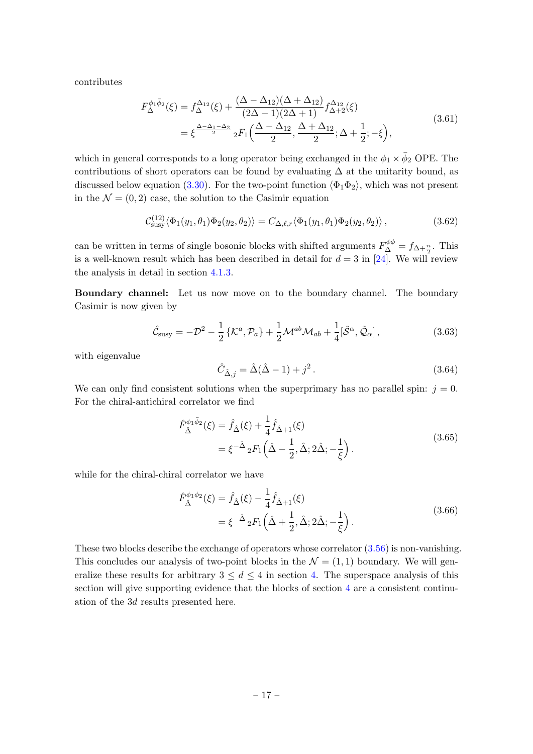contributes

$$
\begin{aligned}
F^{\phi_1\bar{\phi}_2}_{\Delta}(\xi) &= f^{\Delta_{12}}_{\Delta}(\xi) + \frac{(\Delta-\Delta_{12})(\Delta+\Delta_{12})}{(2\Delta-1)(2\Delta+1)} f^{\Delta_{12}}_{\Delta+2}(\xi) \\
&= \xi^{\frac{\Delta-\Delta_1-\Delta_2}{2}} {}_2F_1\Big(\frac{\Delta-\Delta_{12}}{2}, \frac{\Delta+\Delta_{12}}{2}; \Delta+\frac{1}{2}; -\xi\Big),
\end{aligned}
\tag{3.61}
$$

which in general corresponds to a long operator being exchanged in the $\phi_1 \times \bar{\phi}_2$ OPE. The contributions of short operators can be found by evaluating $\Delta$ at the unitarity bound, as discussed below equation (3.30). For the two-point function $\langle\Phi_1\Phi_2\rangle$, which was not present in the $\mathcal{N}=(0,2)$ case, the solution to the Casimir equation

$$
\mathcal{C}^{(12)}_{\text{susy}}\langle\Phi_1(y_1,\theta_1)\Phi_2(y_2,\theta_2)\rangle = C_{\Delta,\ell,r}\langle\Phi_1(y_1,\theta_1)\Phi_2(y_2,\theta_2)\rangle\,,
\tag{3.62}
$$

can be written in terms of single bosonic blocks with shifted arguments $F^{\phi\phi}_{\Delta} = f_{\Delta+\frac{n}{2}}$. This is a well-known result which has been described in detail for $d=3$ in [24]. We will review the analysis in detail in section 4.1.3.

**Boundary channel:** Let us now move on to the boundary channel. The boundary Casimir is now given by

$$
\hat{\mathcal{C}}_{\text{susy}} = -\mathcal{D}^2 - \frac{1}{2}\{\mathcal{K}^a,\mathcal{P}_a\} + \frac{1}{2}\mathcal{M}^{ab}\mathcal{M}_{ab} + \frac{1}{4}[\tilde{\mathcal{S}}^{\alpha},\tilde{\mathcal{Q}}_{\alpha}]\,,
\tag{3.63}
$$

with eigenvalue

$$
\hat{C}_{\hat{\Delta},j} = \hat{\Delta}(\hat{\Delta}-1) + j^2\,.
\tag{3.64}
$$

We can only find consistent solutions when the superprimary has no parallel spin: $j=0$. For the chiral-antichiral correlator we find

$$
\begin{aligned}
\hat{F}^{\phi_1\bar{\phi}_2}_{\hat{\Delta}}(\xi) &= \hat{f}_{\hat{\Delta}}(\xi) + \frac{1}{4}\hat{f}_{\hat{\Delta}+1}(\xi) \\
&= \xi^{-\hat{\Delta}}\,{}_2F_1\Big(\hat{\Delta}-\frac{1}{2}, \hat{\Delta}; 2\hat{\Delta}; -\frac{1}{\xi}\Big)\,.
\end{aligned}
\tag{3.65}
$$

while for the chiral-chiral correlator we have

$$
\begin{aligned}
\hat{F}^{\phi_1\phi_2}_{\hat{\Delta}}(\xi) &= \hat{f}_{\hat{\Delta}}(\xi) - \frac{1}{4}\hat{f}_{\hat{\Delta}+1}(\xi) \\
&= \xi^{-\hat{\Delta}}\,{}_2F_1\Big(\hat{\Delta}+\frac{1}{2}, \hat{\Delta}; 2\hat{\Delta}; -\frac{1}{\xi}\Big)\,.
\end{aligned}
\tag{3.66}
$$

These two blocks describe the exchange of operators whose correlator (3.56) is non-vanishing. This concludes our analysis of two-point blocks in the $\mathcal{N}=(1,1)$ boundary. We will generalize these results for arbitrary $3 \le d \le 4$ in section 4. The superspace analysis of this section will give supporting evidence that the blocks of section 4 are a consistent continuation of the $3d$ results presented here.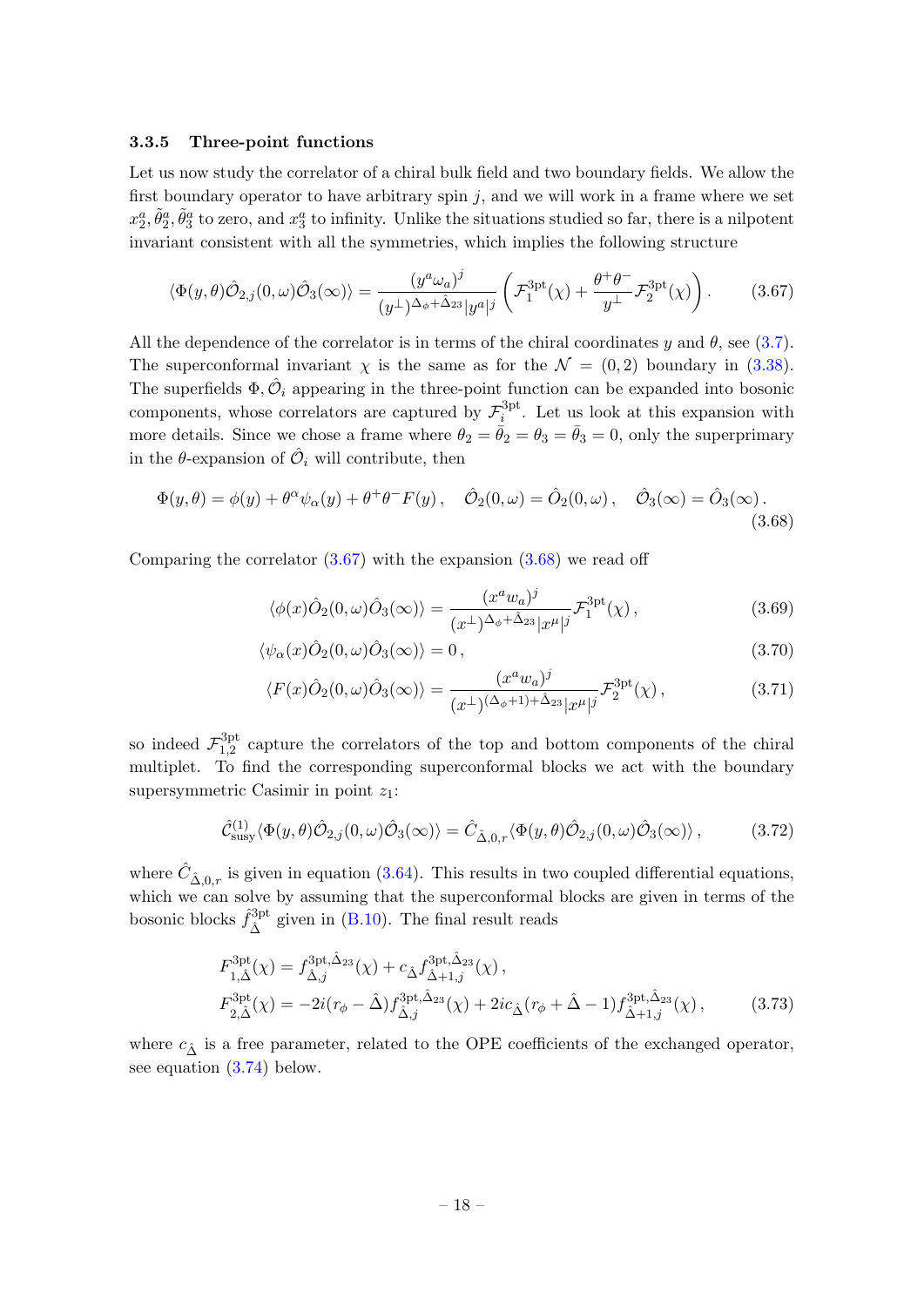### 3.3.5 Three-point functions

Let us now study the correlator of a chiral bulk field and two boundary fields. We allow the first boundary operator to have arbitrary spin $j$, and we will work in a frame where we set $x_2^a, \tilde{\theta}_2^a, \tilde{\theta}_3^a$ to zero, and $x_3^a$ to infinity. Unlike the situations studied so far, there is a nilpotent invariant consistent with all the symmetries, which implies the following structure

$$\langle \Phi(y,\theta)\hat{\mathcal{O}}_{2,j}(0,\omega)\hat{\mathcal{O}}_3(\infty)\rangle = \frac{(y^a\omega_a)^j}{(y^\perp)^{\Delta_\phi+\hat{\Delta}_{23}}|y^a|^j}\left(\mathcal{F}_1^{\text{3pt}}(\chi) + \frac{\theta^+\theta^-}{y^\perp}\mathcal{F}_2^{\text{3pt}}(\chi)\right). \tag{3.67}$$

All the dependence of the correlator is in terms of the chiral coordinates $y$ and $\theta$, see (3.7). The superconformal invariant $\chi$ is the same as for the $\mathcal{N} = (0,2)$ boundary in (3.38). The superfields $\Phi, \hat{\mathcal{O}}_i$ appearing in the three-point function can be expanded into bosonic components, whose correlators are captured by $\mathcal{F}_i^{\text{3pt}}$. Let us look at this expansion with more details. Since we chose a frame where $\theta_2 = \bar{\theta}_2 = \theta_3 = \bar{\theta}_3 = 0$, only the superprimary in the $\theta$-expansion of $\hat{\mathcal{O}}_i$ will contribute, then

$$\Phi(y,\theta) = \phi(y) + \theta^\alpha\psi_\alpha(y) + \theta^+\theta^-F(y)\,, \quad \hat{\mathcal{O}}_2(0,\omega) = \hat{O}_2(0,\omega)\,, \quad \hat{\mathcal{O}}_3(\infty) = \hat{O}_3(\infty)\,. \tag{3.68}$$

Comparing the correlator (3.67) with the expansion (3.68) we read off

$$\langle \phi(x)\hat{O}_2(0,\omega)\hat{O}_3(\infty)\rangle = \frac{(x^a w_a)^j}{(x^\perp)^{\Delta_\phi+\hat{\Delta}_{23}}|x^\mu|^j}\mathcal{F}_1^{\text{3pt}}(\chi)\,, \tag{3.69}$$

$$\langle \psi_\alpha(x)\hat{O}_2(0,\omega)\hat{O}_3(\infty)\rangle = 0\,, \tag{3.70}$$

$$\langle F(x)\hat{O}_2(0,\omega)\hat{O}_3(\infty)\rangle = \frac{(x^a w_a)^j}{(x^\perp)^{(\Delta_\phi+1)+\hat{\Delta}_{23}}|x^\mu|^j}\mathcal{F}_2^{\text{3pt}}(\chi)\,, \tag{3.71}$$

so indeed $\mathcal{F}_{1,2}^{\text{3pt}}$ capture the correlators of the top and bottom components of the chiral multiplet. To find the corresponding superconformal blocks we act with the boundary supersymmetric Casimir in point $z_1$:

$$\hat{\mathcal{C}}_{\text{susy}}^{(1)}\langle \Phi(y,\theta)\hat{\mathcal{O}}_{2,j}(0,\omega)\hat{\mathcal{O}}_3(\infty)\rangle = \hat{C}_{\hat{\Delta},0,r}\langle \Phi(y,\theta)\hat{\mathcal{O}}_{2,j}(0,\omega)\hat{\mathcal{O}}_3(\infty)\rangle\,, \tag{3.72}$$

where $\hat{C}_{\hat{\Delta},0,r}$ is given in equation (3.64). This results in two coupled differential equations, which we can solve by assuming that the superconformal blocks are given in terms of the bosonic blocks $\hat{f}_{\hat{\Delta}}^{\text{3pt}}$ given in (B.10). The final result reads

$$\begin{aligned}
F_{1,\hat{\Delta}}^{\text{3pt}}(\chi) &= f_{\hat{\Delta},j}^{\text{3pt},\hat{\Delta}_{23}}(\chi) + c_{\hat{\Delta}} f_{\hat{\Delta}+1,j}^{\text{3pt},\hat{\Delta}_{23}}(\chi)\,, \\
F_{2,\hat{\Delta}}^{\text{3pt}}(\chi) &= -2i(r_\phi - \hat{\Delta}) f_{\hat{\Delta},j}^{\text{3pt},\hat{\Delta}_{23}}(\chi) + 2ic_{\hat{\Delta}}(r_\phi + \hat{\Delta} - 1) f_{\hat{\Delta}+1,j}^{\text{3pt},\hat{\Delta}_{23}}(\chi)\,,
\end{aligned} \tag{3.73}$$

where $c_{\hat{\Delta}}$ is a free parameter, related to the OPE coefficients of the exchanged operator, see equation (3.74) below.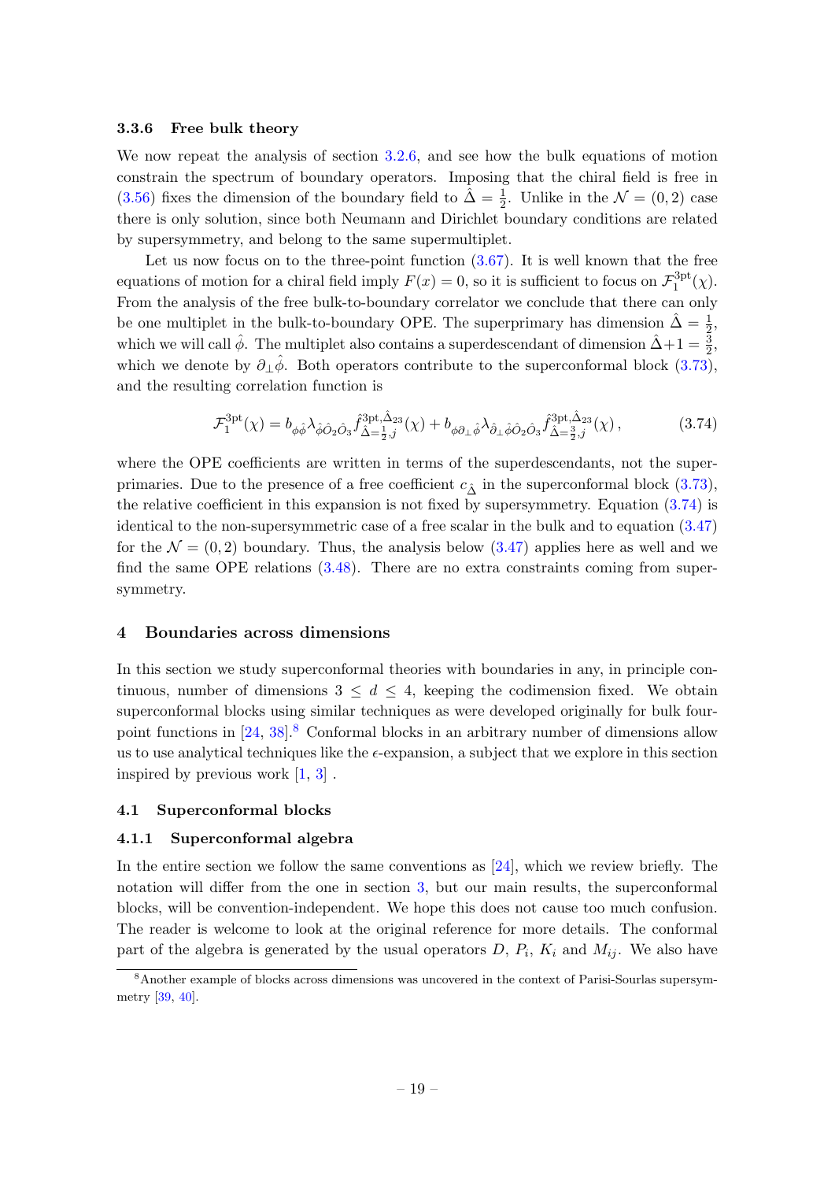#### 3.3.6 Free bulk theory

We now repeat the analysis of section 3.2.6, and see how the bulk equations of motion constrain the spectrum of boundary operators. Imposing that the chiral field is free in (3.56) fixes the dimension of the boundary field to $\hat{\Delta} = \frac{1}{2}$. Unlike in the $\mathcal{N} = (0,2)$ case there is only solution, since both Neumann and Dirichlet boundary conditions are related by supersymmetry, and belong to the same supermultiplet.

Let us now focus on to the three-point function (3.67). It is well known that the free equations of motion for a chiral field imply $F(x) = 0$, so it is sufficient to focus on $\mathcal{F}_1^{\text{3pt}}(\chi)$. From the analysis of the free bulk-to-boundary correlator we conclude that there can only be one multiplet in the bulk-to-boundary OPE. The superprimary has dimension $\hat{\Delta} = \frac{1}{2}$, which we will call $\hat{\phi}$. The multiplet also contains a superdescendant of dimension $\hat{\Delta}+1 = \frac{3}{2}$, which we denote by $\partial_\perp \hat{\phi}$. Both operators contribute to the superconformal block (3.73), and the resulting correlation function is

$$\mathcal{F}_1^{\text{3pt}}(\chi) = b_{\phi\hat{\phi}} \lambda_{\hat{\phi}\hat{O}_2\hat{O}_3} \hat{f}^{\text{3pt},\hat{\Delta}_{23}}_{\hat{\Delta}=\frac{1}{2},j}(\chi) + b_{\phi\partial_\perp\hat{\phi}} \lambda_{\partial_\perp\hat{\phi}\hat{O}_2\hat{O}_3} \hat{f}^{\text{3pt},\hat{\Delta}_{23}}_{\hat{\Delta}=\frac{3}{2},j}(\chi)\,, \tag{3.74}$$

where the OPE coefficients are written in terms of the superdescendants, not the superprimaries. Due to the presence of a free coefficient $c_{\hat{\Delta}}$ in the superconformal block (3.73), the relative coefficient in this expansion is not fixed by supersymmetry. Equation (3.74) is identical to the non-supersymmetric case of a free scalar in the bulk and to equation (3.47) for the $\mathcal{N} = (0,2)$ boundary. Thus, the analysis below (3.47) applies here as well and we find the same OPE relations (3.48). There are no extra constraints coming from supersymmetry.

## 4 Boundaries across dimensions

In this section we study superconformal theories with boundaries in any, in principle continuous, number of dimensions $3 \leq d \leq 4$, keeping the codimension fixed. We obtain superconformal blocks using similar techniques as were developed originally for bulk four-point functions in [24, 38].[8] Conformal blocks in an arbitrary number of dimensions allow us to use analytical techniques like the $\epsilon$-expansion, a subject that we explore in this section inspired by previous work [1, 3] .

### 4.1 Superconformal blocks

#### 4.1.1 Superconformal algebra

In the entire section we follow the same conventions as [24], which we review briefly. The notation will differ from the one in section 3, but our main results, the superconformal blocks, will be convention-independent. We hope this does not cause too much confusion. The reader is welcome to look at the original reference for more details. The conformal part of the algebra is generated by the usual operators $D$, $P_i$, $K_i$ and $M_{ij}$. We also have

[8] Another example of blocks across dimensions was uncovered in the context of Parisi-Sourlas supersymmetry [39, 40].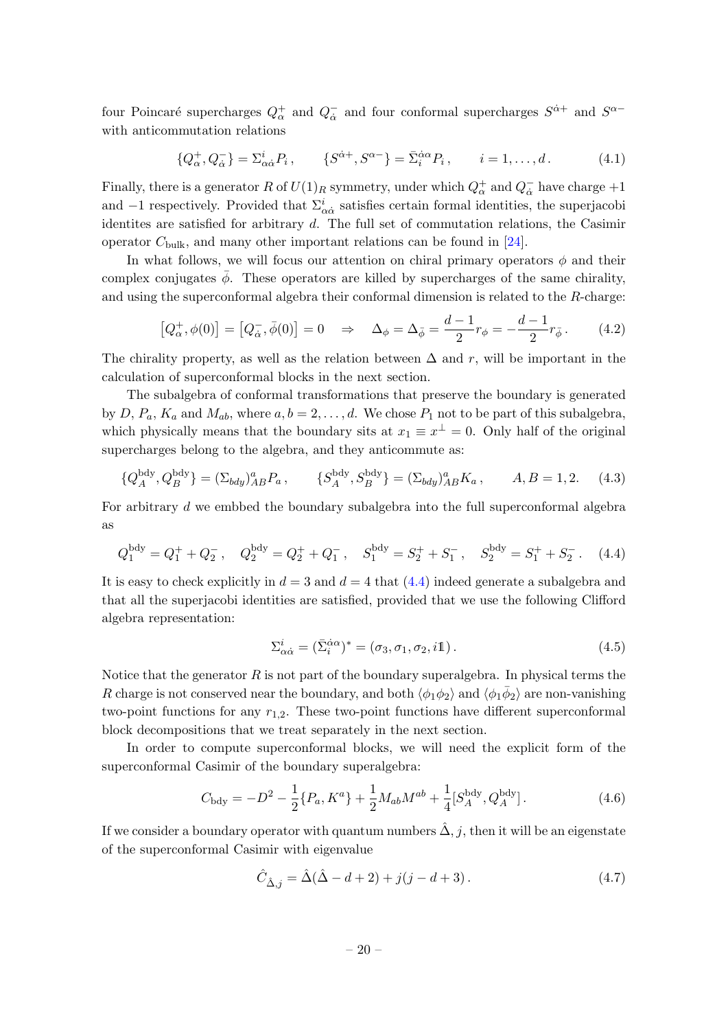four Poincaré supercharges $Q^+_\alpha$ and $Q^-_{\dot\alpha}$ and four conformal supercharges $S^{\dot\alpha +}$ and $S^{\alpha -}$ with anticommutation relations

$$\{Q^+_\alpha, Q^-_{\dot\alpha}\} = \Sigma^i_{\alpha\dot\alpha} P_i \,, \qquad \{S^{\dot\alpha +}, S^{\alpha -}\} = \bar\Sigma^{\dot\alpha\alpha}_i P_i \,, \qquad i = 1, \ldots, d \,. \tag{4.1}$$

Finally, there is a generator $R$ of $U(1)_R$ symmetry, under which $Q^+_\alpha$ and $Q^-_{\dot\alpha}$ have charge $+1$ and $-1$ respectively. Provided that $\Sigma^i_{\alpha\dot\alpha}$ satisfies certain formal identities, the superjacobi identites are satisfied for arbitrary $d$. The full set of commutation relations, the Casimir operator $C_{\text{bulk}}$, and many other important relations can be found in [24].

In what follows, we will focus our attention on chiral primary operators $\phi$ and their complex conjugates $\bar\phi$. These operators are killed by supercharges of the same chirality, and using the superconformal algebra their conformal dimension is related to the $R$-charge:

$$\left[Q^+_\alpha, \phi(0)\right] = \left[Q^-_{\dot\alpha}, \bar\phi(0)\right] = 0 \quad \Rightarrow \quad \Delta_\phi = \Delta_{\bar\phi} = \frac{d-1}{2} r_\phi = -\frac{d-1}{2} r_{\bar\phi} \,. \tag{4.2}$$

The chirality property, as well as the relation between $\Delta$ and $r$, will be important in the calculation of superconformal blocks in the next section.

The subalgebra of conformal transformations that preserve the boundary is generated by $D$, $P_a$, $K_a$ and $M_{ab}$, where $a, b = 2, \ldots, d$. We chose $P_1$ not to be part of this subalgebra, which physically means that the boundary sits at $x_1 \equiv x^\perp = 0$. Only half of the original supercharges belong to the algebra, and they anticommute as:

$$\{Q^{\text{bdy}}_A, Q^{\text{bdy}}_B\} = (\Sigma_{bdy})^a_{AB} P_a \,, \qquad \{S^{\text{bdy}}_A, S^{\text{bdy}}_B\} = (\Sigma_{bdy})^a_{AB} K_a \,, \qquad A, B = 1, 2. \tag{4.3}$$

For arbitrary $d$ we embbed the boundary subalgebra into the full superconformal algebra as

$$Q^{\text{bdy}}_1 = Q^+_1 + Q^-_2 \,, \quad Q^{\text{bdy}}_2 = Q^+_2 + Q^-_1 \,, \quad S^{\text{bdy}}_1 = S^+_2 + S^-_1 \,, \quad S^{\text{bdy}}_2 = S^+_1 + S^-_2 \,. \tag{4.4}$$

It is easy to check explicitly in $d = 3$ and $d = 4$ that (4.4) indeed generate a subalgebra and that all the superjacobi identities are satisfied, provided that we use the following Clifford algebra representation:

$$\Sigma^i_{\alpha\dot\alpha} = (\bar\Sigma^{\dot\alpha\alpha}_i)^* = (\sigma_3, \sigma_1, \sigma_2, i\mathbb{1}) \,. \tag{4.5}$$

Notice that the generator $R$ is not part of the boundary superalgebra. In physical terms the $R$ charge is not conserved near the boundary, and both $\langle\phi_1\phi_2\rangle$ and $\langle\phi_1\bar\phi_2\rangle$ are non-vanishing two-point functions for any $r_{1,2}$. These two-point functions have different superconformal block decompositions that we treat separately in the next section.

In order to compute superconformal blocks, we will need the explicit form of the superconformal Casimir of the boundary superalgebra:

$$C_{\text{bdy}} = -D^2 - \frac{1}{2}\{P_a, K^a\} + \frac{1}{2} M_{ab} M^{ab} + \frac{1}{4}[S^{\text{bdy}}_A, Q^{\text{bdy}}_A] \,. \tag{4.6}$$

If we consider a boundary operator with quantum numbers $\hat\Delta, j$, then it will be an eigenstate of the superconformal Casimir with eigenvalue

$$\hat C_{\hat\Delta, j} = \hat\Delta(\hat\Delta - d + 2) + j(j - d + 3) \,. \tag{4.7}$$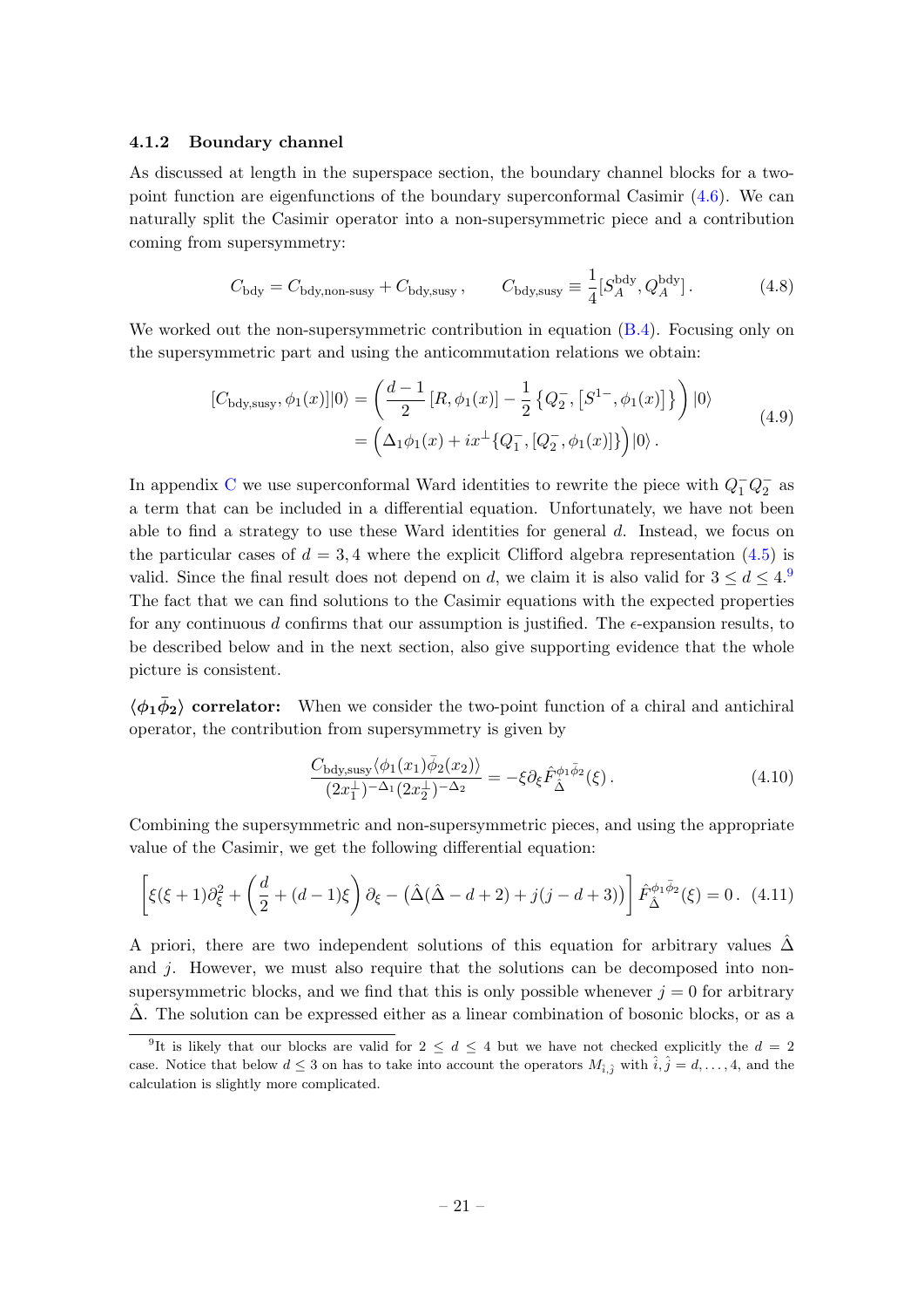### 4.1.2 Boundary channel

As discussed at length in the superspace section, the boundary channel blocks for a two-point function are eigenfunctions of the boundary superconformal Casimir (4.6). We can naturally split the Casimir operator into a non-supersymmetric piece and a contribution coming from supersymmetry:

$$C_{\text{bdy}} = C_{\text{bdy,non-susy}} + C_{\text{bdy,susy}}\,, \qquad C_{\text{bdy,susy}} \equiv \frac{1}{4}[S_A^{\text{bdy}}, Q_A^{\text{bdy}}]\,. \tag{4.8}$$

We worked out the non-supersymmetric contribution in equation (B.4). Focusing only on the supersymmetric part and using the anticommutation relations we obtain:

$$\begin{aligned}
[C_{\text{bdy,susy}}, \phi_1(x)]|0\rangle &= \left(\frac{d-1}{2}\,[R, \phi_1(x)] - \frac{1}{2}\left\{Q_2^-, [S^{1-}, \phi_1(x)]\right\}\right)|0\rangle \\
&= \Big(\Delta_1 \phi_1(x) + i x^\perp \{Q_1^-, [Q_2^-, \phi_1(x)]\}\Big)|0\rangle\,.
\end{aligned} \tag{4.9}$$

In appendix C we use superconformal Ward identities to rewrite the piece with $Q_1^- Q_2^-$ as a term that can be included in a differential equation. Unfortunately, we have not been able to find a strategy to use these Ward identities for general $d$. Instead, we focus on the particular cases of $d = 3, 4$ where the explicit Clifford algebra representation (4.5) is valid. Since the final result does not depend on $d$, we claim it is also valid for $3 \leq d \leq 4$.[9] The fact that we can find solutions to the Casimir equations with the expected properties for any continuous $d$ confirms that our assumption is justified. The $\epsilon$-expansion results, to be described below and in the next section, also give supporting evidence that the whole picture is consistent.

**$\langle \phi_1 \bar{\phi}_2 \rangle$ correlator:** When we consider the two-point function of a chiral and antichiral operator, the contribution from supersymmetry is given by

$$\frac{C_{\text{bdy,susy}} \langle \phi_1(x_1) \bar{\phi}_2(x_2)\rangle}{(2x_1^\perp)^{-\Delta_1}(2x_2^\perp)^{-\Delta_2}} = -\xi \partial_\xi \hat{F}_{\hat{\Delta}}^{\phi_1\bar{\phi}_2}(\xi)\,. \tag{4.10}$$

Combining the supersymmetric and non-supersymmetric pieces, and using the appropriate value of the Casimir, we get the following differential equation:

$$\left[\xi(\xi+1)\partial_\xi^2 + \left(\frac{d}{2} + (d-1)\xi\right)\partial_\xi - \left(\hat{\Delta}(\hat{\Delta} - d + 2) + j(j - d + 3)\right)\right]\hat{F}_{\hat{\Delta}}^{\phi_1\bar{\phi}_2}(\xi) = 0\,. \tag{4.11}$$

A priori, there are two independent solutions of this equation for arbitrary values $\hat{\Delta}$ and $j$. However, we must also require that the solutions can be decomposed into non-supersymmetric blocks, and we find that this is only possible whenever $j = 0$ for arbitrary $\hat{\Delta}$. The solution can be expressed either as a linear combination of bosonic blocks, or as a

[9] It is likely that our blocks are valid for $2 \leq d \leq 4$ but we have not checked explicitly the $d = 2$ case. Notice that below $d \leq 3$ on has to take into account the operators $M_{\hat{\imath},\hat{\jmath}}$ with $\hat{\imath}, \hat{\jmath} = d, \ldots, 4$, and the calculation is slightly more complicated.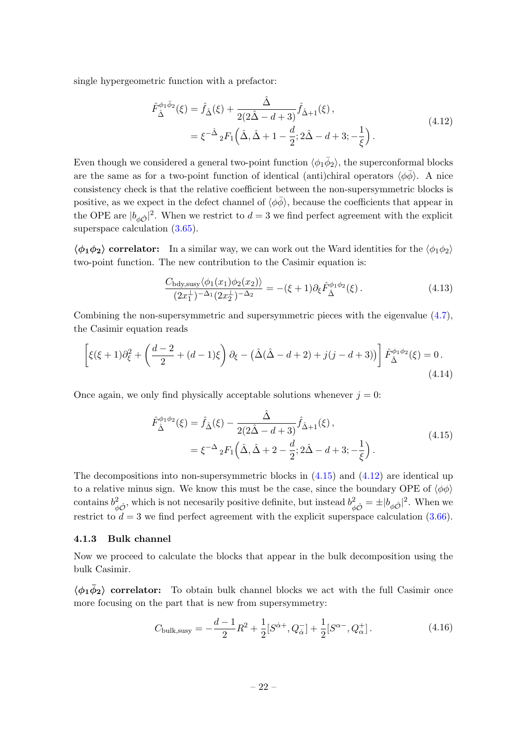single hypergeometric function with a prefactor:

$$
\begin{aligned}
\hat{F}^{\phi_1\bar{\phi}_2}_{\hat{\Delta}}(\xi) &= \hat{f}_{\hat{\Delta}}(\xi) + \frac{\hat{\Delta}}{2(2\hat{\Delta}-d+3)}\hat{f}_{\hat{\Delta}+1}(\xi)\,, \\
&= \xi^{-\hat{\Delta}}\,{}_2F_1\Big(\hat{\Delta}, \hat{\Delta}+1-\frac{d}{2}; 2\hat{\Delta}-d+3; -\frac{1}{\xi}\Big)\,.
\end{aligned}
\tag{4.12}
$$

Even though we considered a general two-point function $\langle \phi_1 \bar{\phi}_2 \rangle$, the superconformal blocks are the same as for a two-point function of identical (anti)chiral operators $\langle \phi\bar{\phi}\rangle$. A nice consistency check is that the relative coefficient between the non-supersymmetric blocks is positive, as we expect in the defect channel of $\langle \phi\bar{\phi}\rangle$, because the coefficients that appear in the OPE are $|b_{\phi\hat{\mathcal{O}}}|^2$. When we restrict to $d=3$ we find perfect agreement with the explicit superspace calculation (3.65).

**$\langle \phi_1 \phi_2 \rangle$ correlator:** In a similar way, we can work out the Ward identities for the $\langle \phi_1\phi_2\rangle$ two-point function. The new contribution to the Casimir equation is:

$$
\frac{C_{\text{bdy,susy}}\langle \phi_1(x_1)\phi_2(x_2)\rangle}{(2x_1^\perp)^{-\Delta_1}(2x_2^\perp)^{-\Delta_2}} = -(\xi+1)\partial_\xi \hat{F}^{\phi_1\phi_2}_{\hat{\Delta}}(\xi)\,.
\tag{4.13}
$$

Combining the non-supersymmetric and supersymmetric pieces with the eigenvalue (4.7), the Casimir equation reads

$$
\left[\xi(\xi+1)\partial_\xi^2 + \left(\frac{d-2}{2} + (d-1)\xi\right)\partial_\xi - \big(\hat{\Delta}(\hat{\Delta}-d+2) + j(j-d+3)\big)\right]\hat{F}^{\phi_1\phi_2}_{\hat{\Delta}}(\xi) = 0\,.
\tag{4.14}
$$

Once again, we only find physically acceptable solutions whenever $j=0$:

$$
\begin{aligned}
\hat{F}^{\phi_1\phi_2}_{\hat{\Delta}}(\xi) &= \hat{f}_{\hat{\Delta}}(\xi) - \frac{\hat{\Delta}}{2(2\hat{\Delta}-d+3)}\hat{f}_{\hat{\Delta}+1}(\xi)\,, \\
&= \xi^{-\Delta}\,{}_2F_1\Big(\hat{\Delta}, \hat{\Delta}+2-\frac{d}{2}; 2\hat{\Delta}-d+3; -\frac{1}{\xi}\Big)\,.
\end{aligned}
\tag{4.15}
$$

The decompositions into non-supersymmetric blocks in (4.15) and (4.12) are identical up to a relative minus sign. We know this must be the case, since the boundary OPE of $\langle \phi\phi\rangle$ contains $b^2_{\phi\hat{\mathcal{O}}}$, which is not necesarily positive definite, but instead $b^2_{\phi\hat{\mathcal{O}}} = \pm|b_{\phi\hat{\mathcal{O}}}|^2$. When we restrict to $d=3$ we find perfect agreement with the explicit superspace calculation (3.66).

### 4.1.3 Bulk channel

Now we proceed to calculate the blocks that appear in the bulk decomposition using the bulk Casimir.

**$\langle \phi_1 \bar{\phi}_2 \rangle$ correlator:** To obtain bulk channel blocks we act with the full Casimir once more focusing on the part that is new from supersymmetry:

$$
C_{\text{bulk,susy}} = -\frac{d-1}{2}R^2 + \frac{1}{2}[S^{\dot{\alpha}+}, Q^-_{\dot{\alpha}}] + \frac{1}{2}[S^{\alpha-}, Q^+_\alpha]\,.
\tag{4.16}
$$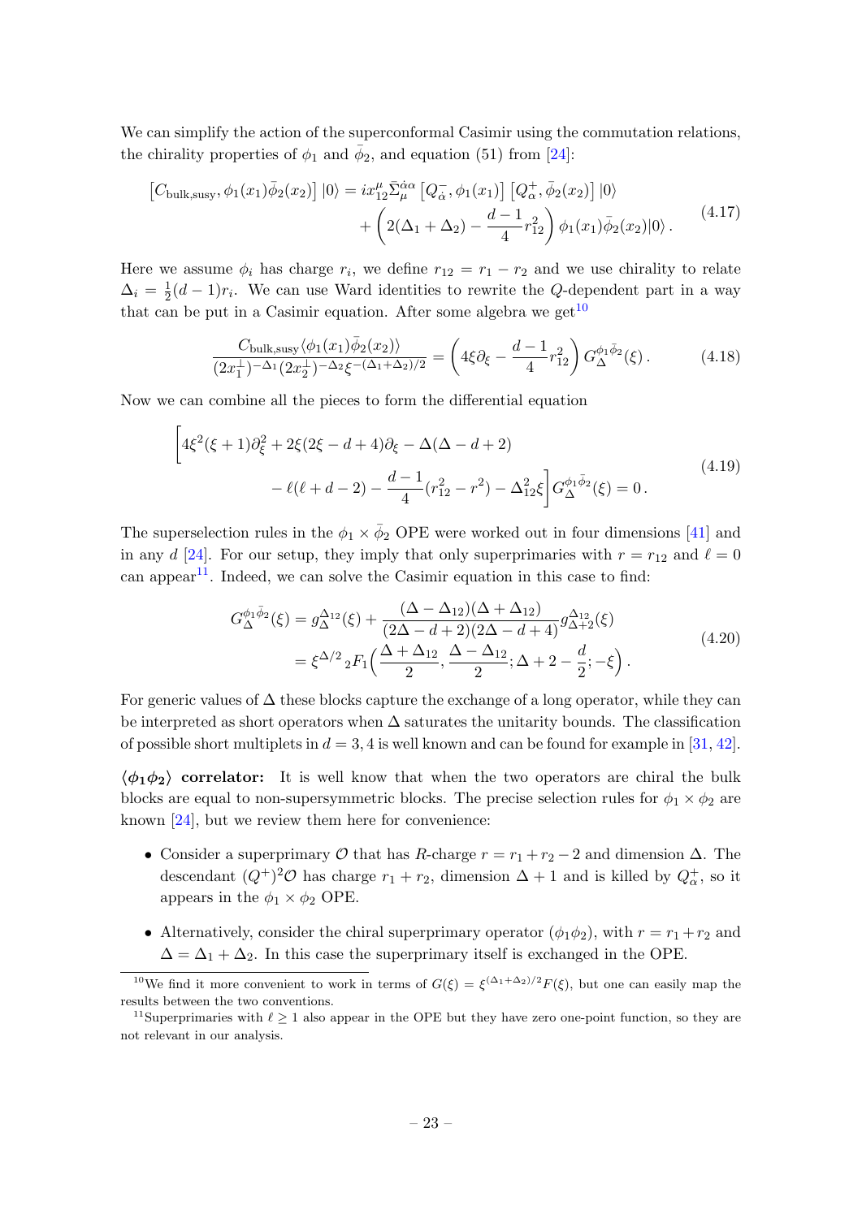We can simplify the action of the superconformal Casimir using the commutation relations, the chirality properties of $\phi_1$ and $\bar{\phi}_2$, and equation (51) from [24]:

$$
\begin{aligned}
\left[C_{\text{bulk,susy}}, \phi_1(x_1)\bar{\phi}_2(x_2)\right]|0\rangle &= i x_{12}^\mu \bar{\Sigma}_\mu^{\dot{\alpha}\alpha}\left[Q^-_{\dot{\alpha}}, \phi_1(x_1)\right]\left[Q^+_\alpha, \bar{\phi}_2(x_2)\right]|0\rangle \\
&\quad + \left(2(\Delta_1+\Delta_2) - \frac{d-1}{4}r_{12}^2\right)\phi_1(x_1)\bar{\phi}_2(x_2)|0\rangle\,.
\end{aligned}
\tag{4.17}
$$

Here we assume $\phi_i$ has charge $r_i$, we define $r_{12} = r_1 - r_2$ and we use chirality to relate $\Delta_i = \frac{1}{2}(d-1)r_i$. We can use Ward identities to rewrite the $Q$-dependent part in a way that can be put in a Casimir equation. After some algebra we get[10]

$$
\frac{C_{\text{bulk,susy}}\langle\phi_1(x_1)\bar{\phi}_2(x_2)\rangle}{(2x_1^\perp)^{-\Delta_1}(2x_2^\perp)^{-\Delta_2}\xi^{-(\Delta_1+\Delta_2)/2}} = \left(4\xi\partial_\xi - \frac{d-1}{4}r_{12}^2\right)G_\Delta^{\phi_1\bar{\phi}_2}(\xi)\,. \tag{4.18}
$$

Now we can combine all the pieces to form the differential equation

$$
\begin{aligned}
\Big[4\xi^2(\xi+1)\partial_\xi^2 &+ 2\xi(2\xi - d + 4)\partial_\xi - \Delta(\Delta - d + 2) \\
&- \ell(\ell + d - 2) - \frac{d-1}{4}(r_{12}^2 - r^2) - \Delta_{12}^2\xi\Big]G_\Delta^{\phi_1\bar{\phi}_2}(\xi) = 0\,.
\end{aligned}
\tag{4.19}
$$

The superselection rules in the $\phi_1 \times \bar{\phi}_2$ OPE were worked out in four dimensions [41] and in any $d$ [24]. For our setup, they imply that only superprimaries with $r = r_{12}$ and $\ell = 0$ can appear[11]. Indeed, we can solve the Casimir equation in this case to find:

$$
\begin{aligned}
G_\Delta^{\phi_1\bar{\phi}_2}(\xi) &= g_\Delta^{\Delta_{12}}(\xi) + \frac{(\Delta - \Delta_{12})(\Delta + \Delta_{12})}{(2\Delta - d + 2)(2\Delta - d + 4)}g_{\Delta+2}^{\Delta_{12}}(\xi) \\
&= \xi^{\Delta/2}\,{}_2F_1\Big(\frac{\Delta + \Delta_{12}}{2}, \frac{\Delta - \Delta_{12}}{2}; \Delta + 2 - \frac{d}{2}; -\xi\Big)\,.
\end{aligned}
\tag{4.20}
$$

For generic values of $\Delta$ these blocks capture the exchange of a long operator, while they can be interpreted as short operators when $\Delta$ saturates the unitarity bounds. The classification of possible short multiplets in $d = 3, 4$ is well known and can be found for example in [31, 42].

**$\langle\phi_1\phi_2\rangle$ correlator:** It is well know that when the two operators are chiral the bulk blocks are equal to non-supersymmetric blocks. The precise selection rules for $\phi_1 \times \phi_2$ are known [24], but we review them here for convenience:

- Consider a superprimary $\mathcal{O}$ that has $R$-charge $r = r_1 + r_2 - 2$ and dimension $\Delta$. The descendant $(Q^+)^2\mathcal{O}$ has charge $r_1 + r_2$, dimension $\Delta + 1$ and is killed by $Q^+_\alpha$, so it appears in the $\phi_1 \times \phi_2$ OPE.
- Alternatively, consider the chiral superprimary operator $(\phi_1\phi_2)$, with $r = r_1 + r_2$ and $\Delta = \Delta_1 + \Delta_2$. In this case the superprimary itself is exchanged in the OPE.

[10] We find it more convenient to work in terms of $G(\xi) = \xi^{(\Delta_1+\Delta_2)/2}F(\xi)$, but one can easily map the results between the two conventions.

[11] Superprimaries with $\ell \geq 1$ also appear in the OPE but they have zero one-point function, so they are not relevant in our analysis.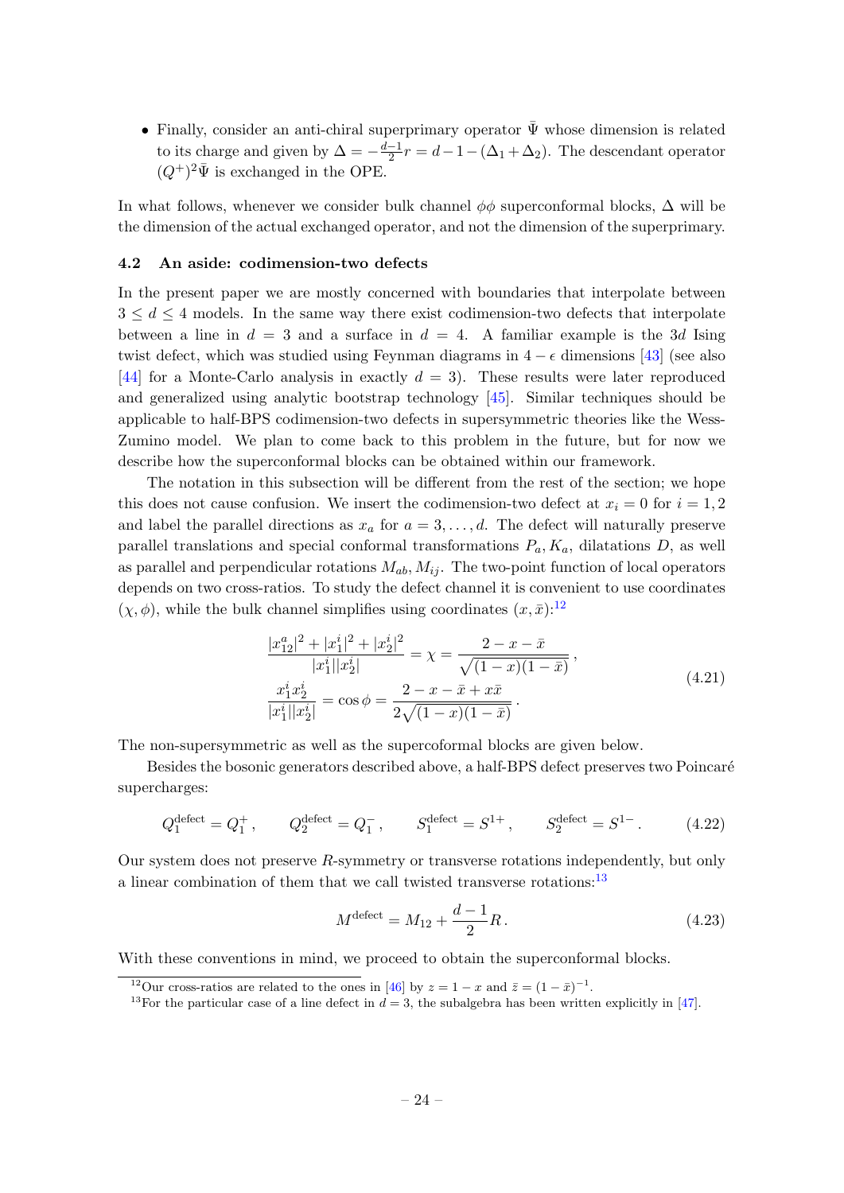- Finally, consider an anti-chiral superprimary operator $\bar{\Psi}$ whose dimension is related to its charge and given by $\Delta = -\frac{d-1}{2}r = d-1-(\Delta_1+\Delta_2)$. The descendant operator $(Q^+)^2\bar{\Psi}$ is exchanged in the OPE.

In what follows, whenever we consider bulk channel $\phi\phi$ superconformal blocks, $\Delta$ will be the dimension of the actual exchanged operator, and not the dimension of the superprimary.

### 4.2 An aside: codimension-two defects

In the present paper we are mostly concerned with boundaries that interpolate between $3 \le d \le 4$ models. In the same way there exist codimension-two defects that interpolate between a line in $d = 3$ and a surface in $d = 4$. A familiar example is the $3d$ Ising twist defect, which was studied using Feynman diagrams in $4-\epsilon$ dimensions [43] (see also [44] for a Monte-Carlo analysis in exactly $d = 3$). These results were later reproduced and generalized using analytic bootstrap technology [45]. Similar techniques should be applicable to half-BPS codimension-two defects in supersymmetric theories like the Wess-Zumino model. We plan to come back to this problem in the future, but for now we describe how the superconformal blocks can be obtained within our framework.

The notation in this subsection will be different from the rest of the section; we hope this does not cause confusion. We insert the codimension-two defect at $x_i = 0$ for $i = 1,2$ and label the parallel directions as $x_a$ for $a = 3,\dots,d$. The defect will naturally preserve parallel translations and special conformal transformations $P_a, K_a$, dilatations $D$, as well as parallel and perpendicular rotations $M_{ab}, M_{ij}$. The two-point function of local operators depends on two cross-ratios. To study the defect channel it is convenient to use coordinates $(\chi,\phi)$, while the bulk channel simplifies using coordinates $(x,\bar{x})$:[12]

$$
\begin{aligned}
\frac{|x_{12}^a|^2 + |x_1^i|^2 + |x_2^i|^2}{|x_1^i||x_2^i|} &= \chi = \frac{2-x-\bar{x}}{\sqrt{(1-x)(1-\bar{x})}}\,, \\
\frac{x_1^i x_2^i}{|x_1^i||x_2^i|} &= \cos\phi = \frac{2-x-\bar{x}+x\bar{x}}{2\sqrt{(1-x)(1-\bar{x})}}\,.
\end{aligned}
\tag{4.21}
$$

The non-supersymmetric as well as the supercoformal blocks are given below.

Besides the bosonic generators described above, a half-BPS defect preserves two Poincaré supercharges:

$$
Q_1^{\text{defect}} = Q_1^+\,, \qquad Q_2^{\text{defect}} = Q_1^-\,, \qquad S_1^{\text{defect}} = S^{1+}\,, \qquad S_2^{\text{defect}} = S^{1-}\,. \tag{4.22}
$$

Our system does not preserve $R$-symmetry or transverse rotations independently, but only a linear combination of them that we call twisted transverse rotations:[13]

$$
M^{\text{defect}} = M_{12} + \frac{d-1}{2}R\,. \tag{4.23}
$$

With these conventions in mind, we proceed to obtain the superconformal blocks.

[12] Our cross-ratios are related to the ones in [46] by $z = 1-x$ and $\bar{z} = (1-\bar{x})^{-1}$.

[13] For the particular case of a line defect in $d = 3$, the subalgebra has been written explicitly in [47].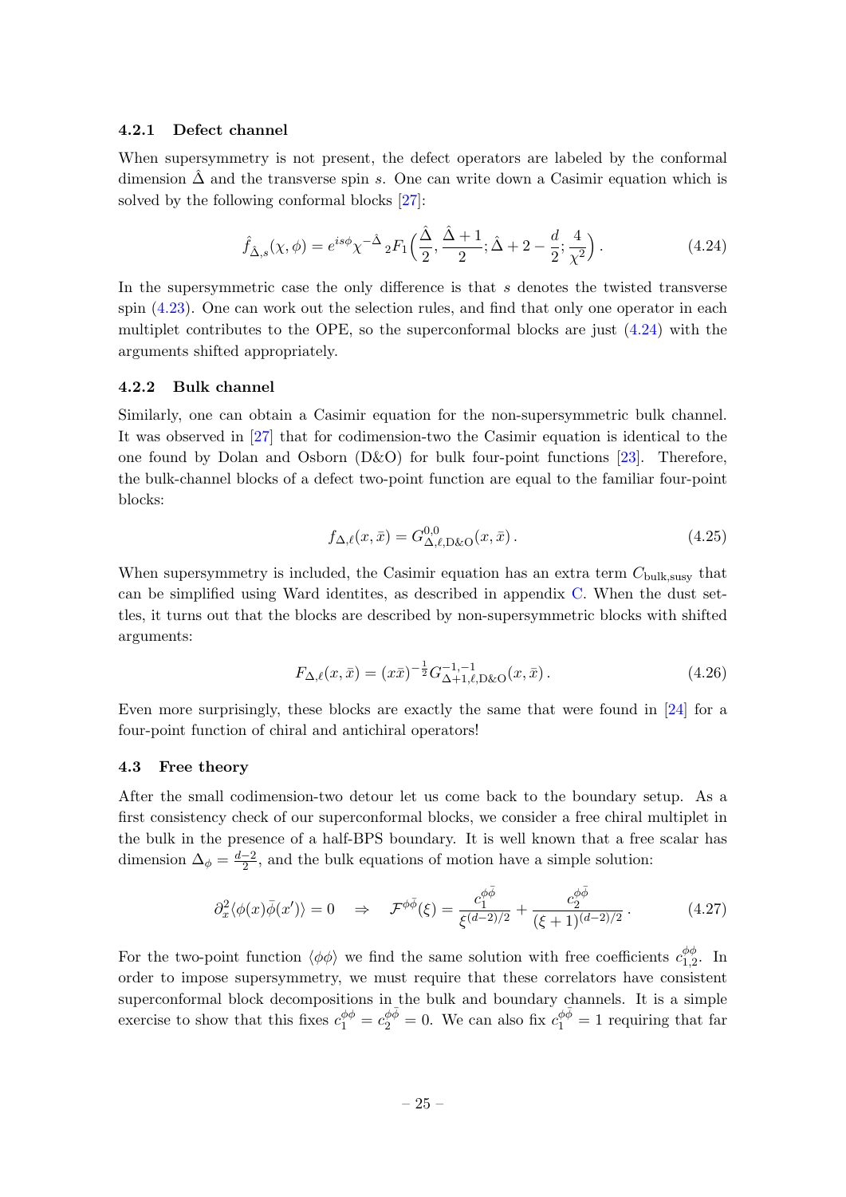#### 4.2.1 Defect channel

When supersymmetry is not present, the defect operators are labeled by the conformal dimension $\hat{\Delta}$ and the transverse spin $s$. One can write down a Casimir equation which is solved by the following conformal blocks [27]:

$$
\hat{f}_{\hat{\Delta},s}(\chi,\phi) = e^{is\phi}\chi^{-\hat{\Delta}}\,{}_2F_1\Big(\frac{\hat{\Delta}}{2},\frac{\hat{\Delta}+1}{2};\hat{\Delta}+2-\frac{d}{2};\frac{4}{\chi^2}\Big)\,. \tag{4.24}
$$

In the supersymmetric case the only difference is that $s$ denotes the twisted transverse spin (4.23). One can work out the selection rules, and find that only one operator in each multiplet contributes to the OPE, so the superconformal blocks are just (4.24) with the arguments shifted appropriately.

#### 4.2.2 Bulk channel

Similarly, one can obtain a Casimir equation for the non-supersymmetric bulk channel. It was observed in [27] that for codimension-two the Casimir equation is identical to the one found by Dolan and Osborn (D&O) for bulk four-point functions [23]. Therefore, the bulk-channel blocks of a defect two-point function are equal to the familiar four-point blocks:

$$
f_{\Delta,\ell}(x,\bar{x}) = G^{0,0}_{\Delta,\ell,\text{D\&O}}(x,\bar{x})\,. \tag{4.25}
$$

When supersymmetry is included, the Casimir equation has an extra term $C_{\text{bulk,susy}}$ that can be simplified using Ward identites, as described in appendix C. When the dust settles, it turns out that the blocks are described by non-supersymmetric blocks with shifted arguments:

$$
F_{\Delta,\ell}(x,\bar{x}) = (x\bar{x})^{-\frac{1}{2}}G^{-1,-1}_{\Delta+1,\ell,\text{D\&O}}(x,\bar{x})\,. \tag{4.26}
$$

Even more surprisingly, these blocks are exactly the same that were found in [24] for a four-point function of chiral and antichiral operators!

### 4.3 Free theory

After the small codimension-two detour let us come back to the boundary setup. As a first consistency check of our superconformal blocks, we consider a free chiral multiplet in the bulk in the presence of a half-BPS boundary. It is well known that a free scalar has dimension $\Delta_\phi = \frac{d-2}{2}$, and the bulk equations of motion have a simple solution:

$$
\partial_x^2\langle\phi(x)\bar{\phi}(x')\rangle = 0 \quad\Rightarrow\quad \mathcal{F}^{\phi\bar{\phi}}(\xi) = \frac{c_1^{\phi\bar{\phi}}}{\xi^{(d-2)/2}} + \frac{c_2^{\phi\bar{\phi}}}{(\xi+1)^{(d-2)/2}}\,. \tag{4.27}
$$

For the two-point function $\langle\phi\phi\rangle$ we find the same solution with free coefficients $c_{1,2}^{\phi\phi}$. In order to impose supersymmetry, we must require that these correlators have consistent superconformal block decompositions in the bulk and boundary channels. It is a simple exercise to show that this fixes $c_1^{\phi\phi} = c_2^{\phi\bar{\phi}} = 0$. We can also fix $c_1^{\phi\bar{\phi}} = 1$ requiring that far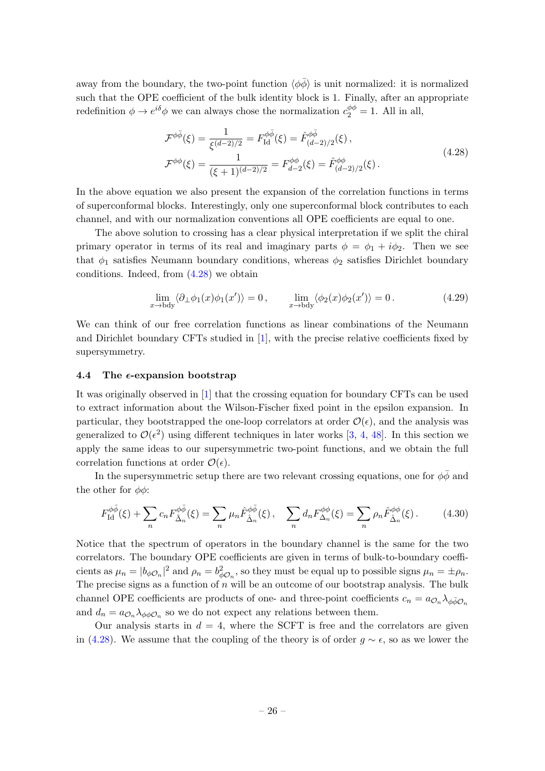away from the boundary, the two-point function $\langle\phi\bar{\phi}\rangle$ is unit normalized: it is normalized such that the OPE coefficient of the bulk identity block is 1. Finally, after an appropriate redefinition $\phi \to e^{i\delta}\phi$ we can always chose the normalization $c_2^{\phi\phi} = 1$. All in all,

$$
\begin{aligned}
\mathcal{F}^{\phi\bar{\phi}}(\xi) &= \frac{1}{\xi^{(d-2)/2}} = F^{\phi\bar{\phi}}_{\text{Id}}(\xi) = \hat{F}^{\phi\bar{\phi}}_{(d-2)/2}(\xi)\,, \\
\mathcal{F}^{\phi\phi}(\xi) &= \frac{1}{(\xi+1)^{(d-2)/2}} = F^{\phi\phi}_{d-2}(\xi) = \hat{F}^{\phi\phi}_{(d-2)/2}(\xi)\,.
\end{aligned}
\tag{4.28}
$$

In the above equation we also present the expansion of the correlation functions in terms of superconformal blocks. Interestingly, only one superconformal block contributes to each channel, and with our normalization conventions all OPE coefficients are equal to one.

The above solution to crossing has a clear physical interpretation if we split the chiral primary operator in terms of its real and imaginary parts $\phi = \phi_1 + i\phi_2$. Then we see that $\phi_1$ satisfies Neumann boundary conditions, whereas $\phi_2$ satisfies Dirichlet boundary conditions. Indeed, from (4.28) we obtain

$$
\lim_{x\to\text{bdy}} \langle \partial_\perp \phi_1(x)\phi_1(x')\rangle = 0\,, \qquad \lim_{x\to\text{bdy}} \langle \phi_2(x)\phi_2(x')\rangle = 0\,. \tag{4.29}
$$

We can think of our free correlation functions as linear combinations of the Neumann and Dirichlet boundary CFTs studied in [1], with the precise relative coefficients fixed by supersymmetry.

### 4.4 The $\epsilon$-expansion bootstrap

It was originally observed in [1] that the crossing equation for boundary CFTs can be used to extract information about the Wilson-Fischer fixed point in the epsilon expansion. In particular, they bootstrapped the one-loop correlators at order $\mathcal{O}(\epsilon)$, and the analysis was generalized to $\mathcal{O}(\epsilon^2)$ using different techniques in later works [3, 4, 48]. In this section we apply the same ideas to our supersymmetric two-point functions, and we obtain the full correlation functions at order $\mathcal{O}(\epsilon)$.

In the supersymmetric setup there are two relevant crossing equations, one for $\phi\bar{\phi}$ and the other for $\phi\phi$:

$$
F^{\phi\bar{\phi}}_{\text{Id}}(\xi) + \sum_n c_n F^{\phi\bar{\phi}}_{\hat{\Delta}_n}(\xi) = \sum_n \mu_n \hat{F}^{\phi\bar{\phi}}_{\hat{\Delta}_n}(\xi)\,, \quad \sum_n d_n F^{\phi\phi}_{\Delta_n}(\xi) = \sum_n \rho_n \hat{F}^{\phi\phi}_{\hat{\Delta}_n}(\xi)\,. \tag{4.30}
$$

Notice that the spectrum of operators in the boundary channel is the same for the two correlators. The boundary OPE coefficients are given in terms of bulk-to-boundary coefficients as $\mu_n = |b_{\phi\mathcal{O}_n}|^2$ and $\rho_n = b^2_{\phi\mathcal{O}_n}$, so they must be equal up to possible signs $\mu_n = \pm\rho_n$. The precise signs as a function of $n$ will be an outcome of our bootstrap analysis. The bulk channel OPE coefficients are products of one- and three-point coefficients $c_n = a_{\mathcal{O}_n}\lambda_{\phi\bar{\phi}\mathcal{O}_n}$ and $d_n = a_{\mathcal{O}_n}\lambda_{\phi\phi\mathcal{O}_n}$ so we do not expect any relations between them.

Our analysis starts in $d = 4$, where the SCFT is free and the correlators are given in (4.28). We assume that the coupling of the theory is of order $g \sim \epsilon$, so as we lower the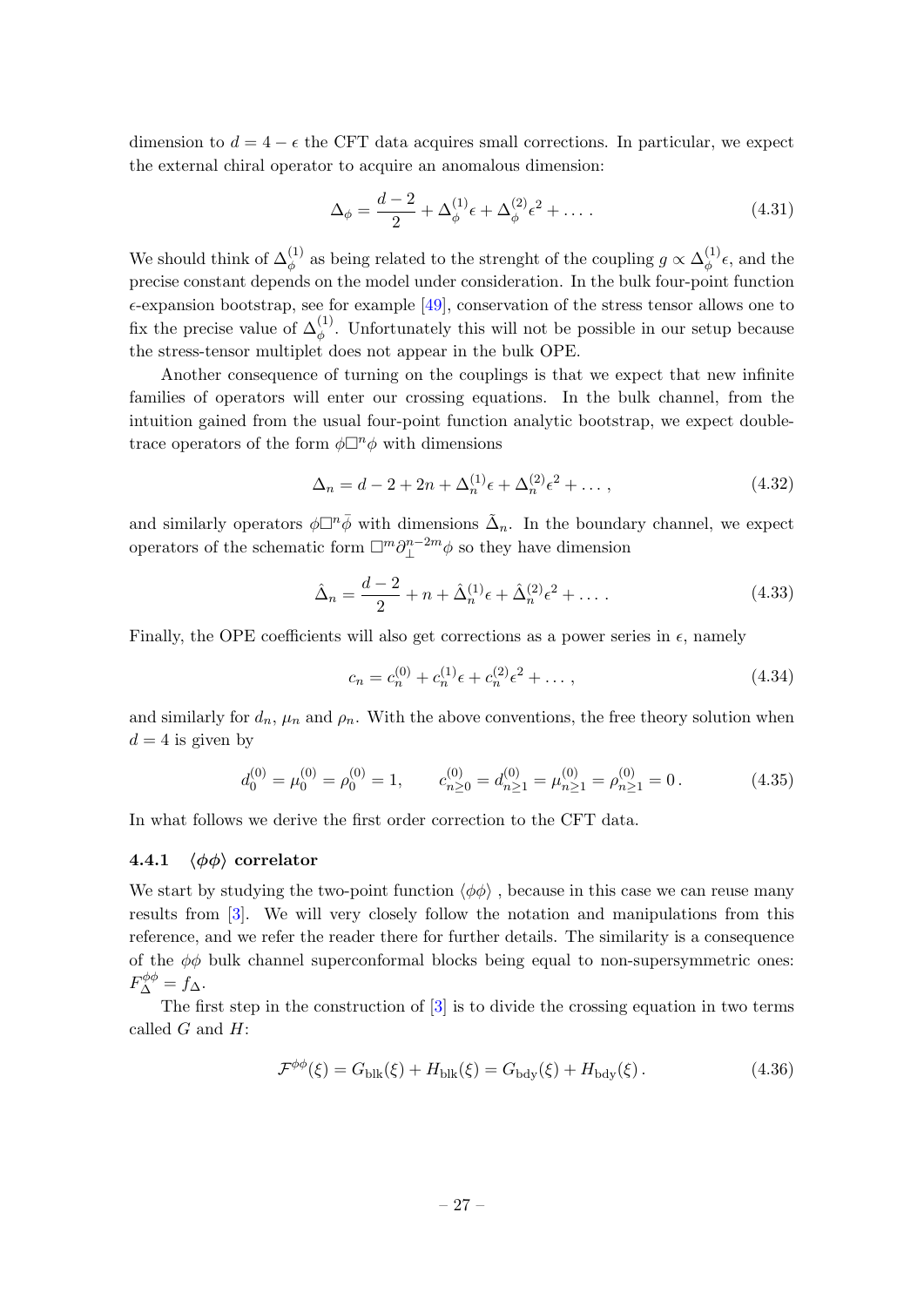dimension to $d = 4 - \epsilon$ the CFT data acquires small corrections. In particular, we expect the external chiral operator to acquire an anomalous dimension:

$$\Delta_\phi = \frac{d-2}{2} + \Delta_\phi^{(1)}\epsilon + \Delta_\phi^{(2)}\epsilon^2 + \dots . \tag{4.31}$$

We should think of $\Delta_\phi^{(1)}$ as being related to the strenght of the coupling $g \propto \Delta_\phi^{(1)}\epsilon$, and the precise constant depends on the model under consideration. In the bulk four-point function $\epsilon$-expansion bootstrap, see for example [49], conservation of the stress tensor allows one to fix the precise value of $\Delta_\phi^{(1)}$. Unfortunately this will not be possible in our setup because the stress-tensor multiplet does not appear in the bulk OPE.

Another consequence of turning on the couplings is that we expect that new infinite families of operators will enter our crossing equations. In the bulk channel, from the intuition gained from the usual four-point function analytic bootstrap, we expect double-trace operators of the form $\phi\Box^n\phi$ with dimensions

$$\Delta_n = d - 2 + 2n + \Delta_n^{(1)}\epsilon + \Delta_n^{(2)}\epsilon^2 + \dots , \tag{4.32}$$

and similarly operators $\phi\Box^n\bar{\phi}$ with dimensions $\tilde{\Delta}_n$. In the boundary channel, we expect operators of the schematic form $\Box^m\partial_\perp^{n-2m}\phi$ so they have dimension

$$\hat{\Delta}_n = \frac{d-2}{2} + n + \hat{\Delta}_n^{(1)}\epsilon + \hat{\Delta}_n^{(2)}\epsilon^2 + \dots . \tag{4.33}$$

Finally, the OPE coefficients will also get corrections as a power series in $\epsilon$, namely

$$c_n = c_n^{(0)} + c_n^{(1)}\epsilon + c_n^{(2)}\epsilon^2 + \dots , \tag{4.34}$$

and similarly for $d_n$, $\mu_n$ and $\rho_n$. With the above conventions, the free theory solution when $d = 4$ is given by

$$d_0^{(0)} = \mu_0^{(0)} = \rho_0^{(0)} = 1, \qquad c_{n\geq 0}^{(0)} = d_{n\geq 1}^{(0)} = \mu_{n\geq 1}^{(0)} = \rho_{n\geq 1}^{(0)} = 0 . \tag{4.35}$$

In what follows we derive the first order correction to the CFT data.

### 4.4.1 $\langle\phi\phi\rangle$ correlator

We start by studying the two-point function $\langle\phi\phi\rangle$ , because in this case we can reuse many results from [3]. We will very closely follow the notation and manipulations from this reference, and we refer the reader there for further details. The similarity is a consequence of the $\phi\phi$ bulk channel superconformal blocks being equal to non-supersymmetric ones: $F_\Delta^{\phi\phi} = f_\Delta$.

The first step in the construction of [3] is to divide the crossing equation in two terms called $G$ and $H$:

$$\mathcal{F}^{\phi\phi}(\xi) = G_{\text{blk}}(\xi) + H_{\text{blk}}(\xi) = G_{\text{bdy}}(\xi) + H_{\text{bdy}}(\xi) . \tag{4.36}$$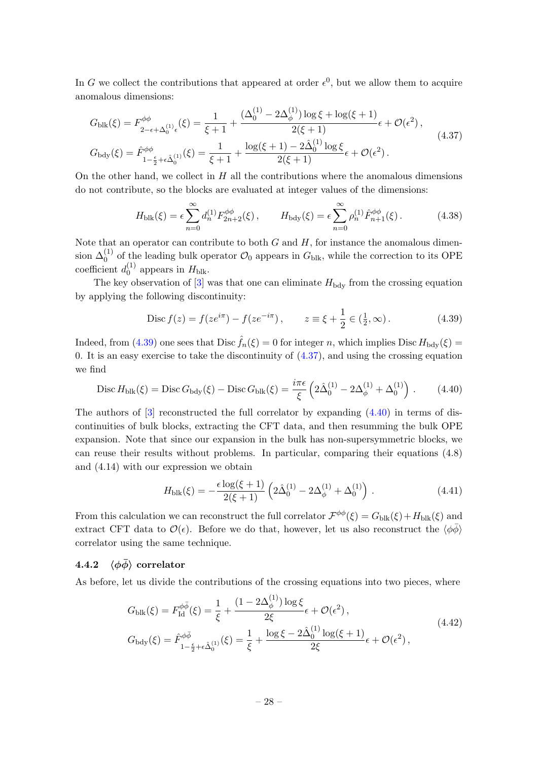In $G$ we collect the contributions that appeared at order $\epsilon^0$, but we allow them to acquire anomalous dimensions:

$$
\begin{aligned}
G_{\text{blk}}(\xi) &= F^{\phi\phi}_{2-\epsilon+\Delta_0^{(1)}\epsilon}(\xi) = \frac{1}{\xi+1} + \frac{(\Delta_0^{(1)} - 2\Delta_\phi^{(1)})\log\xi + \log(\xi+1)}{2(\xi+1)}\epsilon + \mathcal{O}(\epsilon^2)\,, \\
G_{\text{bdy}}(\xi) &= \hat{F}^{\phi\phi}_{1-\frac{\epsilon}{2}+\epsilon\hat{\Delta}_0^{(1)}}(\xi) = \frac{1}{\xi+1} + \frac{\log(\xi+1) - 2\hat{\Delta}_0^{(1)}\log\xi}{2(\xi+1)}\epsilon + \mathcal{O}(\epsilon^2)\,.
\end{aligned}
\tag{4.37}
$$

On the other hand, we collect in $H$ all the contributions where the anomalous dimensions do not contribute, so the blocks are evaluated at integer values of the dimensions:

$$
H_{\text{blk}}(\xi) = \epsilon\sum_{n=0}^{\infty} d_n^{(1)} F^{\phi\phi}_{2n+2}(\xi)\,, \qquad H_{\text{bdy}}(\xi) = \epsilon\sum_{n=0}^{\infty}\rho_n^{(1)}\hat{F}^{\phi\phi}_{n+1}(\xi)\,. \tag{4.38}
$$

Note that an operator can contribute to both $G$ and $H$, for instance the anomalous dimension $\Delta_0^{(1)}$ of the leading bulk operator $\mathcal{O}_0$ appears in $G_{\text{blk}}$, while the correction to its OPE coefficient $d_0^{(1)}$ appears in $H_{\text{blk}}$.

The key observation of [3] was that one can eliminate $H_{\text{bdy}}$ from the crossing equation by applying the following discontinuity:

$$
\text{Disc}\, f(z) = f(ze^{i\pi}) - f(ze^{-i\pi})\,, \qquad z \equiv \xi + \frac{1}{2} \in (\tfrac{1}{2}, \infty)\,. \tag{4.39}
$$

Indeed, from (4.39) one sees that $\text{Disc}\,\hat{f}_n(\xi) = 0$ for integer $n$, which implies $\text{Disc}\, H_{\text{bdy}}(\xi) = 0$. It is an easy exercise to take the discontinuity of (4.37), and using the crossing equation we find

$$
\text{Disc}\, H_{\text{blk}}(\xi) = \text{Disc}\, G_{\text{bdy}}(\xi) - \text{Disc}\, G_{\text{blk}}(\xi) = \frac{i\pi\epsilon}{\xi}\left(2\hat{\Delta}_0^{(1)} - 2\Delta_\phi^{(1)} + \Delta_0^{(1)}\right)\,. \tag{4.40}
$$

The authors of [3] reconstructed the full correlator by expanding (4.40) in terms of discontinuities of bulk blocks, extracting the CFT data, and then resumming the bulk OPE expansion. Note that since our expansion in the bulk has non-supersymmetric blocks, we can reuse their results without problems. In particular, comparing their equations (4.8) and (4.14) with our expression we obtain

$$
H_{\text{blk}}(\xi) = -\frac{\epsilon\log(\xi+1)}{2(\xi+1)}\left(2\hat{\Delta}_0^{(1)} - 2\Delta_\phi^{(1)} + \Delta_0^{(1)}\right)\,. \tag{4.41}
$$

From this calculation we can reconstruct the full correlator $\mathcal{F}^{\phi\phi}(\xi) = G_{\text{blk}}(\xi) + H_{\text{blk}}(\xi)$ and extract CFT data to $\mathcal{O}(\epsilon)$. Before we do that, however, let us also reconstruct the $\langle\phi\bar{\phi}\rangle$ correlator using the same technique.

### 4.4.2 $\langle\phi\bar{\phi}\rangle$ correlator

As before, let us divide the contributions of the crossing equations into two pieces, where

$$
\begin{aligned}
G_{\text{blk}}(\xi) &= F^{\phi\bar{\phi}}_{\text{Id}}(\xi) = \frac{1}{\xi} + \frac{(1 - 2\Delta_\phi^{(1)})\log\xi}{2\xi}\epsilon + \mathcal{O}(\epsilon^2)\,, \\
G_{\text{bdy}}(\xi) &= \hat{F}^{\phi\bar{\phi}}_{1-\frac{\epsilon}{2}+\epsilon\hat{\Delta}_0^{(1)}}(\xi) = \frac{1}{\xi} + \frac{\log\xi - 2\hat{\Delta}_0^{(1)}\log(\xi+1)}{2\xi}\epsilon + \mathcal{O}(\epsilon^2)\,,
\end{aligned}
\tag{4.42}
$$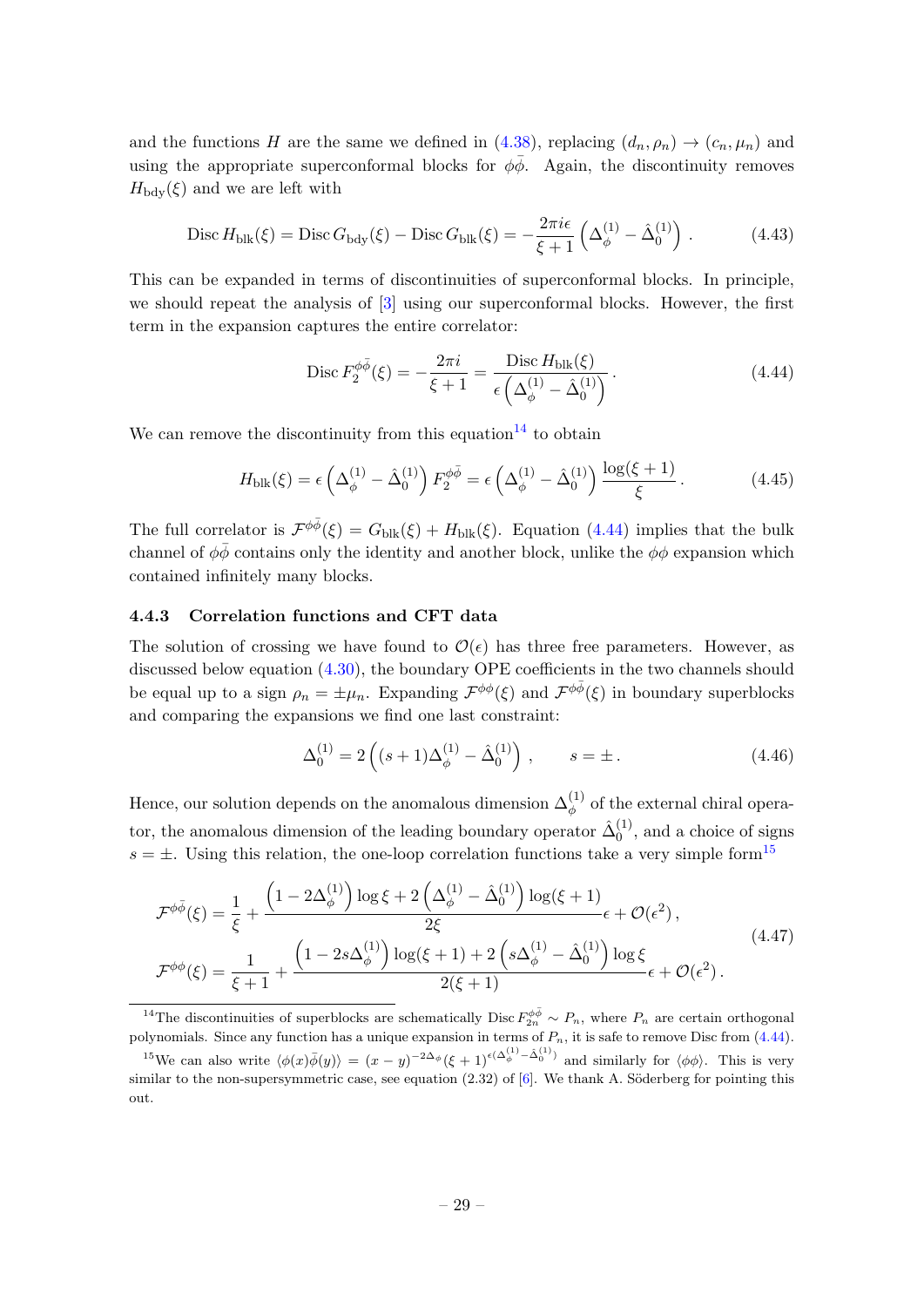and the functions $H$ are the same we defined in (4.38), replacing $(d_n, \rho_n) \to (c_n, \mu_n)$ and using the appropriate superconformal blocks for $\phi\bar{\phi}$. Again, the discontinuity removes $H_{\text{bdy}}(\xi)$ and we are left with

$$\operatorname{Disc} H_{\text{blk}}(\xi) = \operatorname{Disc} G_{\text{bdy}}(\xi) - \operatorname{Disc} G_{\text{blk}}(\xi) = -\frac{2\pi i \epsilon}{\xi+1}\left(\Delta_\phi^{(1)} - \hat{\Delta}_0^{(1)}\right). \tag{4.43}$$

This can be expanded in terms of discontinuities of superconformal blocks. In principle, we should repeat the analysis of [3] using our superconformal blocks. However, the first term in the expansion captures the entire correlator:

$$\operatorname{Disc} F_2^{\phi\bar{\phi}}(\xi) = -\frac{2\pi i}{\xi+1} = \frac{\operatorname{Disc} H_{\text{blk}}(\xi)}{\epsilon\left(\Delta_\phi^{(1)} - \hat{\Delta}_0^{(1)}\right)}. \tag{4.44}$$

We can remove the discontinuity from this equation[14] to obtain

$$H_{\text{blk}}(\xi) = \epsilon\left(\Delta_\phi^{(1)} - \hat{\Delta}_0^{(1)}\right) F_2^{\phi\bar{\phi}} = \epsilon\left(\Delta_\phi^{(1)} - \hat{\Delta}_0^{(1)}\right)\frac{\log(\xi+1)}{\xi}. \tag{4.45}$$

The full correlator is $\mathcal{F}^{\phi\bar{\phi}}(\xi) = G_{\text{blk}}(\xi) + H_{\text{blk}}(\xi)$. Equation (4.44) implies that the bulk channel of $\phi\bar{\phi}$ contains only the identity and another block, unlike the $\phi\phi$ expansion which contained infinitely many blocks.

### 4.4.3 Correlation functions and CFT data

The solution of crossing we have found to $\mathcal{O}(\epsilon)$ has three free parameters. However, as discussed below equation (4.30), the boundary OPE coefficients in the two channels should be equal up to a sign $\rho_n = \pm\mu_n$. Expanding $\mathcal{F}^{\phi\phi}(\xi)$ and $\mathcal{F}^{\phi\bar{\phi}}(\xi)$ in boundary superblocks and comparing the expansions we find one last constraint:

$$\Delta_0^{(1)} = 2\left((s+1)\Delta_\phi^{(1)} - \hat{\Delta}_0^{(1)}\right), \qquad s = \pm. \tag{4.46}$$

Hence, our solution depends on the anomalous dimension $\Delta_\phi^{(1)}$ of the external chiral operator, the anomalous dimension of the leading boundary operator $\hat{\Delta}_0^{(1)}$, and a choice of signs $s = \pm$. Using this relation, the one-loop correlation functions take a very simple form[15]

$$\begin{aligned}
\mathcal{F}^{\phi\bar{\phi}}(\xi) &= \frac{1}{\xi} + \frac{\left(1 - 2\Delta_\phi^{(1)}\right)\log\xi + 2\left(\Delta_\phi^{(1)} - \hat{\Delta}_0^{(1)}\right)\log(\xi+1)}{2\xi}\epsilon + \mathcal{O}(\epsilon^2), \\
\mathcal{F}^{\phi\phi}(\xi) &= \frac{1}{\xi+1} + \frac{\left(1 - 2s\Delta_\phi^{(1)}\right)\log(\xi+1) + 2\left(s\Delta_\phi^{(1)} - \hat{\Delta}_0^{(1)}\right)\log\xi}{2(\xi+1)}\epsilon + \mathcal{O}(\epsilon^2).
\end{aligned} \tag{4.47}$$

---

[14] The discontinuities of superblocks are schematically $\operatorname{Disc} F_{2n}^{\phi\bar{\phi}} \sim P_n$, where $P_n$ are certain orthogonal polynomials. Since any function has a unique expansion in terms of $P_n$, it is safe to remove Disc from (4.44).

[15] We can also write $\langle\phi(x)\bar{\phi}(y)\rangle = (x-y)^{-2\Delta_\phi}(\xi+1)^{\epsilon(\Delta_\phi^{(1)} - \hat{\Delta}_0^{(1)})}$ and similarly for $\langle\phi\phi\rangle$. This is very similar to the non-supersymmetric case, see equation (2.32) of [6]. We thank A. Söderberg for pointing this out.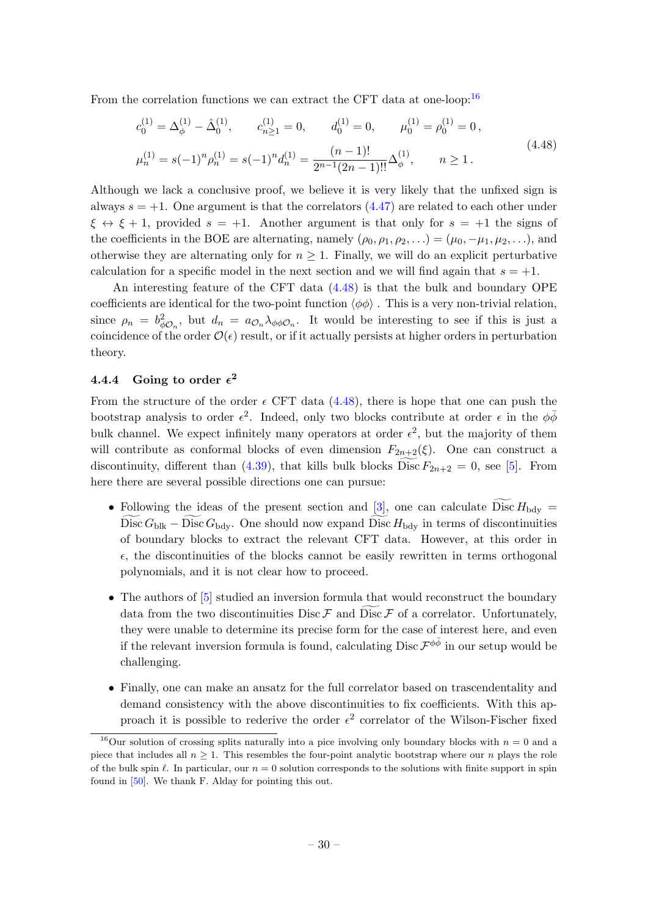From the correlation functions we can extract the CFT data at one-loop:[16]

$$
\begin{aligned}
&c_0^{(1)} = \Delta_\phi^{(1)} - \hat{\Delta}_0^{(1)}, \qquad c_{n\geq 1}^{(1)} = 0, \qquad d_0^{(1)} = 0, \qquad \mu_0^{(1)} = \rho_0^{(1)} = 0\,, \\
&\mu_n^{(1)} = s(-1)^n \rho_n^{(1)} = s(-1)^n d_n^{(1)} = \frac{(n-1)!}{2^{n-1}(2n-1)!!}\Delta_\phi^{(1)}, \qquad n \geq 1\,.
\end{aligned}
\tag{4.48}
$$

Although we lack a conclusive proof, we believe it is very likely that the unfixed sign is always $s = +1$. One argument is that the correlators (4.47) are related to each other under $\xi \leftrightarrow \xi + 1$, provided $s = +1$. Another argument is that only for $s = +1$ the signs of the coefficients in the BOE are alternating, namely $(\rho_0, \rho_1, \rho_2, \ldots) = (\mu_0, -\mu_1, \mu_2, \ldots)$, and otherwise they are alternating only for $n \geq 1$. Finally, we will do an explicit perturbative calculation for a specific model in the next section and we will find again that $s = +1$.

An interesting feature of the CFT data (4.48) is that the bulk and boundary OPE coefficients are identical for the two-point function $\langle \phi\phi \rangle$ . This is a very non-trivial relation, since $\rho_n = b^2_{\phi\mathcal{O}_n}$, but $d_n = a_{\mathcal{O}_n}\lambda_{\phi\phi\mathcal{O}_n}$. It would be interesting to see if this is just a coincidence of the order $\mathcal{O}(\epsilon)$ result, or if it actually persists at higher orders in perturbation theory.

### 4.4.4 Going to order $\epsilon^2$

From the structure of the order $\epsilon$ CFT data (4.48), there is hope that one can push the bootstrap analysis to order $\epsilon^2$. Indeed, only two blocks contribute at order $\epsilon$ in the $\phi\bar{\phi}$ bulk channel. We expect infinitely many operators at order $\epsilon^2$, but the majority of them will contribute as conformal blocks of even dimension $F_{2n+2}(\xi)$. One can construct a discontinuity, different than (4.39), that kills bulk blocks $\widetilde{\text{Disc}}\, F_{2n+2} = 0$, see [5]. From here there are several possible directions one can pursue:

- Following the ideas of the present section and [3], one can calculate $\widetilde{\text{Disc}}\, H_{\text{bdy}} = \widetilde{\text{Disc}}\, G_{\text{blk}} - \widetilde{\text{Disc}}\, G_{\text{bdy}}$. One should now expand $\widetilde{\text{Disc}}\, H_{\text{bdy}}$ in terms of discontinuities of boundary blocks to extract the relevant CFT data. However, at this order in $\epsilon$, the discontinuities of the blocks cannot be easily rewritten in terms orthogonal polynomials, and it is not clear how to proceed.
- The authors of [5] studied an inversion formula that would reconstruct the boundary data from the two discontinuities $\text{Disc}\, \mathcal{F}$ and $\widetilde{\text{Disc}}\, \mathcal{F}$ of a correlator. Unfortunately, they were unable to determine its precise form for the case of interest here, and even if the relevant inversion formula is found, calculating $\text{Disc}\, \mathcal{F}^{\phi\bar{\phi}}$ in our setup would be challenging.
- Finally, one can make an ansatz for the full correlator based on trascendentality and demand consistency with the above discontinuities to fix coefficients. With this approach it is possible to rederive the order $\epsilon^2$ correlator of the Wilson-Fischer fixed

[16] Our solution of crossing splits naturally into a pice involving only boundary blocks with $n = 0$ and a piece that includes all $n \geq 1$. This resembles the four-point analytic bootstrap where our $n$ plays the role of the bulk spin $\ell$. In particular, our $n = 0$ solution corresponds to the solutions with finite support in spin found in [50]. We thank F. Alday for pointing this out.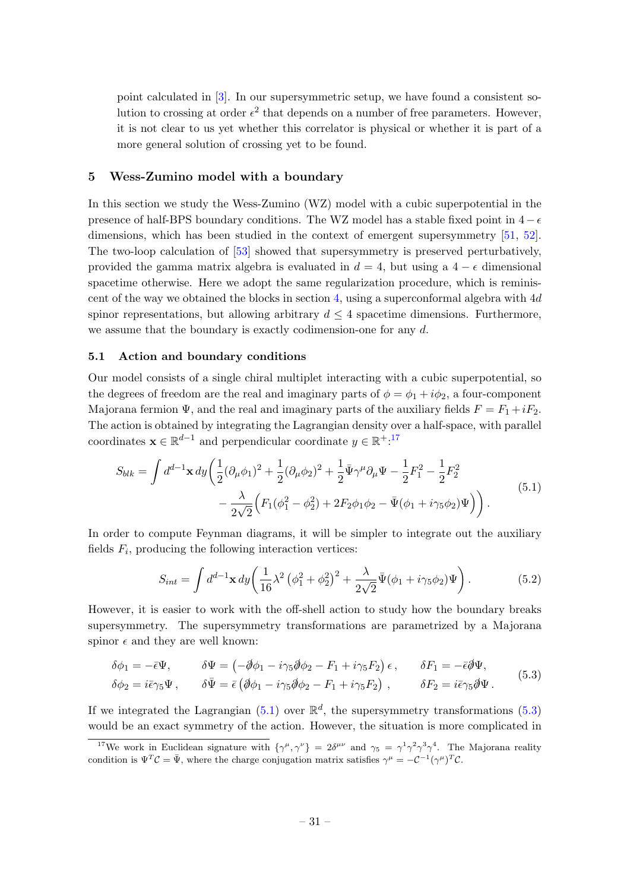point calculated in [3]. In our supersymmetric setup, we have found a consistent solution to crossing at order $\epsilon^2$ that depends on a number of free parameters. However, it is not clear to us yet whether this correlator is physical or whether it is part of a more general solution of crossing yet to be found.

## 5 Wess-Zumino model with a boundary

In this section we study the Wess-Zumino (WZ) model with a cubic superpotential in the presence of half-BPS boundary conditions. The WZ model has a stable fixed point in $4-\epsilon$ dimensions, which has been studied in the context of emergent supersymmetry [51, 52]. The two-loop calculation of [53] showed that supersymmetry is preserved perturbatively, provided the gamma matrix algebra is evaluated in $d = 4$, but using a $4-\epsilon$ dimensional spacetime otherwise. Here we adopt the same regularization procedure, which is reminiscent of the way we obtained the blocks in section 4, using a superconformal algebra with $4d$ spinor representations, but allowing arbitrary $d \leq 4$ spacetime dimensions. Furthermore, we assume that the boundary is exactly codimension-one for any $d$.

### 5.1 Action and boundary conditions

Our model consists of a single chiral multiplet interacting with a cubic superpotential, so the degrees of freedom are the real and imaginary parts of $\phi = \phi_1 + i\phi_2$, a four-component Majorana fermion $\Psi$, and the real and imaginary parts of the auxiliary fields $F = F_1 + iF_2$. The action is obtained by integrating the Lagrangian density over a half-space, with parallel coordinates $\mathbf{x} \in \mathbb{R}^{d-1}$ and perpendicular coordinate $y \in \mathbb{R}^+$:[17]

$$
\begin{aligned}
S_{blk} = \int d^{d-1}\mathbf{x}\, dy \bigg( &\frac{1}{2}(\partial_\mu \phi_1)^2 + \frac{1}{2}(\partial_\mu \phi_2)^2 + \frac{1}{2}\bar{\Psi}\gamma^\mu \partial_\mu \Psi - \frac{1}{2}F_1^2 - \frac{1}{2}F_2^2 \\
&- \frac{\lambda}{2\sqrt{2}}\Big(F_1(\phi_1^2 - \phi_2^2) + 2F_2\phi_1\phi_2 - \bar{\Psi}(\phi_1 + i\gamma_5\phi_2)\Psi\Big)\bigg).
\end{aligned}
\tag{5.1}
$$

In order to compute Feynman diagrams, it will be simpler to integrate out the auxiliary fields $F_i$, producing the following interaction vertices:

$$
S_{int} = \int d^{d-1}\mathbf{x}\, dy \bigg( \frac{1}{16}\lambda^2 \left(\phi_1^2 + \phi_2^2\right)^2 + \frac{\lambda}{2\sqrt{2}}\bar{\Psi}(\phi_1 + i\gamma_5\phi_2)\Psi \bigg).
\tag{5.2}
$$

However, it is easier to work with the off-shell action to study how the boundary breaks supersymmetry. The supersymmetry transformations are parametrized by a Majorana spinor $\epsilon$ and they are well known:

$$
\begin{aligned}
\delta\phi_1 &= -\bar{\epsilon}\Psi, & \delta\Psi &= \left(-\partial\!\!\!/\phi_1 - i\gamma_5\partial\!\!\!/\phi_2 - F_1 + i\gamma_5 F_2\right)\epsilon\,, & \delta F_1 &= -\bar{\epsilon}\partial\!\!\!/\Psi, \\
\delta\phi_2 &= i\bar{\epsilon}\gamma_5\Psi\,, & \delta\bar{\Psi} &= \bar{\epsilon}\left(\partial\!\!\!/\phi_1 - i\gamma_5\partial\!\!\!/\phi_2 - F_1 + i\gamma_5 F_2\right)\,, & \delta F_2 &= i\bar{\epsilon}\gamma_5\partial\!\!\!/\Psi\,.
\end{aligned}
\tag{5.3}
$$

If we integrated the Lagrangian (5.1) over $\mathbb{R}^d$, the supersymmetry transformations (5.3) would be an exact symmetry of the action. However, the situation is more complicated in

[17] We work in Euclidean signature with $\{\gamma^\mu, \gamma^\nu\} = 2\delta^{\mu\nu}$ and $\gamma_5 = \gamma^1\gamma^2\gamma^3\gamma^4$. The Majorana reality condition is $\Psi^T\mathcal{C} = \bar{\Psi}$, where the charge conjugation matrix satisfies $\gamma^\mu = -\mathcal{C}^{-1}(\gamma^\mu)^T\mathcal{C}$.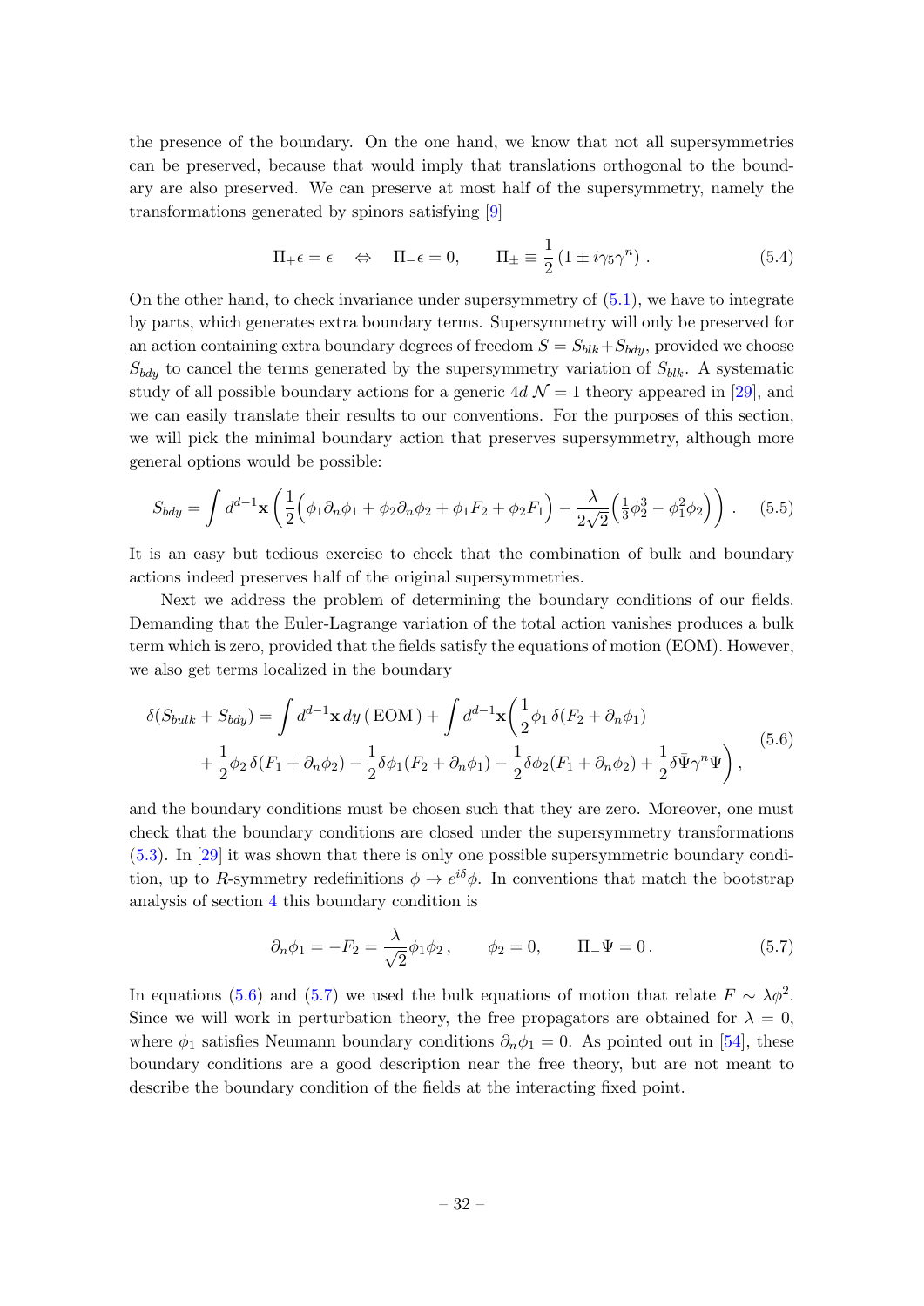the presence of the boundary. On the one hand, we know that not all supersymmetries can be preserved, because that would imply that translations orthogonal to the boundary are also preserved. We can preserve at most half of the supersymmetry, namely the transformations generated by spinors satisfying [9]

$$\Pi_+\epsilon = \epsilon \quad \Leftrightarrow \quad \Pi_-\epsilon = 0, \qquad \Pi_\pm \equiv \frac{1}{2}\left(1 \pm i\gamma_5\gamma^n\right) . \tag{5.4}$$

On the other hand, to check invariance under supersymmetry of (5.1), we have to integrate by parts, which generates extra boundary terms. Supersymmetry will only be preserved for an action containing extra boundary degrees of freedom $S = S_{blk} + S_{bdy}$, provided we choose $S_{bdy}$ to cancel the terms generated by the supersymmetry variation of $S_{blk}$. A systematic study of all possible boundary actions for a generic $4d$ $\mathcal{N}=1$ theory appeared in [29], and we can easily translate their results to our conventions. For the purposes of this section, we will pick the minimal boundary action that preserves supersymmetry, although more general options would be possible:

$$S_{bdy} = \int d^{d-1}\mathbf{x} \left( \frac{1}{2}\Big(\phi_1\partial_n\phi_1 + \phi_2\partial_n\phi_2 + \phi_1 F_2 + \phi_2 F_1\Big) - \frac{\lambda}{2\sqrt{2}}\Big(\tfrac{1}{3}\phi_2^3 - \phi_1^2\phi_2\Big)\right) . \tag{5.5}$$

It is an easy but tedious exercise to check that the combination of bulk and boundary actions indeed preserves half of the original supersymmetries.

Next we address the problem of determining the boundary conditions of our fields. Demanding that the Euler-Lagrange variation of the total action vanishes produces a bulk term which is zero, provided that the fields satisfy the equations of motion (EOM). However, we also get terms localized in the boundary

$$\begin{aligned}\delta(S_{bulk} + S_{bdy}) = \int d^{d-1}\mathbf{x}\, dy\, (\,\mathrm{EOM}\,) + \int d^{d-1}\mathbf{x}\bigg(&\frac{1}{2}\phi_1\, \delta(F_2 + \partial_n\phi_1) \\ + \frac{1}{2}\phi_2\, \delta(F_1 + \partial_n\phi_2) - \frac{1}{2}\delta\phi_1(F_2 + \partial_n\phi_1) &- \frac{1}{2}\delta\phi_2(F_1 + \partial_n\phi_2) + \frac{1}{2}\delta\bar{\Psi}\gamma^n\Psi\bigg) ,\end{aligned} \tag{5.6}$$

and the boundary conditions must be chosen such that they are zero. Moreover, one must check that the boundary conditions are closed under the supersymmetry transformations (5.3). In [29] it was shown that there is only one possible supersymmetric boundary condition, up to $R$-symmetry redefinitions $\phi \to e^{i\delta}\phi$. In conventions that match the bootstrap analysis of section 4 this boundary condition is

$$\partial_n\phi_1 = -F_2 = \frac{\lambda}{\sqrt{2}}\phi_1\phi_2 , \qquad \phi_2 = 0, \qquad \Pi_-\Psi = 0 . \tag{5.7}$$

In equations (5.6) and (5.7) we used the bulk equations of motion that relate $F \sim \lambda\phi^2$. Since we will work in perturbation theory, the free propagators are obtained for $\lambda = 0$, where $\phi_1$ satisfies Neumann boundary conditions $\partial_n\phi_1 = 0$. As pointed out in [54], these boundary conditions are a good description near the free theory, but are not meant to describe the boundary condition of the fields at the interacting fixed point.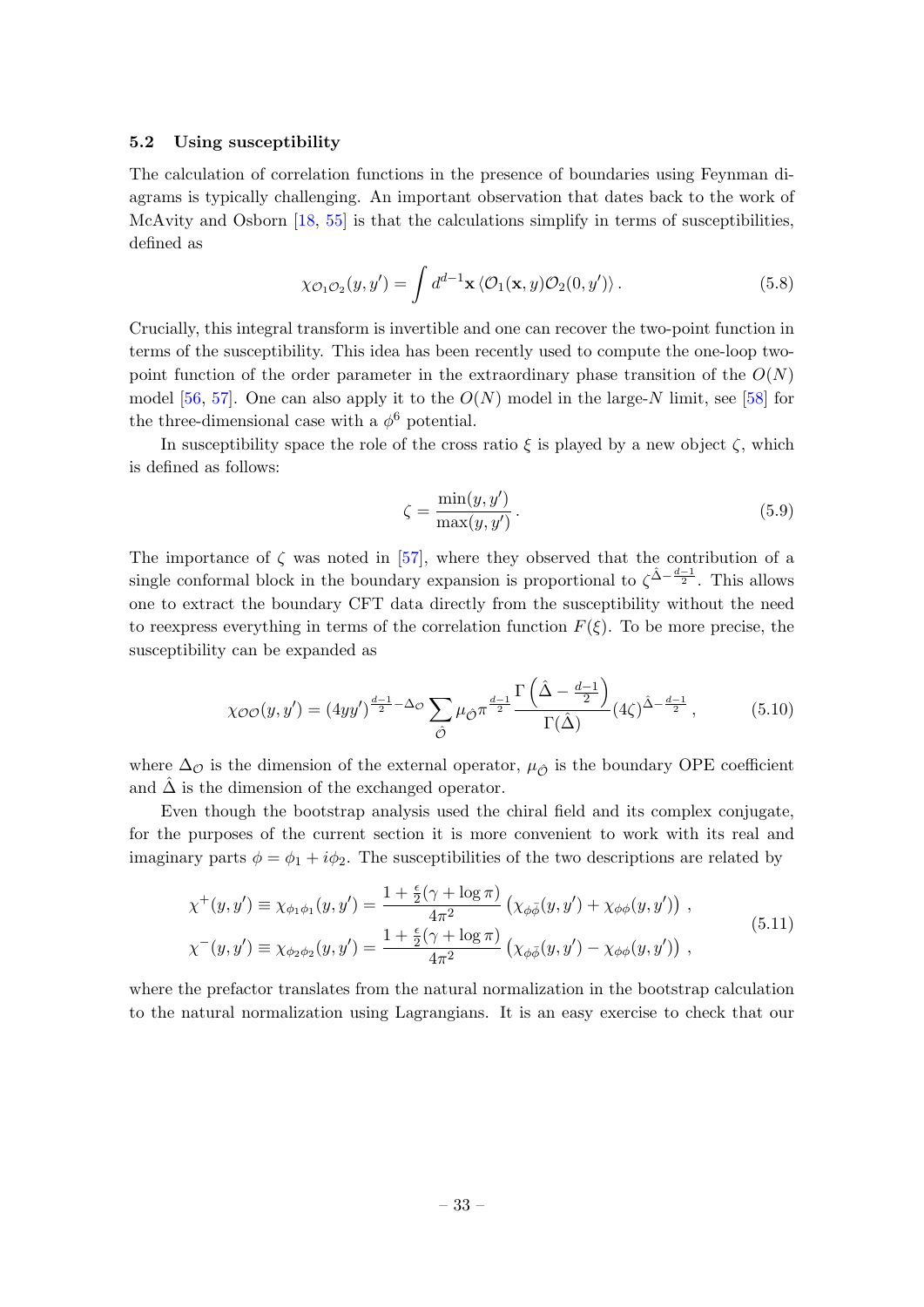### 5.2 Using susceptibility

The calculation of correlation functions in the presence of boundaries using Feynman diagrams is typically challenging. An important observation that dates back to the work of McAvity and Osborn [18, 55] is that the calculations simplify in terms of susceptibilities, defined as

$$\chi_{\mathcal{O}_1\mathcal{O}_2}(y,y') = \int d^{d-1}\mathbf{x}\, \langle \mathcal{O}_1(\mathbf{x},y)\mathcal{O}_2(0,y')\rangle\,. \tag{5.8}$$

Crucially, this integral transform is invertible and one can recover the two-point function in terms of the susceptibility. This idea has been recently used to compute the one-loop two-point function of the order parameter in the extraordinary phase transition of the $O(N)$ model [56, 57]. One can also apply it to the $O(N)$ model in the large-$N$ limit, see [58] for the three-dimensional case with a $\phi^6$ potential.

In susceptibility space the role of the cross ratio $\xi$ is played by a new object $\zeta$, which is defined as follows:

$$\zeta = \frac{\min(y,y')}{\max(y,y')}\,. \tag{5.9}$$

The importance of $\zeta$ was noted in [57], where they observed that the contribution of a single conformal block in the boundary expansion is proportional to $\zeta^{\hat{\Delta}-\frac{d-1}{2}}$. This allows one to extract the boundary CFT data directly from the susceptibility without the need to reexpress everything in terms of the correlation function $F(\xi)$. To be more precise, the susceptibility can be expanded as

$$\chi_{\mathcal{O}\mathcal{O}}(y,y') = (4yy')^{\frac{d-1}{2}-\Delta_{\mathcal{O}}} \sum_{\hat{\mathcal{O}}} \mu_{\hat{\mathcal{O}}}\pi^{\frac{d-1}{2}} \frac{\Gamma\left(\hat{\Delta}-\frac{d-1}{2}\right)}{\Gamma(\hat{\Delta})}(4\zeta)^{\hat{\Delta}-\frac{d-1}{2}}\,, \tag{5.10}$$

where $\Delta_{\mathcal{O}}$ is the dimension of the external operator, $\mu_{\hat{\mathcal{O}}}$ is the boundary OPE coefficient and $\hat{\Delta}$ is the dimension of the exchanged operator.

Even though the bootstrap analysis used the chiral field and its complex conjugate, for the purposes of the current section it is more convenient to work with its real and imaginary parts $\phi = \phi_1 + i\phi_2$. The susceptibilities of the two descriptions are related by

$$\begin{aligned}
\chi^+(y,y') \equiv \chi_{\phi_1\phi_1}(y,y') &= \frac{1+\frac{\epsilon}{2}(\gamma+\log\pi)}{4\pi^2}\left(\chi_{\phi\bar{\phi}}(y,y') + \chi_{\phi\phi}(y,y')\right)\,,\\
\chi^-(y,y') \equiv \chi_{\phi_2\phi_2}(y,y') &= \frac{1+\frac{\epsilon}{2}(\gamma+\log\pi)}{4\pi^2}\left(\chi_{\phi\bar{\phi}}(y,y') - \chi_{\phi\phi}(y,y')\right)\,,
\end{aligned} \tag{5.11}$$

where the prefactor translates from the natural normalization in the bootstrap calculation to the natural normalization using Lagrangians. It is an easy exercise to check that our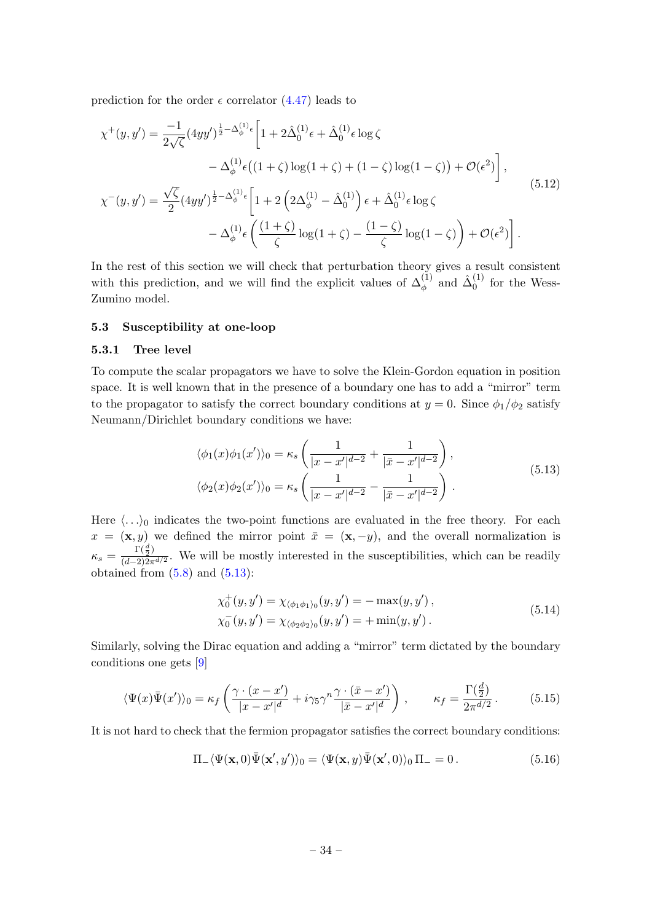prediction for the order $\epsilon$ correlator (4.47) leads to

$$
\begin{aligned}
\chi^{+}(y,y') &= \frac{-1}{2\sqrt{\zeta}}(4yy')^{\frac{1}{2}-\Delta_\phi^{(1)}\epsilon}\bigg[1+2\hat{\Delta}_0^{(1)}\epsilon+\hat{\Delta}_0^{(1)}\epsilon\log\zeta \\
&\qquad -\Delta_\phi^{(1)}\epsilon\big((1+\zeta)\log(1+\zeta)+(1-\zeta)\log(1-\zeta)\big)+\mathcal{O}(\epsilon^2)\bigg]\,, \\
\chi^{-}(y,y') &= \frac{\sqrt{\zeta}}{2}(4yy')^{\frac{1}{2}-\Delta_\phi^{(1)}\epsilon}\bigg[1+2\left(2\Delta_\phi^{(1)}-\hat{\Delta}_0^{(1)}\right)\epsilon+\hat{\Delta}_0^{(1)}\epsilon\log\zeta \\
&\qquad -\Delta_\phi^{(1)}\epsilon\left(\frac{(1+\zeta)}{\zeta}\log(1+\zeta)-\frac{(1-\zeta)}{\zeta}\log(1-\zeta)\right)+\mathcal{O}(\epsilon^2)\bigg]\,.
\end{aligned}
\tag{5.12}
$$

In the rest of this section we will check that perturbation theory gives a result consistent with this prediction, and we will find the explicit values of $\Delta_\phi^{(1)}$ and $\hat{\Delta}_0^{(1)}$ for the Wess-Zumino model.

### 5.3 Susceptibility at one-loop

#### 5.3.1 Tree level

To compute the scalar propagators we have to solve the Klein-Gordon equation in position space. It is well known that in the presence of a boundary one has to add a "mirror" term to the propagator to satisfy the correct boundary conditions at $y=0$. Since $\phi_1/\phi_2$ satisfy Neumann/Dirichlet boundary conditions we have:

$$
\begin{aligned}
\langle\phi_1(x)\phi_1(x')\rangle_0 &= \kappa_s\left(\frac{1}{|x-x'|^{d-2}}+\frac{1}{|\bar{x}-x'|^{d-2}}\right)\,, \\
\langle\phi_2(x)\phi_2(x')\rangle_0 &= \kappa_s\left(\frac{1}{|x-x'|^{d-2}}-\frac{1}{|\bar{x}-x'|^{d-2}}\right)\,.
\end{aligned}
\tag{5.13}
$$

Here $\langle\ldots\rangle_0$ indicates the two-point functions are evaluated in the free theory. For each $x=(\mathbf{x},y)$ we defined the mirror point $\bar{x}=(\mathbf{x},-y)$, and the overall normalization is $\kappa_s=\frac{\Gamma(\frac{d}{2})}{(d-2)2\pi^{d/2}}$. We will be mostly interested in the susceptibilities, which can be readily obtained from (5.8) and (5.13):

$$
\begin{aligned}
\chi_0^{+}(y,y') &= \chi_{\langle\phi_1\phi_1\rangle_0}(y,y') = -\max(y,y')\,, \\
\chi_0^{-}(y,y') &= \chi_{\langle\phi_2\phi_2\rangle_0}(y,y') = +\min(y,y')\,.
\end{aligned}
\tag{5.14}
$$

Similarly, solving the Dirac equation and adding a "mirror" term dictated by the boundary conditions one gets [9]

$$
\langle\Psi(x)\bar{\Psi}(x')\rangle_0 = \kappa_f\left(\frac{\gamma\cdot(x-x')}{|x-x'|^d}+i\gamma_5\gamma^n\frac{\gamma\cdot(\bar{x}-x')}{|\bar{x}-x'|^d}\right)\,, \qquad \kappa_f=\frac{\Gamma(\frac{d}{2})}{2\pi^{d/2}}\,.
\tag{5.15}
$$

It is not hard to check that the fermion propagator satisfies the correct boundary conditions:

$$
\Pi_-\langle\Psi(\mathbf{x},0)\bar{\Psi}(\mathbf{x}',y')\rangle_0 = \langle\Psi(\mathbf{x},y)\bar{\Psi}(\mathbf{x}',0)\rangle_0\,\Pi_- = 0\,.
\tag{5.16}
$$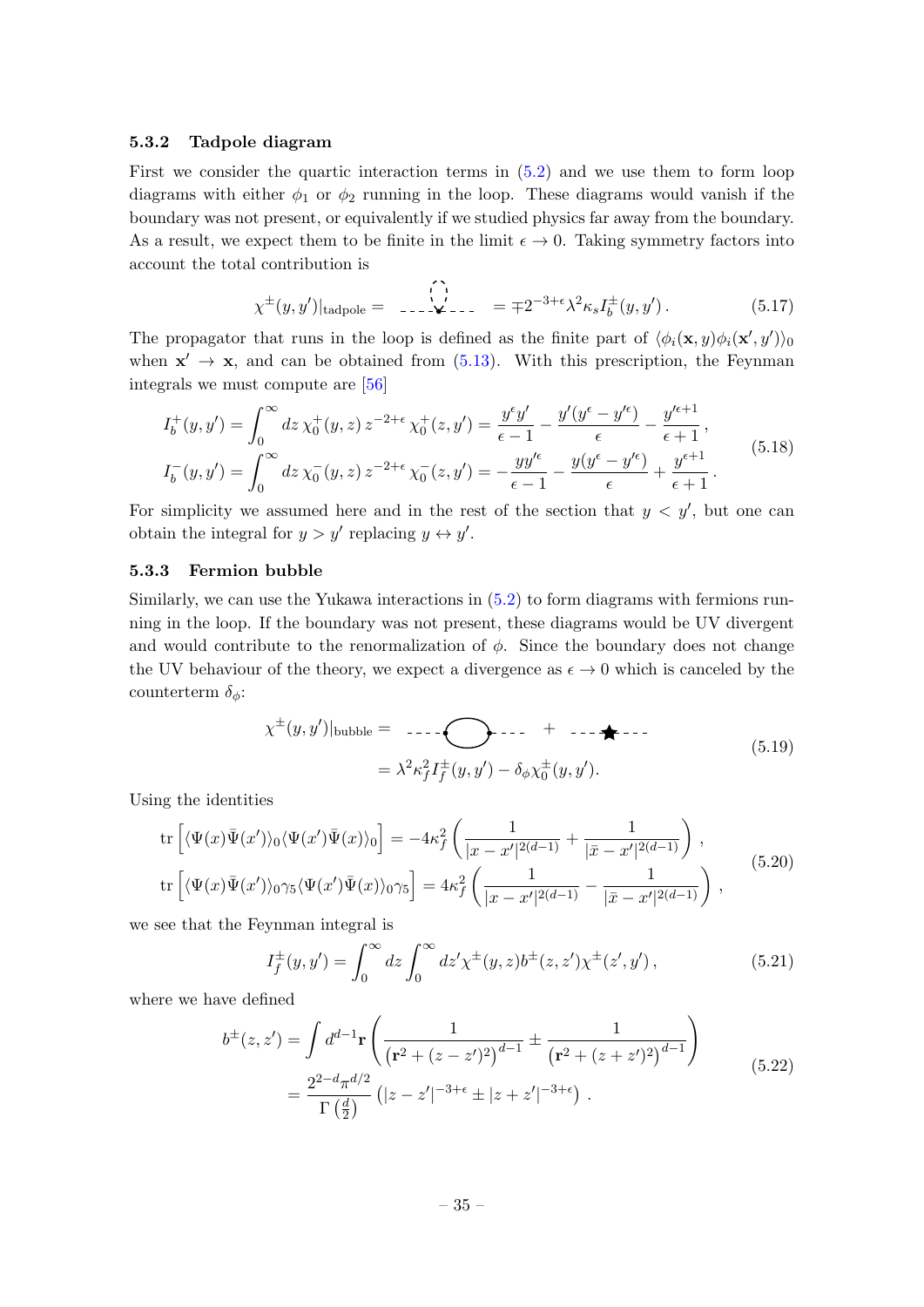### 5.3.2 Tadpole diagram

First we consider the quartic interaction terms in (5.2) and we use them to form loop diagrams with either $\phi_1$ or $\phi_2$ running in the loop. These diagrams would vanish if the boundary was not present, or equivalently if we studied physics far away from the boundary. As a result, we expect them to be finite in the limit $\epsilon \to 0$. Taking symmetry factors into account the total contribution is

$$\chi^{\pm}(y, y')|_{\text{tadpole}} = \quad \text{(diagram)} \quad = \mp 2^{-3+\epsilon} \lambda^2 \kappa_s I_b^{\pm}(y, y') \,. \tag{5.17}$$

The propagator that runs in the loop is defined as the finite part of $\langle \phi_i(\mathbf{x}, y) \phi_i(\mathbf{x}', y') \rangle_0$ when $\mathbf{x}' \to \mathbf{x}$, and can be obtained from (5.13). With this prescription, the Feynman integrals we must compute are [56]

$$\begin{aligned}
I_b^{+}(y, y') &= \int_0^\infty dz\, \chi_0^{+}(y, z)\, z^{-2+\epsilon}\, \chi_0^{+}(z, y') = \frac{y^\epsilon y'}{\epsilon - 1} - \frac{y'(y^\epsilon - y'^\epsilon)}{\epsilon} - \frac{y'^{\epsilon+1}}{\epsilon + 1} \,, \\
I_b^{-}(y, y') &= \int_0^\infty dz\, \chi_0^{-}(y, z)\, z^{-2+\epsilon}\, \chi_0^{-}(z, y') = -\frac{y y'^\epsilon}{\epsilon - 1} - \frac{y(y^\epsilon - y'^\epsilon)}{\epsilon} + \frac{y^{\epsilon+1}}{\epsilon + 1} \,.
\end{aligned} \tag{5.18}$$

For simplicity we assumed here and in the rest of the section that $y < y'$, but one can obtain the integral for $y > y'$ replacing $y \leftrightarrow y'$.

### 5.3.3 Fermion bubble

Similarly, we can use the Yukawa interactions in (5.2) to form diagrams with fermions running in the loop. If the boundary was not present, these diagrams would be UV divergent and would contribute to the renormalization of $\phi$. Since the boundary does not change the UV behaviour of the theory, we expect a divergence as $\epsilon \to 0$ which is canceled by the counterterm $\delta_\phi$:

$$\begin{aligned}
\chi^{\pm}(y, y')|_{\text{bubble}} &= \quad \text{(bubble diagram)} \quad + \quad \text{(counterterm diagram)} \\
&= \lambda^2 \kappa_f^2 I_f^{\pm}(y, y') - \delta_\phi \chi_0^{\pm}(y, y').
\end{aligned} \tag{5.19}$$

Using the identities

$$\begin{aligned}
\operatorname{tr}\left[ \langle \Psi(x) \bar{\Psi}(x') \rangle_0 \langle \Psi(x') \bar{\Psi}(x) \rangle_0 \right] &= -4\kappa_f^2 \left( \frac{1}{|x - x'|^{2(d-1)}} + \frac{1}{|\bar{x} - x'|^{2(d-1)}} \right) , \\
\operatorname{tr}\left[ \langle \Psi(x) \bar{\Psi}(x') \rangle_0 \gamma_5 \langle \Psi(x') \bar{\Psi}(x) \rangle_0 \gamma_5 \right] &= 4\kappa_f^2 \left( \frac{1}{|x - x'|^{2(d-1)}} - \frac{1}{|\bar{x} - x'|^{2(d-1)}} \right) ,
\end{aligned} \tag{5.20}$$

we see that the Feynman integral is

$$I_f^{\pm}(y, y') = \int_0^\infty dz \int_0^\infty dz' \chi^{\pm}(y, z) b^{\pm}(z, z') \chi^{\pm}(z', y') \,, \tag{5.21}$$

where we have defined

$$\begin{aligned}
b^{\pm}(z, z') &= \int d^{d-1}\mathbf{r} \left( \frac{1}{\left(\mathbf{r}^2 + (z - z')^2\right)^{d-1}} \pm \frac{1}{\left(\mathbf{r}^2 + (z + z')^2\right)^{d-1}} \right) \\
&= \frac{2^{2-d} \pi^{d/2}}{\Gamma\left(\frac{d}{2}\right)} \left( |z - z'|^{-3+\epsilon} \pm |z + z'|^{-3+\epsilon} \right) .
\end{aligned} \tag{5.22}$$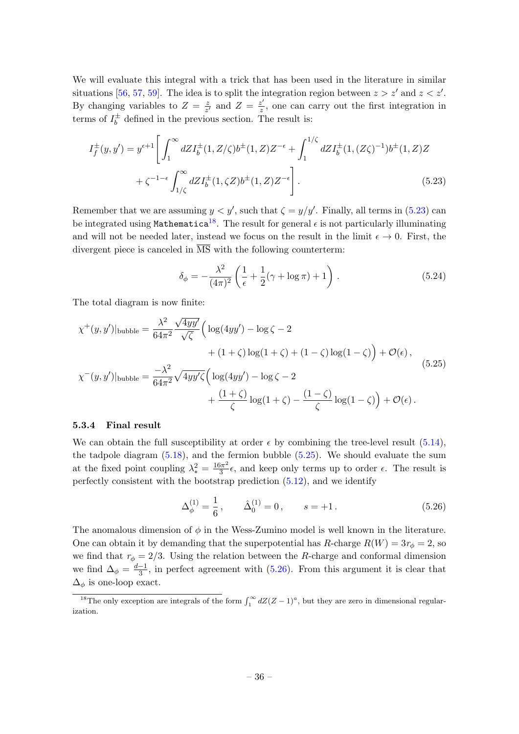We will evaluate this integral with a trick that has been used in the literature in similar situations [56, 57, 59]. The idea is to split the integration region between $z > z'$ and $z < z'$. By changing variables to $Z = \frac{z}{z'}$ and $Z = \frac{z'}{z}$, one can carry out the first integration in terms of $I_b^\pm$ defined in the previous section. The result is:

$$
\begin{aligned}
I_f^\pm(y,y') = y^{\epsilon+1}\Bigg[&\int_1^\infty dZ I_b^\pm(1,Z/\zeta)b^\pm(1,Z)Z^{-\epsilon} + \int_1^{1/\zeta} dZ I_b^\pm(1,(Z\zeta)^{-1})b^\pm(1,Z)Z \\
&+ \zeta^{-1-\epsilon}\int_{1/\zeta}^\infty dZ I_b^\pm(1,\zeta Z)b^\pm(1,Z)Z^{-\epsilon}\Bigg]\,.
\end{aligned}
\tag{5.23}
$$

Remember that we are assuming $y < y'$, such that $\zeta = y/y'$. Finally, all terms in (5.23) can be integrated using `Mathematica`[18]. The result for general $\epsilon$ is not particularly illuminating and will not be needed later, instead we focus on the result in the limit $\epsilon \to 0$. First, the divergent piece is canceled in $\overline{\text{MS}}$ with the following counterterm:

$$
\delta_\phi = -\frac{\lambda^2}{(4\pi)^2}\left(\frac{1}{\epsilon} + \frac{1}{2}(\gamma + \log\pi) + 1\right)\,. \tag{5.24}
$$

The total diagram is now finite:

$$
\begin{aligned}
\chi^+(y,y')|_{\text{bubble}} = \frac{\lambda^2}{64\pi^2}\frac{\sqrt{4yy'}}{\sqrt{\zeta}}\Big(&\log(4yy') - \log\zeta - 2 \\
&+ (1+\zeta)\log(1+\zeta) + (1-\zeta)\log(1-\zeta)\Big) + \mathcal{O}(\epsilon)\,, \\
\chi^-(y,y')|_{\text{bubble}} = \frac{-\lambda^2}{64\pi^2}\sqrt{4yy'\zeta}\Big(&\log(4yy') - \log\zeta - 2 \\
&+ \frac{(1+\zeta)}{\zeta}\log(1+\zeta) - \frac{(1-\zeta)}{\zeta}\log(1-\zeta)\Big) + \mathcal{O}(\epsilon)\,.
\end{aligned}
\tag{5.25}
$$

### 5.3.4 Final result

We can obtain the full susceptibility at order $\epsilon$ by combining the tree-level result (5.14), the tadpole diagram (5.18), and the fermion bubble (5.25). We should evaluate the sum at the fixed point coupling $\lambda_*^2 = \frac{16\pi^2}{3}\epsilon$, and keep only terms up to order $\epsilon$. The result is perfectly consistent with the bootstrap prediction (5.12), and we identify

$$
\Delta_\phi^{(1)} = \frac{1}{6}\,, \qquad \hat{\Delta}_0^{(1)} = 0\,, \qquad s = +1\,. \tag{5.26}
$$

The anomalous dimension of $\phi$ in the Wess-Zumino model is well known in the literature. One can obtain it by demanding that the superpotential has $R$-charge $R(W) = 3r_\phi = 2$, so we find that $r_\phi = 2/3$. Using the relation between the $R$-charge and conformal dimension we find $\Delta_\phi = \frac{d-1}{3}$, in perfect agreement with (5.26). From this argument it is clear that $\Delta_\phi$ is one-loop exact.

[18] The only exception are integrals of the form $\int_1^\infty dZ(Z-1)^a$, but they are zero in dimensional regularization.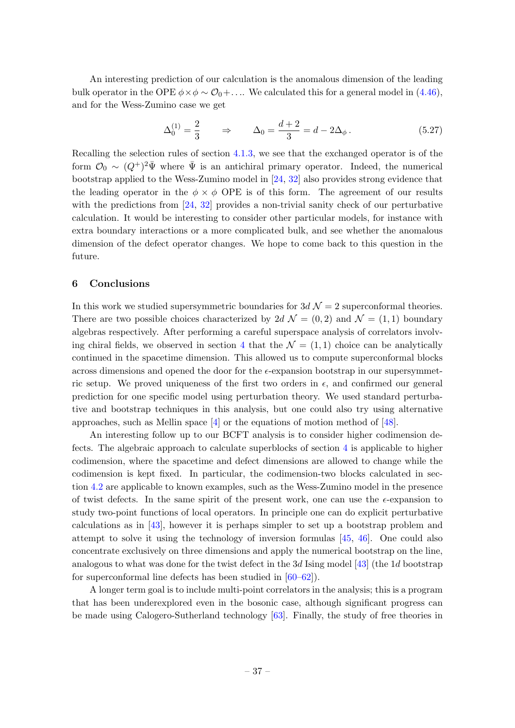An interesting prediction of our calculation is the anomalous dimension of the leading bulk operator in the OPE $\phi \times \phi \sim \mathcal{O}_0 + \ldots$. We calculated this for a general model in (4.46), and for the Wess-Zumino case we get

$$\Delta_0^{(1)} = \frac{2}{3} \qquad \Rightarrow \qquad \Delta_0 = \frac{d+2}{3} = d - 2\Delta_\phi \,. \tag{5.27}$$

Recalling the selection rules of section 4.1.3, we see that the exchanged operator is of the form $\mathcal{O}_0 \sim (Q^+)^2 \bar{\Psi}$ where $\bar{\Psi}$ is an antichiral primary operator. Indeed, the numerical bootstrap applied to the Wess-Zumino model in [24, 32] also provides strong evidence that the leading operator in the $\phi \times \phi$ OPE is of this form. The agreement of our results with the predictions from [24, 32] provides a non-trivial sanity check of our perturbative calculation. It would be interesting to consider other particular models, for instance with extra boundary interactions or a more complicated bulk, and see whether the anomalous dimension of the defect operator changes. We hope to come back to this question in the future.

## 6 Conclusions

In this work we studied supersymmetric boundaries for $3d$ $\mathcal{N} = 2$ superconformal theories. There are two possible choices characterized by $2d$ $\mathcal{N} = (0, 2)$ and $\mathcal{N} = (1, 1)$ boundary algebras respectively. After performing a careful superspace analysis of correlators involving chiral fields, we observed in section 4 that the $\mathcal{N} = (1, 1)$ choice can be analytically continued in the spacetime dimension. This allowed us to compute superconformal blocks across dimensions and opened the door for the $\epsilon$-expansion bootstrap in our supersymmetric setup. We proved uniqueness of the first two orders in $\epsilon$, and confirmed our general prediction for one specific model using perturbation theory. We used standard perturbative and bootstrap techniques in this analysis, but one could also try using alternative approaches, such as Mellin space [4] or the equations of motion method of [48].

An interesting follow up to our BCFT analysis is to consider higher codimension defects. The algebraic approach to calculate superblocks of section 4 is applicable to higher codimension, where the spacetime and defect dimensions are allowed to change while the codimension is kept fixed. In particular, the codimension-two blocks calculated in section 4.2 are applicable to known examples, such as the Wess-Zumino model in the presence of twist defects. In the same spirit of the present work, one can use the $\epsilon$-expansion to study two-point functions of local operators. In principle one can do explicit perturbative calculations as in [43], however it is perhaps simpler to set up a bootstrap problem and attempt to solve it using the technology of inversion formulas [45, 46]. One could also concentrate exclusively on three dimensions and apply the numerical bootstrap on the line, analogous to what was done for the twist defect in the $3d$ Ising model [43] (the $1d$ bootstrap for superconformal line defects has been studied in [60–62]).

A longer term goal is to include multi-point correlators in the analysis; this is a program that has been underexplored even in the bosonic case, although significant progress can be made using Calogero-Sutherland technology [63]. Finally, the study of free theories in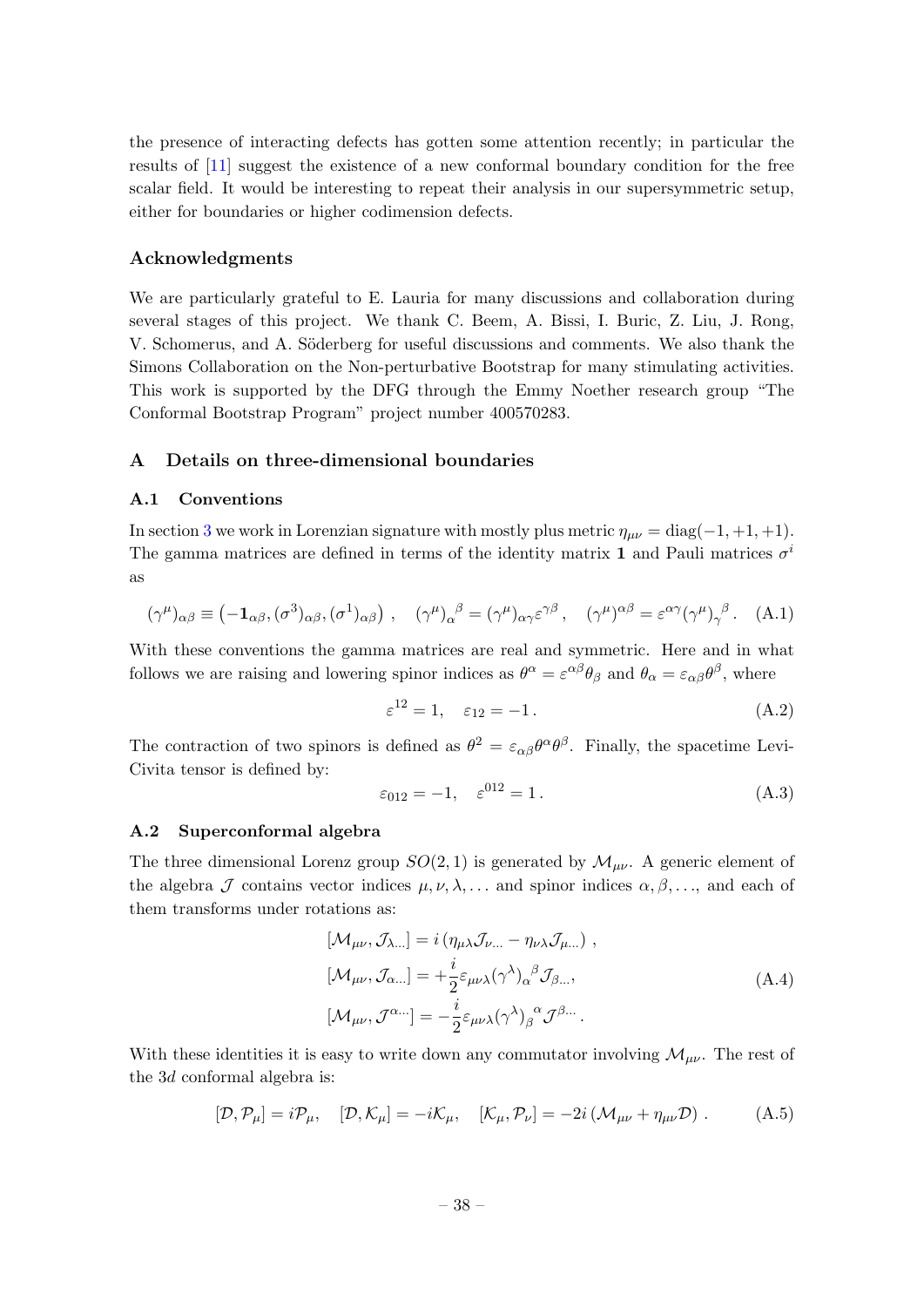the presence of interacting defects has gotten some attention recently; in particular the results of [11] suggest the existence of a new conformal boundary condition for the free scalar field. It would be interesting to repeat their analysis in our supersymmetric setup, either for boundaries or higher codimension defects.

## Acknowledgments

We are particularly grateful to E. Lauria for many discussions and collaboration during several stages of this project. We thank C. Beem, A. Bissi, I. Buric, Z. Liu, J. Rong, V. Schomerus, and A. Söderberg for useful discussions and comments. We also thank the Simons Collaboration on the Non-perturbative Bootstrap for many stimulating activities. This work is supported by the DFG through the Emmy Noether research group "The Conformal Bootstrap Program" project number 400570283.

## A Details on three-dimensional boundaries

### A.1 Conventions

In section 3 we work in Lorenzian signature with mostly plus metric $\eta_{\mu\nu} = \text{diag}(-1, +1, +1)$. The gamma matrices are defined in terms of the identity matrix $\mathbf{1}$ and Pauli matrices $\sigma^i$ as

$$(\gamma^\mu)_{\alpha\beta} \equiv \left(-\mathbf{1}_{\alpha\beta}, (\sigma^3)_{\alpha\beta}, (\sigma^1)_{\alpha\beta}\right), \quad (\gamma^\mu)_\alpha{}^\beta = (\gamma^\mu)_{\alpha\gamma}\varepsilon^{\gamma\beta}, \quad (\gamma^\mu)^{\alpha\beta} = \varepsilon^{\alpha\gamma}(\gamma^\mu)_\gamma{}^\beta. \quad \text{(A.1)}$$

With these conventions the gamma matrices are real and symmetric. Here and in what follows we are raising and lowering spinor indices as $\theta^\alpha = \varepsilon^{\alpha\beta}\theta_\beta$ and $\theta_\alpha = \varepsilon_{\alpha\beta}\theta^\beta$, where

$$\varepsilon^{12} = 1, \quad \varepsilon_{12} = -1\,. \quad \text{(A.2)}$$

The contraction of two spinors is defined as $\theta^2 = \varepsilon_{\alpha\beta}\theta^\alpha\theta^\beta$. Finally, the spacetime Levi-Civita tensor is defined by:

$$\varepsilon_{012} = -1, \quad \varepsilon^{012} = 1\,. \quad \text{(A.3)}$$

### A.2 Superconformal algebra

The three dimensional Lorenz group $SO(2,1)$ is generated by $\mathcal{M}_{\mu\nu}$. A generic element of the algebra $\mathcal{J}$ contains vector indices $\mu, \nu, \lambda, \ldots$ and spinor indices $\alpha, \beta, \ldots$, and each of them transforms under rotations as:

$$\begin{aligned}
&[\mathcal{M}_{\mu\nu}, \mathcal{J}_{\lambda\ldots}] = i\left(\eta_{\mu\lambda}\mathcal{J}_{\nu\ldots} - \eta_{\nu\lambda}\mathcal{J}_{\mu\ldots}\right), \\
&[\mathcal{M}_{\mu\nu}, \mathcal{J}_{\alpha\ldots}] = +\frac{i}{2}\varepsilon_{\mu\nu\lambda}(\gamma^\lambda)_\alpha{}^\beta\mathcal{J}_{\beta\ldots}, \\
&[\mathcal{M}_{\mu\nu}, \mathcal{J}^{\alpha\ldots}] = -\frac{i}{2}\varepsilon_{\mu\nu\lambda}(\gamma^\lambda)_\beta{}^\alpha\mathcal{J}^{\beta\ldots}.
\end{aligned} \quad \text{(A.4)}$$

With these identities it is easy to write down any commutator involving $\mathcal{M}_{\mu\nu}$. The rest of the $3d$ conformal algebra is:

$$[\mathcal{D}, \mathcal{P}_\mu] = i\mathcal{P}_\mu, \quad [\mathcal{D}, \mathcal{K}_\mu] = -i\mathcal{K}_\mu, \quad [\mathcal{K}_\mu, \mathcal{P}_\nu] = -2i\left(\mathcal{M}_{\mu\nu} + \eta_{\mu\nu}\mathcal{D}\right). \quad \text{(A.5)}$$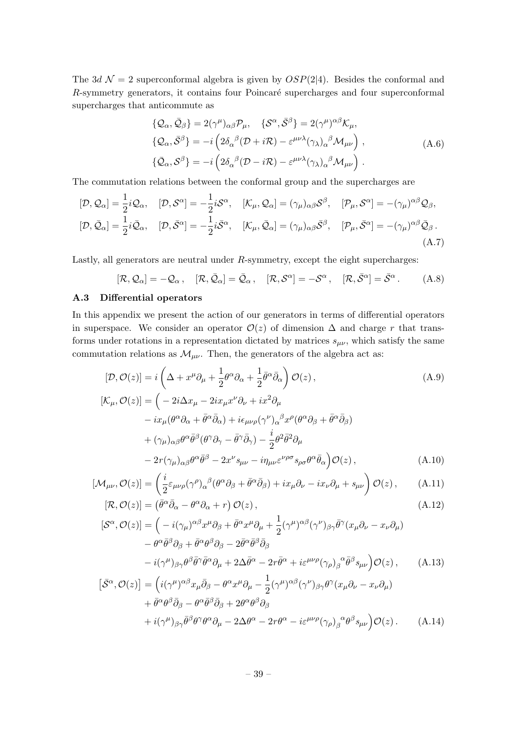The $3d$ $\mathcal{N}=2$ superconformal algebra is given by $OSP(2|4)$. Besides the conformal and $R$-symmetry generators, it contains four Poincaré supercharges and four superconformal supercharges that anticommute as

$$
\begin{gathered}
\{\mathcal{Q}_\alpha, \bar{\mathcal{Q}}_\beta\} = 2(\gamma^\mu)_{\alpha\beta}\mathcal{P}_\mu, \quad \{\mathcal{S}^\alpha, \bar{\mathcal{S}}^\beta\} = 2(\gamma^\mu)^{\alpha\beta}\mathcal{K}_\mu, \\
\{\mathcal{Q}_\alpha, \bar{\mathcal{S}}^\beta\} = -i\left(2\delta_\alpha{}^\beta(\mathcal{D}+i\mathcal{R}) - \varepsilon^{\mu\nu\lambda}(\gamma_\lambda)_\alpha{}^\beta\mathcal{M}_{\mu\nu}\right), \\
\{\bar{\mathcal{Q}}_\alpha, \mathcal{S}^\beta\} = -i\left(2\delta_\alpha{}^\beta(\mathcal{D}-i\mathcal{R}) - \varepsilon^{\mu\nu\lambda}(\gamma_\lambda)_\alpha{}^\beta\mathcal{M}_{\mu\nu}\right).
\end{gathered} \tag{A.6}
$$

The commutation relations between the conformal group and the supercharges are

$$
\begin{aligned}
&[\mathcal{D}, \mathcal{Q}_\alpha] = \frac{1}{2}i\mathcal{Q}_\alpha, \quad [\mathcal{D}, \mathcal{S}^\alpha] = -\frac{1}{2}i\mathcal{S}^\alpha, \quad [\mathcal{K}_\mu, \mathcal{Q}_\alpha] = (\gamma_\mu)_{\alpha\beta}\mathcal{S}^\beta, \quad [\mathcal{P}_\mu, \mathcal{S}^\alpha] = -(\gamma_\mu)^{\alpha\beta}\mathcal{Q}_\beta, \\
&[\mathcal{D}, \bar{\mathcal{Q}}_\alpha] = \frac{1}{2}i\bar{\mathcal{Q}}_\alpha, \quad [\mathcal{D}, \bar{\mathcal{S}}^\alpha] = -\frac{1}{2}i\bar{\mathcal{S}}^\alpha, \quad [\mathcal{K}_\mu, \bar{\mathcal{Q}}_\alpha] = (\gamma_\mu)_{\alpha\beta}\bar{\mathcal{S}}^\beta, \quad [\mathcal{P}_\mu, \bar{\mathcal{S}}^\alpha] = -(\gamma_\mu)^{\alpha\beta}\bar{\mathcal{Q}}_\beta.
\end{aligned} \tag{A.7}
$$

Lastly, all generators are neutral under $R$-symmetry, except the eight supercharges:

$$
[\mathcal{R}, \mathcal{Q}_\alpha] = -\mathcal{Q}_\alpha, \quad [\mathcal{R}, \bar{\mathcal{Q}}_\alpha] = \bar{\mathcal{Q}}_\alpha, \quad [\mathcal{R}, \mathcal{S}^\alpha] = -\mathcal{S}^\alpha, \quad [\mathcal{R}, \bar{\mathcal{S}}^\alpha] = \bar{\mathcal{S}}^\alpha. \tag{A.8}
$$

### A.3 Differential operators

In this appendix we present the action of our generators in terms of differential operators in superspace. We consider an operator $\mathcal{O}(z)$ of dimension $\Delta$ and charge $r$ that transforms under rotations in a representation dictated by matrices $s_{\mu\nu}$, which satisfy the same commutation relations as $\mathcal{M}_{\mu\nu}$. Then, the generators of the algebra act as:

$$
[\mathcal{D}, \mathcal{O}(z)] = i\left(\Delta + x^\mu\partial_\mu + \frac{1}{2}\theta^\alpha\partial_\alpha + \frac{1}{2}\bar{\theta}^\alpha\bar{\partial}_\alpha\right)\mathcal{O}(z), \tag{A.9}
$$

$$
\begin{aligned}
[\mathcal{K}_\mu, \mathcal{O}(z)] = \Big(&-2i\Delta x_\mu - 2ix_\mu x^\nu\partial_\nu + ix^2\partial_\mu \\
&- ix_\mu(\theta^\alpha\partial_\alpha + \bar{\theta}^\alpha\bar{\partial}_\alpha) + i\epsilon_{\mu\nu\rho}(\gamma^\nu)_\alpha{}^\beta x^\rho(\theta^\alpha\partial_\beta + \bar{\theta}^\alpha\bar{\partial}_\beta) \\
&+ (\gamma_\mu)_{\alpha\beta}\theta^\alpha\bar{\theta}^\beta(\theta^\gamma\partial_\gamma - \bar{\theta}^\gamma\bar{\partial}_\gamma) - \frac{i}{2}\theta^2\bar{\theta}^2\partial_\mu \\
&- 2r(\gamma_\mu)_{\alpha\beta}\theta^\alpha\bar{\theta}^\beta - 2x^\nu s_{\mu\nu} - i\eta_{\mu\nu}\varepsilon^{\nu\rho\sigma}s_{\rho\sigma}\theta^\alpha\bar{\theta}_\alpha\Big)\mathcal{O}(z),
\end{aligned} \tag{A.10}
$$

$$
[\mathcal{M}_{\mu\nu}, \mathcal{O}(z)] = \left(\frac{i}{2}\varepsilon_{\mu\nu\rho}(\gamma^\rho)_\alpha{}^\beta(\theta^\alpha\partial_\beta + \bar{\theta}^\alpha\bar{\partial}_\beta) + ix_\mu\partial_\nu - ix_\nu\partial_\mu + s_{\mu\nu}\right)\mathcal{O}(z), \tag{A.11}
$$

$$
[\mathcal{R}, \mathcal{O}(z)] = \left(\bar{\theta}^\alpha\bar{\partial}_\alpha - \theta^\alpha\partial_\alpha + r\right)\mathcal{O}(z), \tag{A.12}
$$

$$
\begin{aligned}
[\mathcal{S}^\alpha, \mathcal{O}(z)] = \Big(&-i(\gamma_\mu)^{\alpha\beta}x^\mu\partial_\beta + \bar{\theta}^\alpha x^\mu\partial_\mu + \frac{1}{2}(\gamma^\mu)^{\alpha\beta}(\gamma^\nu)_{\beta\gamma}\bar{\theta}^\gamma(x_\mu\partial_\nu - x_\nu\partial_\mu) \\
&- \theta^\alpha\bar{\theta}^\beta\partial_\beta + \bar{\theta}^\alpha\theta^\beta\partial_\beta - 2\bar{\theta}^\alpha\bar{\theta}^\beta\bar{\partial}_\beta \\
&- i(\gamma^\mu)_{\beta\gamma}\theta^\beta\bar{\theta}^\gamma\bar{\theta}^\alpha\partial_\mu + 2\Delta\bar{\theta}^\alpha - 2r\bar{\theta}^\alpha + i\varepsilon^{\mu\nu\rho}(\gamma_\rho)_\beta{}^\alpha\bar{\theta}^\beta s_{\mu\nu}\Big)\mathcal{O}(z),
\end{aligned} \tag{A.13}
$$

$$
\begin{aligned}
\left[\bar{\mathcal{S}}^\alpha, \mathcal{O}(z)\right] = \Big(&i(\gamma^\mu)^{\alpha\beta}x_\mu\bar{\partial}_\beta - \theta^\alpha x^\mu\partial_\mu - \frac{1}{2}(\gamma^\mu)^{\alpha\beta}(\gamma^\nu)_{\beta\gamma}\theta^\gamma(x_\mu\partial_\nu - x_\nu\partial_\mu) \\
&+ \bar{\theta}^\alpha\theta^\beta\bar{\partial}_\beta - \theta^\alpha\bar{\theta}^\beta\bar{\partial}_\beta + 2\theta^\alpha\theta^\beta\partial_\beta \\
&+ i(\gamma^\mu)_{\beta\gamma}\bar{\theta}^\beta\theta^\gamma\theta^\alpha\partial_\mu - 2\Delta\theta^\alpha - 2r\theta^\alpha - i\varepsilon^{\mu\nu\rho}(\gamma_\rho)_\beta{}^\alpha\theta^\beta s_{\mu\nu}\Big)\mathcal{O}(z).
\end{aligned} \tag{A.14}
$$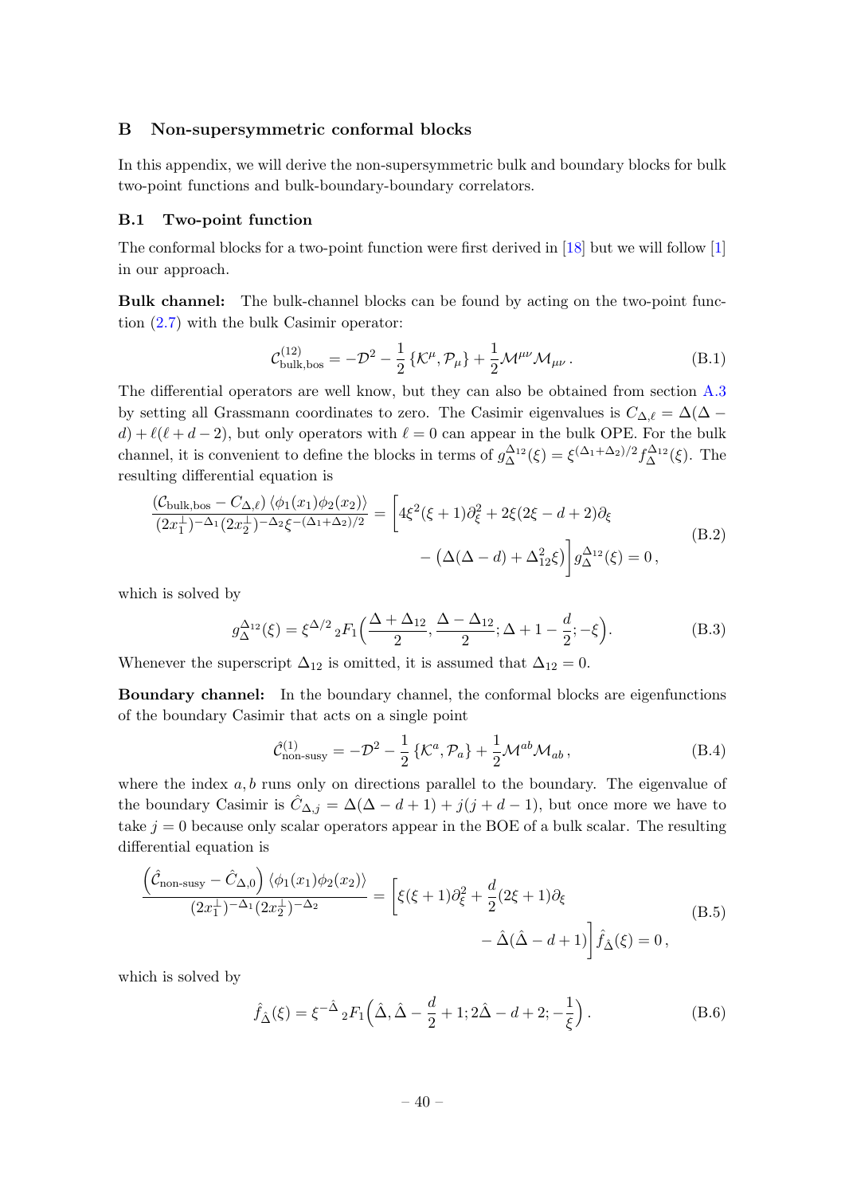## B Non-supersymmetric conformal blocks

In this appendix, we will derive the non-supersymmetric bulk and boundary blocks for bulk two-point functions and bulk-boundary-boundary correlators.

### B.1 Two-point function

The conformal blocks for a two-point function were first derived in [18] but we will follow [1] in our approach.

**Bulk channel:** The bulk-channel blocks can be found by acting on the two-point function (2.7) with the bulk Casimir operator:

$$\mathcal{C}^{(12)}_{\text{bulk,bos}} = -\mathcal{D}^2 - \frac{1}{2}\{\mathcal{K}^\mu, \mathcal{P}_\mu\} + \frac{1}{2}\mathcal{M}^{\mu\nu}\mathcal{M}_{\mu\nu}\,. \tag{B.1}$$

The differential operators are well know, but they can also be obtained from section A.3 by setting all Grassmann coordinates to zero. The Casimir eigenvalues is $C_{\Delta,\ell} = \Delta(\Delta - d) + \ell(\ell + d - 2)$, but only operators with $\ell = 0$ can appear in the bulk OPE. For the bulk channel, it is convenient to define the blocks in terms of $g^{\Delta_{12}}_\Delta(\xi) = \xi^{(\Delta_1+\Delta_2)/2} f^{\Delta_{12}}_\Delta(\xi)$. The resulting differential equation is

$$\begin{aligned}\frac{(\mathcal{C}_{\text{bulk,bos}} - C_{\Delta,\ell})\,\langle\phi_1(x_1)\phi_2(x_2)\rangle}{(2x_1^\perp)^{-\Delta_1}(2x_2^\perp)^{-\Delta_2}\xi^{-(\Delta_1+\Delta_2)/2}} = \Big[&4\xi^2(\xi+1)\partial_\xi^2 + 2\xi(2\xi - d + 2)\partial_\xi \\ &- \big(\Delta(\Delta-d) + \Delta_{12}^2\xi\big)\Big] g^{\Delta_{12}}_\Delta(\xi) = 0\,,\end{aligned} \tag{B.2}$$

which is solved by

$$g^{\Delta_{12}}_\Delta(\xi) = \xi^{\Delta/2}\,{}_2F_1\Big(\frac{\Delta+\Delta_{12}}{2}, \frac{\Delta-\Delta_{12}}{2}; \Delta + 1 - \frac{d}{2}; -\xi\Big). \tag{B.3}$$

Whenever the superscript $\Delta_{12}$ is omitted, it is assumed that $\Delta_{12} = 0$.

**Boundary channel:** In the boundary channel, the conformal blocks are eigenfunctions of the boundary Casimir that acts on a single point

$$\hat{\mathcal{C}}^{(1)}_{\text{non-susy}} = -\mathcal{D}^2 - \frac{1}{2}\{\mathcal{K}^a, \mathcal{P}_a\} + \frac{1}{2}\mathcal{M}^{ab}\mathcal{M}_{ab}\,, \tag{B.4}$$

where the index $a, b$ runs only on directions parallel to the boundary. The eigenvalue of the boundary Casimir is $\hat{C}_{\Delta,j} = \Delta(\Delta - d + 1) + j(j + d - 1)$, but once more we have to take $j = 0$ because only scalar operators appear in the BOE of a bulk scalar. The resulting differential equation is

$$\begin{aligned}\frac{\Big(\hat{\mathcal{C}}_{\text{non-susy}} - \hat{C}_{\Delta,0}\Big)\langle\phi_1(x_1)\phi_2(x_2)\rangle}{(2x_1^\perp)^{-\Delta_1}(2x_2^\perp)^{-\Delta_2}} = \Big[&\xi(\xi+1)\partial_\xi^2 + \frac{d}{2}(2\xi+1)\partial_\xi \\ &- \hat{\Delta}(\hat{\Delta} - d + 1)\Big]\hat{f}_{\hat{\Delta}}(\xi) = 0\,,\end{aligned} \tag{B.5}$$

which is solved by

$$\hat{f}_{\hat{\Delta}}(\xi) = \xi^{-\hat{\Delta}}\,{}_2F_1\Big(\hat{\Delta}, \hat{\Delta} - \frac{d}{2} + 1; 2\hat{\Delta} - d + 2; -\frac{1}{\xi}\Big)\,. \tag{B.6}$$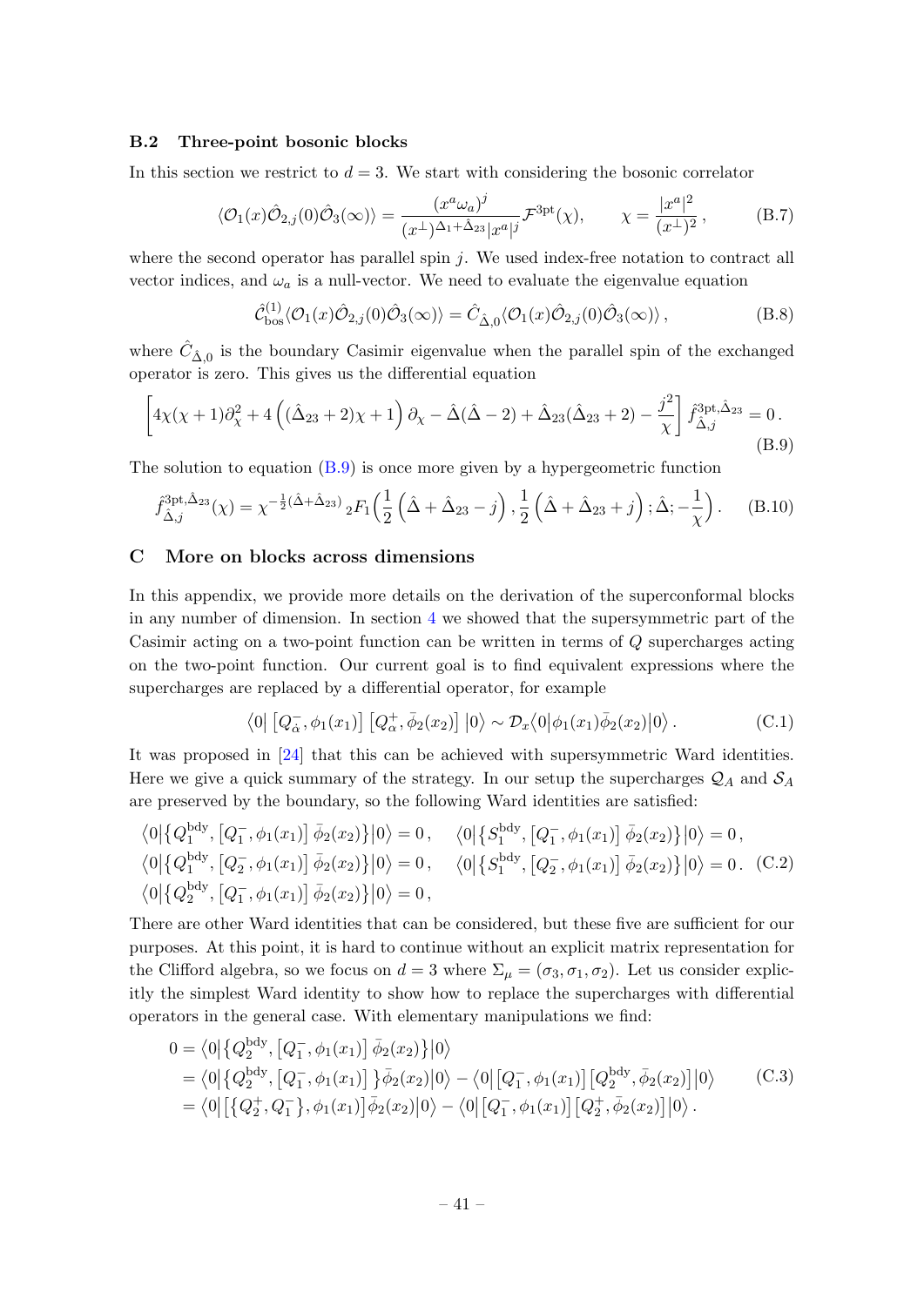### B.2 Three-point bosonic blocks

In this section we restrict to $d = 3$. We start with considering the bosonic correlator

$$\langle \mathcal{O}_1(x) \hat{\mathcal{O}}_{2,j}(0) \hat{\mathcal{O}}_3(\infty) \rangle = \frac{(x^a \omega_a)^j}{(x^\perp)^{\Delta_1 + \hat{\Delta}_{23}} |x^a|^j} \mathcal{F}^{\text{3pt}}(\chi), \qquad \chi = \frac{|x^a|^2}{(x^\perp)^2}, \tag{B.7}$$

where the second operator has parallel spin $j$. We used index-free notation to contract all vector indices, and $\omega_a$ is a null-vector. We need to evaluate the eigenvalue equation

$$\hat{\mathcal{C}}^{(1)}_{\text{bos}} \langle \mathcal{O}_1(x) \hat{\mathcal{O}}_{2,j}(0) \hat{\mathcal{O}}_3(\infty) \rangle = \hat{C}_{\hat{\Delta},0} \langle \mathcal{O}_1(x) \hat{\mathcal{O}}_{2,j}(0) \hat{\mathcal{O}}_3(\infty) \rangle , \tag{B.8}$$

where $\hat{C}_{\hat{\Delta},0}$ is the boundary Casimir eigenvalue when the parallel spin of the exchanged operator is zero. This gives us the differential equation

$$\left[ 4\chi(\chi+1)\partial_\chi^2 + 4\left( (\hat{\Delta}_{23} + 2)\chi + 1 \right) \partial_\chi - \hat{\Delta}(\hat{\Delta} - 2) + \hat{\Delta}_{23}(\hat{\Delta}_{23} + 2) - \frac{j^2}{\chi} \right] \hat{f}^{\text{3pt},\hat{\Delta}_{23}}_{\hat{\Delta},j} = 0 \, . \tag{B.9}$$

The solution to equation (B.9) is once more given by a hypergeometric function

$$\hat{f}^{\text{3pt},\hat{\Delta}_{23}}_{\hat{\Delta},j}(\chi) = \chi^{-\frac{1}{2}(\hat{\Delta} + \hat{\Delta}_{23})} \, {}_2F_1\Big( \frac{1}{2}\left( \hat{\Delta} + \hat{\Delta}_{23} - j \right), \frac{1}{2}\left( \hat{\Delta} + \hat{\Delta}_{23} + j \right); \hat{\Delta}; -\frac{1}{\chi} \Big) . \tag{B.10}$$

## C More on blocks across dimensions

In this appendix, we provide more details on the derivation of the superconformal blocks in any number of dimension. In section 4 we showed that the supersymmetric part of the Casimir acting on a two-point function can be written in terms of $Q$ supercharges acting on the two-point function. Our current goal is to find equivalent expressions where the supercharges are replaced by a differential operator, for example

$$\langle 0 | \left[ Q^-_{\dot{\alpha}}, \phi_1(x_1) \right] \left[ Q^+_\alpha, \bar{\phi}_2(x_2) \right] | 0 \rangle \sim \mathcal{D}_x \langle 0 | \phi_1(x_1) \bar{\phi}_2(x_2) | 0 \rangle . \tag{C.1}$$

It was proposed in [24] that this can be achieved with supersymmetric Ward identities. Here we give a quick summary of the strategy. In our setup the supercharges $\mathcal{Q}_A$ and $\mathcal{S}_A$ are preserved by the boundary, so the following Ward identities are satisfied:

$$\begin{aligned}
&\langle 0 | \left\{ Q^{\text{bdy}}_1, \left[ Q^-_1, \phi_1(x_1) \right] \bar{\phi}_2(x_2) \right\} | 0 \rangle = 0 \, , \quad \langle 0 | \left\{ S^{\text{bdy}}_1, \left[ Q^-_1, \phi_1(x_1) \right] \bar{\phi}_2(x_2) \right\} | 0 \rangle = 0 \, , \\
&\langle 0 | \left\{ Q^{\text{bdy}}_1, \left[ Q^-_2, \phi_1(x_1) \right] \bar{\phi}_2(x_2) \right\} | 0 \rangle = 0 \, , \quad \langle 0 | \left\{ S^{\text{bdy}}_1, \left[ Q^-_2, \phi_1(x_1) \right] \bar{\phi}_2(x_2) \right\} | 0 \rangle = 0 \, . \\
&\langle 0 | \left\{ Q^{\text{bdy}}_2, \left[ Q^-_1, \phi_1(x_1) \right] \bar{\phi}_2(x_2) \right\} | 0 \rangle = 0 \, ,
\end{aligned} \tag{C.2}$$

There are other Ward identities that can be considered, but these five are sufficient for our purposes. At this point, it is hard to continue without an explicit matrix representation for the Clifford algebra, so we focus on $d = 3$ where $\Sigma_\mu = (\sigma_3, \sigma_1, \sigma_2)$. Let us consider explicitly the simplest Ward identity to show how to replace the supercharges with differential operators in the general case. With elementary manipulations we find:

$$\begin{aligned}
0 &= \langle 0 | \left\{ Q^{\text{bdy}}_2, \left[ Q^-_1, \phi_1(x_1) \right] \bar{\phi}_2(x_2) \right\} | 0 \rangle \\
&= \langle 0 | \left\{ Q^{\text{bdy}}_2, \left[ Q^-_1, \phi_1(x_1) \right] \right\} \bar{\phi}_2(x_2) | 0 \rangle - \langle 0 | \left[ Q^-_1, \phi_1(x_1) \right] \left[ Q^{\text{bdy}}_2, \bar{\phi}_2(x_2) \right] | 0 \rangle \\
&= \langle 0 | \left[ \left\{ Q^+_2, Q^-_1 \right\}, \phi_1(x_1) \right] \bar{\phi}_2(x_2) | 0 \rangle - \langle 0 | \left[ Q^-_1, \phi_1(x_1) \right] \left[ Q^+_2, \bar{\phi}_2(x_2) \right] | 0 \rangle .
\end{aligned} \tag{C.3}$$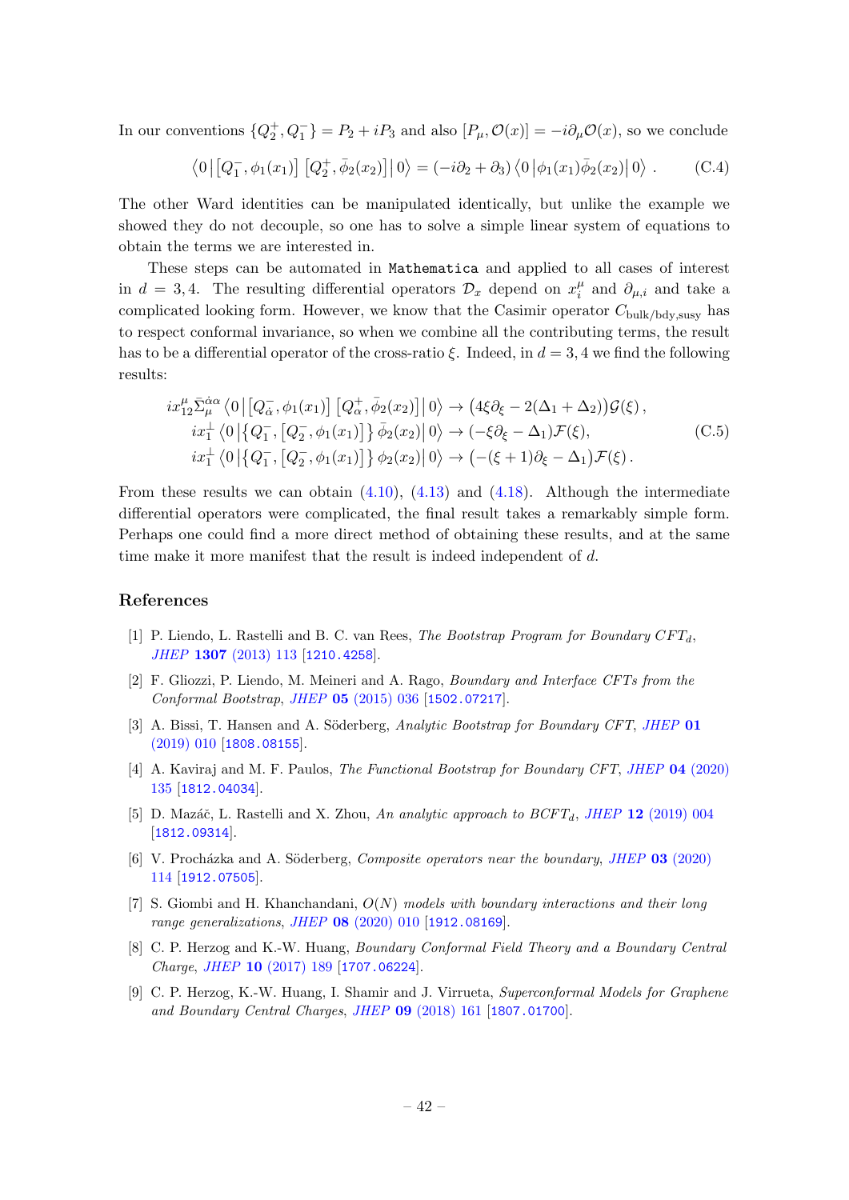In our conventions $\{Q_2^+, Q_1^-\} = P_2 + iP_3$ and also $[P_\mu, \mathcal{O}(x)] = -i\partial_\mu \mathcal{O}(x)$, so we conclude

$$\langle 0 \left| \left[Q_1^-, \phi_1(x_1)\right] \left[Q_2^+, \bar{\phi}_2(x_2)\right] \right| 0 \rangle = (-i\partial_2 + \partial_3) \langle 0 \left| \phi_1(x_1) \bar{\phi}_2(x_2) \right| 0 \rangle \ . \tag{C.4}$$

The other Ward identities can be manipulated identically, but unlike the example we showed they do not decouple, so one has to solve a simple linear system of equations to obtain the terms we are interested in.

These steps can be automated in `Mathematica` and applied to all cases of interest in $d = 3, 4$. The resulting differential operators $\mathcal{D}_x$ depend on $x_i^\mu$ and $\partial_{\mu,i}$ and take a complicated looking form. However, we know that the Casimir operator $C_{\text{bulk/bdy,susy}}$ has to respect conformal invariance, so when we combine all the contributing terms, the result has to be a differential operator of the cross-ratio $\xi$. Indeed, in $d = 3, 4$ we find the following results:

$$\begin{aligned}
i x_{12}^\mu \bar{\Sigma}_\mu^{\dot{\alpha}\alpha} \langle 0 \left| \left[Q_{\dot{\alpha}}^-, \phi_1(x_1)\right] \left[Q_\alpha^+, \bar{\phi}_2(x_2)\right] \right| 0 \rangle &\to \left(4\xi\partial_\xi - 2(\Delta_1 + \Delta_2)\right)\mathcal{G}(\xi)\,, \\
i x_1^\perp \langle 0 \left| \left\{Q_1^-, \left[Q_2^-, \phi_1(x_1)\right]\right\} \bar{\phi}_2(x_2) \right| 0 \rangle &\to (-\xi\partial_\xi - \Delta_1)\mathcal{F}(\xi), \\
i x_1^\perp \langle 0 \left| \left\{Q_1^-, \left[Q_2^-, \phi_1(x_1)\right]\right\} \phi_2(x_2) \right| 0 \rangle &\to \left(-(\xi+1)\partial_\xi - \Delta_1\right)\mathcal{F}(\xi)\,.
\end{aligned} \tag{C.5}$$

From these results we can obtain (4.10), (4.13) and (4.18). Although the intermediate differential operators were complicated, the final result takes a remarkably simple form. Perhaps one could find a more direct method of obtaining these results, and at the same time make it more manifest that the result is indeed independent of $d$.

## References

[1] P. Liendo, L. Rastelli and B. C. van Rees, *The Bootstrap Program for Boundary CFT$_d$*, *JHEP* **1307** (2013) 113 [1210.4258].

[2] F. Gliozzi, P. Liendo, M. Meineri and A. Rago, *Boundary and Interface CFTs from the Conformal Bootstrap*, *JHEP* **05** (2015) 036 [1502.07217].

[3] A. Bissi, T. Hansen and A. Söderberg, *Analytic Bootstrap for Boundary CFT*, *JHEP* **01** (2019) 010 [1808.08155].

[4] A. Kaviraj and M. F. Paulos, *The Functional Bootstrap for Boundary CFT*, *JHEP* **04** (2020) 135 [1812.04034].

[5] D. Mazáč, L. Rastelli and X. Zhou, *An analytic approach to BCFT$_d$*, *JHEP* **12** (2019) 004 [1812.09314].

[6] V. Procházka and A. Söderberg, *Composite operators near the boundary*, *JHEP* **03** (2020) 114 [1912.07505].

[7] S. Giombi and H. Khanchandani, *$O(N)$ models with boundary interactions and their long range generalizations*, *JHEP* **08** (2020) 010 [1912.08169].

[8] C. P. Herzog and K.-W. Huang, *Boundary Conformal Field Theory and a Boundary Central Charge*, *JHEP* **10** (2017) 189 [1707.06224].

[9] C. P. Herzog, K.-W. Huang, I. Shamir and J. Virrueta, *Superconformal Models for Graphene and Boundary Central Charges*, *JHEP* **09** (2018) 161 [1807.01700].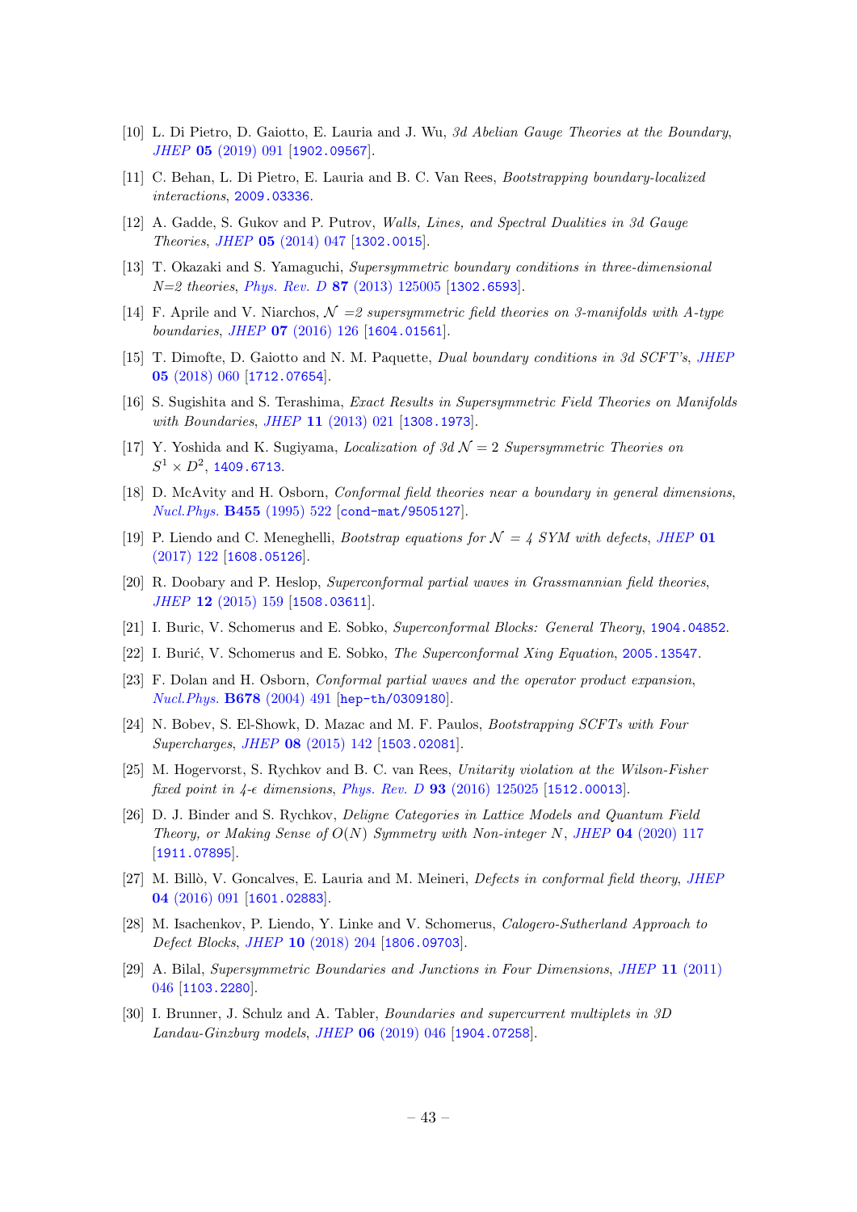[10] L. Di Pietro, D. Gaiotto, E. Lauria and J. Wu, *3d Abelian Gauge Theories at the Boundary*, *JHEP* **05** (2019) 091 [1902.09567].

[11] C. Behan, L. Di Pietro, E. Lauria and B. C. Van Rees, *Bootstrapping boundary-localized interactions*, 2009.03336.

[12] A. Gadde, S. Gukov and P. Putrov, *Walls, Lines, and Spectral Dualities in 3d Gauge Theories*, *JHEP* **05** (2014) 047 [1302.0015].

[13] T. Okazaki and S. Yamaguchi, *Supersymmetric boundary conditions in three-dimensional N=2 theories*, *Phys. Rev. D* **87** (2013) 125005 [1302.6593].

[14] F. Aprile and V. Niarchos, *$\mathcal{N}$ =2 supersymmetric field theories on 3-manifolds with A-type boundaries*, *JHEP* **07** (2016) 126 [1604.01561].

[15] T. Dimofte, D. Gaiotto and N. M. Paquette, *Dual boundary conditions in 3d SCFT's*, *JHEP* **05** (2018) 060 [1712.07654].

[16] S. Sugishita and S. Terashima, *Exact Results in Supersymmetric Field Theories on Manifolds with Boundaries*, *JHEP* **11** (2013) 021 [1308.1973].

[17] Y. Yoshida and K. Sugiyama, *Localization of 3d $\mathcal{N}=2$ Supersymmetric Theories on $S^1 \times D^2$*, 1409.6713.

[18] D. McAvity and H. Osborn, *Conformal field theories near a boundary in general dimensions*, *Nucl.Phys.* **B455** (1995) 522 [cond-mat/9505127].

[19] P. Liendo and C. Meneghelli, *Bootstrap equations for $\mathcal{N}$ = 4 SYM with defects*, *JHEP* **01** (2017) 122 [1608.05126].

[20] R. Doobary and P. Heslop, *Superconformal partial waves in Grassmannian field theories*, *JHEP* **12** (2015) 159 [1508.03611].

[21] I. Buric, V. Schomerus and E. Sobko, *Superconformal Blocks: General Theory*, 1904.04852.

[22] I. Burić, V. Schomerus and E. Sobko, *The Superconformal Xing Equation*, 2005.13547.

[23] F. Dolan and H. Osborn, *Conformal partial waves and the operator product expansion*, *Nucl.Phys.* **B678** (2004) 491 [hep-th/0309180].

[24] N. Bobev, S. El-Showk, D. Mazac and M. F. Paulos, *Bootstrapping SCFTs with Four Supercharges*, *JHEP* **08** (2015) 142 [1503.02081].

[25] M. Hogervorst, S. Rychkov and B. C. van Rees, *Unitarity violation at the Wilson-Fisher fixed point in 4-$\epsilon$ dimensions*, *Phys. Rev. D* **93** (2016) 125025 [1512.00013].

[26] D. J. Binder and S. Rychkov, *Deligne Categories in Lattice Models and Quantum Field Theory, or Making Sense of $O(N)$ Symmetry with Non-integer $N$*, *JHEP* **04** (2020) 117 [1911.07895].

[27] M. Billò, V. Goncalves, E. Lauria and M. Meineri, *Defects in conformal field theory*, *JHEP* **04** (2016) 091 [1601.02883].

[28] M. Isachenkov, P. Liendo, Y. Linke and V. Schomerus, *Calogero-Sutherland Approach to Defect Blocks*, *JHEP* **10** (2018) 204 [1806.09703].

[29] A. Bilal, *Supersymmetric Boundaries and Junctions in Four Dimensions*, *JHEP* **11** (2011) 046 [1103.2280].

[30] I. Brunner, J. Schulz and A. Tabler, *Boundaries and supercurrent multiplets in 3D Landau-Ginzburg models*, *JHEP* **06** (2019) 046 [1904.07258].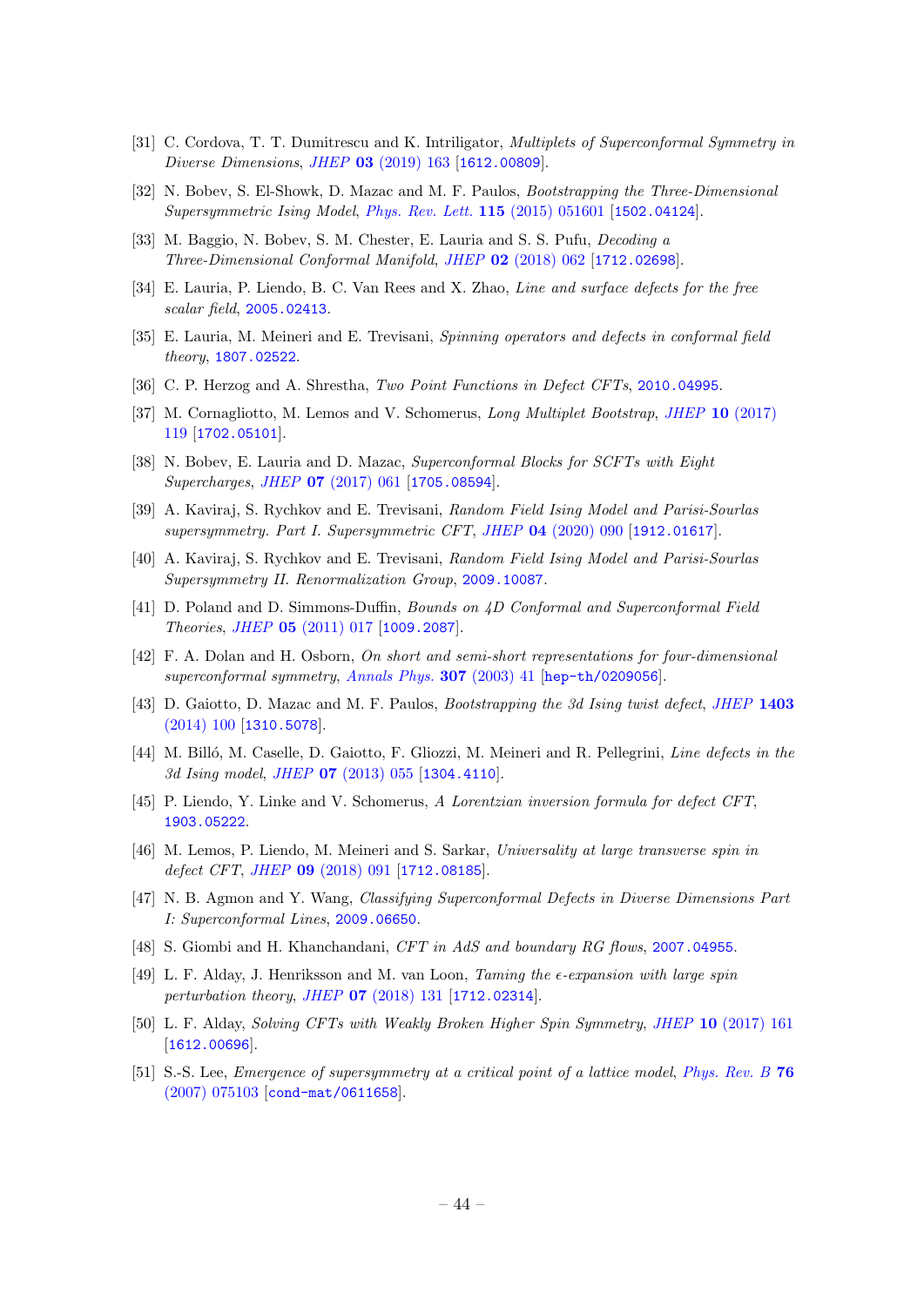[31] C. Cordova, T. T. Dumitrescu and K. Intriligator, *Multiplets of Superconformal Symmetry in Diverse Dimensions*, JHEP **03** (2019) 163 [1612.00809].

[32] N. Bobev, S. El-Showk, D. Mazac and M. F. Paulos, *Bootstrapping the Three-Dimensional Supersymmetric Ising Model*, Phys. Rev. Lett. **115** (2015) 051601 [1502.04124].

[33] M. Baggio, N. Bobev, S. M. Chester, E. Lauria and S. S. Pufu, *Decoding a Three-Dimensional Conformal Manifold*, JHEP **02** (2018) 062 [1712.02698].

[34] E. Lauria, P. Liendo, B. C. Van Rees and X. Zhao, *Line and surface defects for the free scalar field*, 2005.02413.

[35] E. Lauria, M. Meineri and E. Trevisani, *Spinning operators and defects in conformal field theory*, 1807.02522.

[36] C. P. Herzog and A. Shrestha, *Two Point Functions in Defect CFTs*, 2010.04995.

[37] M. Cornagliotto, M. Lemos and V. Schomerus, *Long Multiplet Bootstrap*, JHEP **10** (2017) 119 [1702.05101].

[38] N. Bobev, E. Lauria and D. Mazac, *Superconformal Blocks for SCFTs with Eight Supercharges*, JHEP **07** (2017) 061 [1705.08594].

[39] A. Kaviraj, S. Rychkov and E. Trevisani, *Random Field Ising Model and Parisi-Sourlas supersymmetry. Part I. Supersymmetric CFT*, JHEP **04** (2020) 090 [1912.01617].

[40] A. Kaviraj, S. Rychkov and E. Trevisani, *Random Field Ising Model and Parisi-Sourlas Supersymmetry II. Renormalization Group*, 2009.10087.

[41] D. Poland and D. Simmons-Duffin, *Bounds on 4D Conformal and Superconformal Field Theories*, JHEP **05** (2011) 017 [1009.2087].

[42] F. A. Dolan and H. Osborn, *On short and semi-short representations for four-dimensional superconformal symmetry*, Annals Phys. **307** (2003) 41 [hep-th/0209056].

[43] D. Gaiotto, D. Mazac and M. F. Paulos, *Bootstrapping the 3d Ising twist defect*, JHEP **1403** (2014) 100 [1310.5078].

[44] M. Billó, M. Caselle, D. Gaiotto, F. Gliozzi, M. Meineri and R. Pellegrini, *Line defects in the 3d Ising model*, JHEP **07** (2013) 055 [1304.4110].

[45] P. Liendo, Y. Linke and V. Schomerus, *A Lorentzian inversion formula for defect CFT*, 1903.05222.

[46] M. Lemos, P. Liendo, M. Meineri and S. Sarkar, *Universality at large transverse spin in defect CFT*, JHEP **09** (2018) 091 [1712.08185].

[47] N. B. Agmon and Y. Wang, *Classifying Superconformal Defects in Diverse Dimensions Part I: Superconformal Lines*, 2009.06650.

[48] S. Giombi and H. Khanchandani, *CFT in AdS and boundary RG flows*, 2007.04955.

[49] L. F. Alday, J. Henriksson and M. van Loon, *Taming the $\epsilon$-expansion with large spin perturbation theory*, JHEP **07** (2018) 131 [1712.02314].

[50] L. F. Alday, *Solving CFTs with Weakly Broken Higher Spin Symmetry*, JHEP **10** (2017) 161 [1612.00696].

[51] S.-S. Lee, *Emergence of supersymmetry at a critical point of a lattice model*, Phys. Rev. B **76** (2007) 075103 [cond-mat/0611658].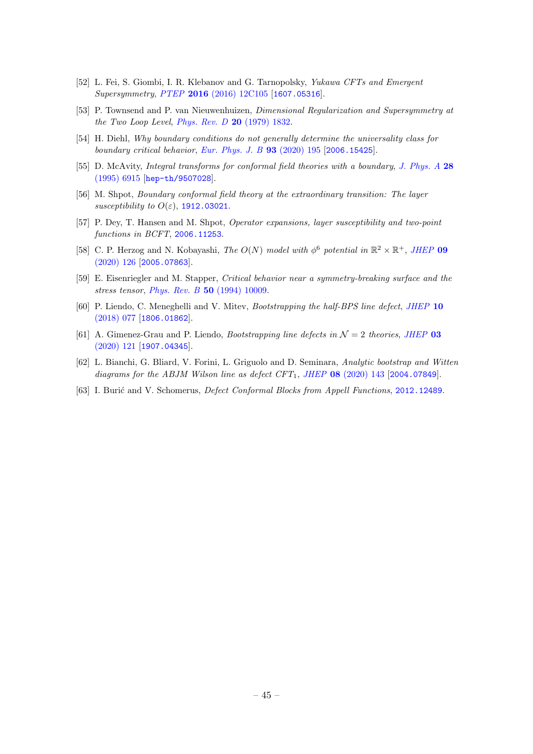[52] L. Fei, S. Giombi, I. R. Klebanov and G. Tarnopolsky, *Yukawa CFTs and Emergent Supersymmetry*, *PTEP* **2016** (2016) 12C105 [1607.05316].

[53] P. Townsend and P. van Nieuwenhuizen, *Dimensional Regularization and Supersymmetry at the Two Loop Level*, *Phys. Rev. D* **20** (1979) 1832.

[54] H. Diehl, *Why boundary conditions do not generally determine the universality class for boundary critical behavior*, *Eur. Phys. J. B* **93** (2020) 195 [2006.15425].

[55] D. McAvity, *Integral transforms for conformal field theories with a boundary*, *J. Phys. A* **28** (1995) 6915 [hep-th/9507028].

[56] M. Shpot, *Boundary conformal field theory at the extraordinary transition: The layer susceptibility to $O(\varepsilon)$*, 1912.03021.

[57] P. Dey, T. Hansen and M. Shpot, *Operator expansions, layer susceptibility and two-point functions in BCFT*, 2006.11253.

[58] C. P. Herzog and N. Kobayashi, *The $O(N)$ model with $\phi^6$ potential in $\mathbb{R}^2 \times \mathbb{R}^+$*, *JHEP* **09** (2020) 126 [2005.07863].

[59] E. Eisenriegler and M. Stapper, *Critical behavior near a symmetry-breaking surface and the stress tensor*, *Phys. Rev. B* **50** (1994) 10009.

[60] P. Liendo, C. Meneghelli and V. Mitev, *Bootstrapping the half-BPS line defect*, *JHEP* **10** (2018) 077 [1806.01862].

[61] A. Gimenez-Grau and P. Liendo, *Bootstrapping line defects in $\mathcal{N} = 2$ theories*, *JHEP* **03** (2020) 121 [1907.04345].

[62] L. Bianchi, G. Bliard, V. Forini, L. Griguolo and D. Seminara, *Analytic bootstrap and Witten diagrams for the ABJM Wilson line as defect CFT$_1$*, *JHEP* **08** (2020) 143 [2004.07849].

[63] I. Burić and V. Schomerus, *Defect Conformal Blocks from Appell Functions*, 2012.12489.